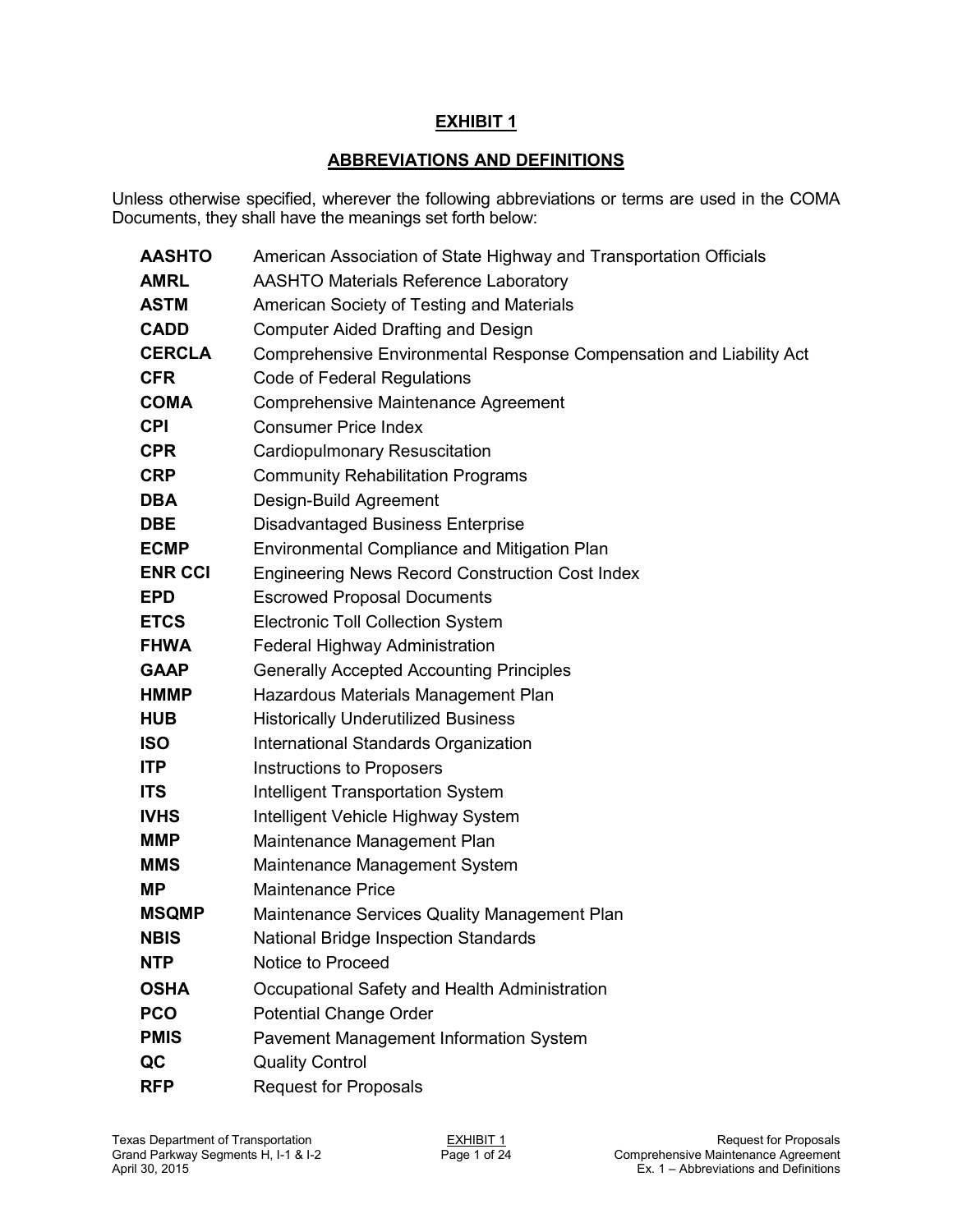# EXHIBIT 1

## ABBREVIATIONS AND DEFINITIONS

Unless otherwise specified, wherever the following abbreviations or terms are used in the COMA Documents, they shall have the meanings set forth below:

| | |
|---|---|
| **AASHTO** | American Association of State Highway and Transportation Officials |
| **AMRL** | AASHTO Materials Reference Laboratory |
| **ASTM** | American Society of Testing and Materials |
| **CADD** | Computer Aided Drafting and Design |
| **CERCLA** | Comprehensive Environmental Response Compensation and Liability Act |
| **CFR** | Code of Federal Regulations |
| **COMA** | Comprehensive Maintenance Agreement |
| **CPI** | Consumer Price Index |
| **CPR** | Cardiopulmonary Resuscitation |
| **CRP** | Community Rehabilitation Programs |
| **DBA** | Design-Build Agreement |
| **DBE** | Disadvantaged Business Enterprise |
| **ECMP** | Environmental Compliance and Mitigation Plan |
| **ENR CCI** | Engineering News Record Construction Cost Index |
| **EPD** | Escrowed Proposal Documents |
| **ETCS** | Electronic Toll Collection System |
| **FHWA** | Federal Highway Administration |
| **GAAP** | Generally Accepted Accounting Principles |
| **HMMP** | Hazardous Materials Management Plan |
| **HUB** | Historically Underutilized Business |
| **ISO** | International Standards Organization |
| **ITP** | Instructions to Proposers |
| **ITS** | Intelligent Transportation System |
| **IVHS** | Intelligent Vehicle Highway System |
| **MMP** | Maintenance Management Plan |
| **MMS** | Maintenance Management System |
| **MP** | Maintenance Price |
| **MSQMP** | Maintenance Services Quality Management Plan |
| **NBIS** | National Bridge Inspection Standards |
| **NTP** | Notice to Proceed |
| **OSHA** | Occupational Safety and Health Administration |
| **PCO** | Potential Change Order |
| **PMIS** | Pavement Management Information System |
| **QC** | Quality Control |
| **RFP** | Request for Proposals |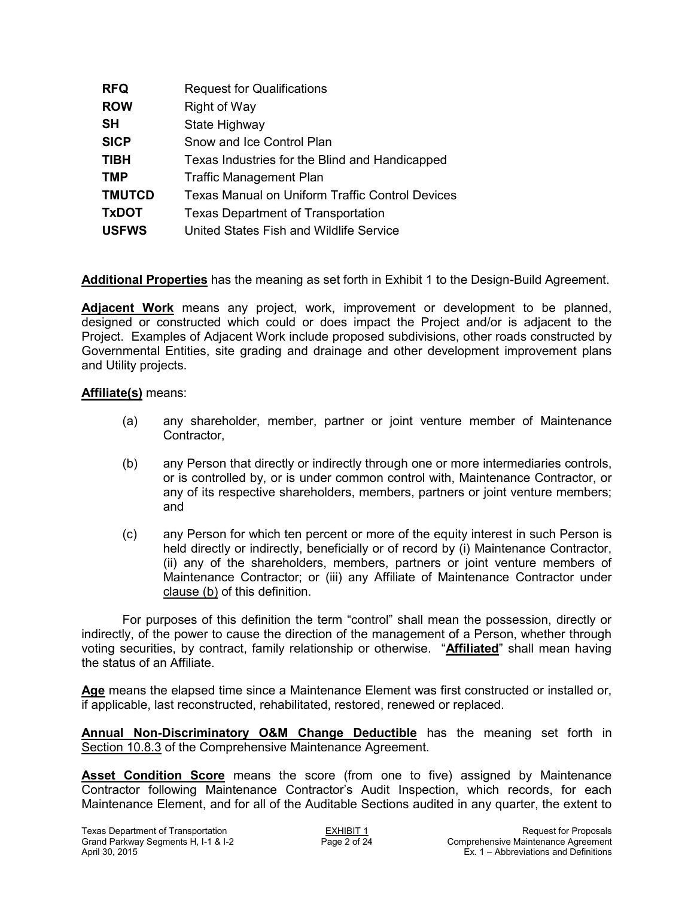| | |
|---|---|
| **RFQ** | Request for Qualifications |
| **ROW** | Right of Way |
| **SH** | State Highway |
| **SICP** | Snow and Ice Control Plan |
| **TIBH** | Texas Industries for the Blind and Handicapped |
| **TMP** | Traffic Management Plan |
| **TMUTCD** | Texas Manual on Uniform Traffic Control Devices |
| **TxDOT** | Texas Department of Transportation |
| **USFWS** | United States Fish and Wildlife Service |

**Additional Properties** has the meaning as set forth in Exhibit 1 to the Design-Build Agreement.

**Adjacent Work** means any project, work, improvement or development to be planned, designed or constructed which could or does impact the Project and/or is adjacent to the Project. Examples of Adjacent Work include proposed subdivisions, other roads constructed by Governmental Entities, site grading and drainage and other development improvement plans and Utility projects.

**Affiliate(s)** means:

(a) any shareholder, member, partner or joint venture member of Maintenance Contractor,

(b) any Person that directly or indirectly through one or more intermediaries controls, or is controlled by, or is under common control with, Maintenance Contractor, or any of its respective shareholders, members, partners or joint venture members; and

(c) any Person for which ten percent or more of the equity interest in such Person is held directly or indirectly, beneficially or of record by (i) Maintenance Contractor, (ii) any of the shareholders, members, partners or joint venture members of Maintenance Contractor; or (iii) any Affiliate of Maintenance Contractor under clause (b) of this definition.

For purposes of this definition the term "control" shall mean the possession, directly or indirectly, of the power to cause the direction of the management of a Person, whether through voting securities, by contract, family relationship or otherwise. "**Affiliated**" shall mean having the status of an Affiliate.

**Age** means the elapsed time since a Maintenance Element was first constructed or installed or, if applicable, last reconstructed, rehabilitated, restored, renewed or replaced.

**Annual Non-Discriminatory O&M Change Deductible** has the meaning set forth in Section 10.8.3 of the Comprehensive Maintenance Agreement.

**Asset Condition Score** means the score (from one to five) assigned by Maintenance Contractor following Maintenance Contractor's Audit Inspection, which records, for each Maintenance Element, and for all of the Auditable Sections audited in any quarter, the extent to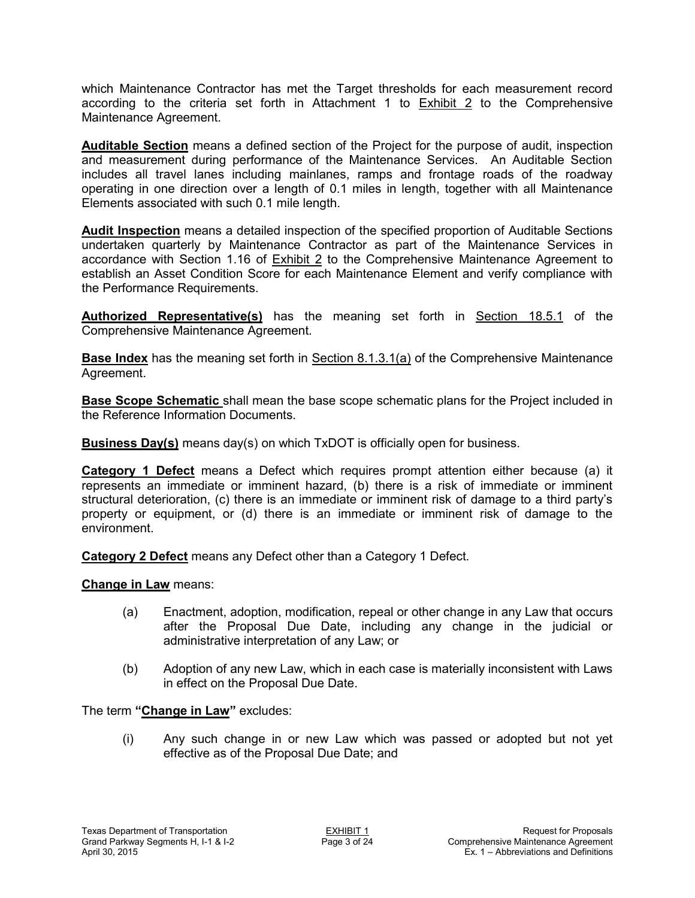which Maintenance Contractor has met the Target thresholds for each measurement record according to the criteria set forth in Attachment 1 to Exhibit 2 to the Comprehensive Maintenance Agreement.

**Auditable Section** means a defined section of the Project for the purpose of audit, inspection and measurement during performance of the Maintenance Services. An Auditable Section includes all travel lanes including mainlanes, ramps and frontage roads of the roadway operating in one direction over a length of 0.1 miles in length, together with all Maintenance Elements associated with such 0.1 mile length.

**Audit Inspection** means a detailed inspection of the specified proportion of Auditable Sections undertaken quarterly by Maintenance Contractor as part of the Maintenance Services in accordance with Section 1.16 of Exhibit 2 to the Comprehensive Maintenance Agreement to establish an Asset Condition Score for each Maintenance Element and verify compliance with the Performance Requirements.

**Authorized Representative(s)** has the meaning set forth in Section 18.5.1 of the Comprehensive Maintenance Agreement.

**Base Index** has the meaning set forth in Section 8.1.3.1(a) of the Comprehensive Maintenance Agreement.

**Base Scope Schematic** shall mean the base scope schematic plans for the Project included in the Reference Information Documents.

**Business Day(s)** means day(s) on which TxDOT is officially open for business.

**Category 1 Defect** means a Defect which requires prompt attention either because (a) it represents an immediate or imminent hazard, (b) there is a risk of immediate or imminent structural deterioration, (c) there is an immediate or imminent risk of damage to a third party's property or equipment, or (d) there is an immediate or imminent risk of damage to the environment.

**Category 2 Defect** means any Defect other than a Category 1 Defect.

**Change in Law** means:

(a) Enactment, adoption, modification, repeal or other change in any Law that occurs after the Proposal Due Date, including any change in the judicial or administrative interpretation of any Law; or

(b) Adoption of any new Law, which in each case is materially inconsistent with Laws in effect on the Proposal Due Date.

The term **"Change in Law"** excludes:

(i) Any such change in or new Law which was passed or adopted but not yet effective as of the Proposal Due Date; and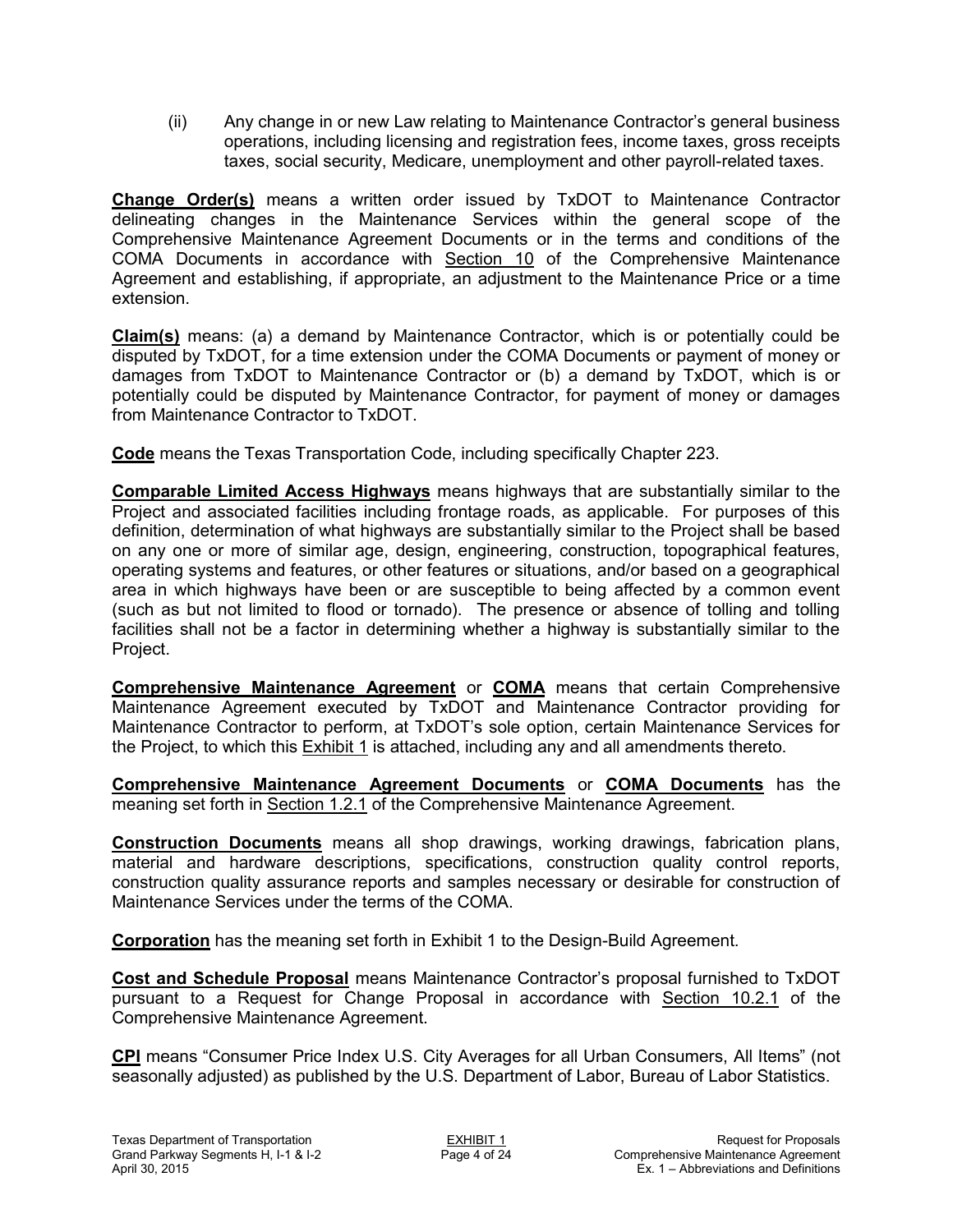(ii) Any change in or new Law relating to Maintenance Contractor's general business operations, including licensing and registration fees, income taxes, gross receipts taxes, social security, Medicare, unemployment and other payroll-related taxes.

**Change Order(s)** means a written order issued by TxDOT to Maintenance Contractor delineating changes in the Maintenance Services within the general scope of the Comprehensive Maintenance Agreement Documents or in the terms and conditions of the COMA Documents in accordance with Section 10 of the Comprehensive Maintenance Agreement and establishing, if appropriate, an adjustment to the Maintenance Price or a time extension.

**Claim(s)** means: (a) a demand by Maintenance Contractor, which is or potentially could be disputed by TxDOT, for a time extension under the COMA Documents or payment of money or damages from TxDOT to Maintenance Contractor or (b) a demand by TxDOT, which is or potentially could be disputed by Maintenance Contractor, for payment of money or damages from Maintenance Contractor to TxDOT.

**Code** means the Texas Transportation Code, including specifically Chapter 223.

**Comparable Limited Access Highways** means highways that are substantially similar to the Project and associated facilities including frontage roads, as applicable. For purposes of this definition, determination of what highways are substantially similar to the Project shall be based on any one or more of similar age, design, engineering, construction, topographical features, operating systems and features, or other features or situations, and/or based on a geographical area in which highways have been or are susceptible to being affected by a common event (such as but not limited to flood or tornado). The presence or absence of tolling and tolling facilities shall not be a factor in determining whether a highway is substantially similar to the Project.

**Comprehensive Maintenance Agreement** or **COMA** means that certain Comprehensive Maintenance Agreement executed by TxDOT and Maintenance Contractor providing for Maintenance Contractor to perform, at TxDOT's sole option, certain Maintenance Services for the Project, to which this Exhibit 1 is attached, including any and all amendments thereto.

**Comprehensive Maintenance Agreement Documents** or **COMA Documents** has the meaning set forth in Section 1.2.1 of the Comprehensive Maintenance Agreement.

**Construction Documents** means all shop drawings, working drawings, fabrication plans, material and hardware descriptions, specifications, construction quality control reports, construction quality assurance reports and samples necessary or desirable for construction of Maintenance Services under the terms of the COMA.

**Corporation** has the meaning set forth in Exhibit 1 to the Design-Build Agreement.

**Cost and Schedule Proposal** means Maintenance Contractor's proposal furnished to TxDOT pursuant to a Request for Change Proposal in accordance with Section 10.2.1 of the Comprehensive Maintenance Agreement.

**CPI** means "Consumer Price Index U.S. City Averages for all Urban Consumers, All Items" (not seasonally adjusted) as published by the U.S. Department of Labor, Bureau of Labor Statistics.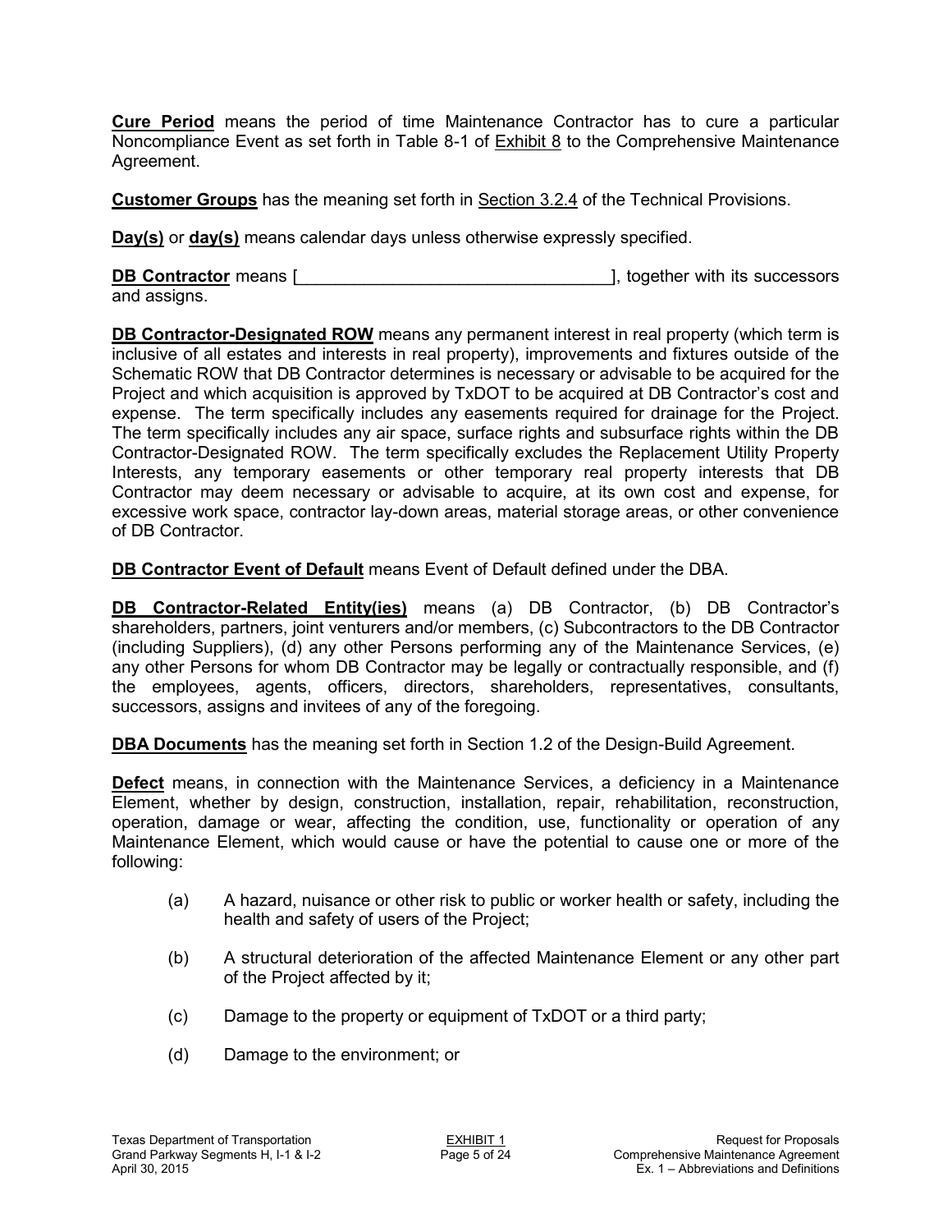**Cure Period** means the period of time Maintenance Contractor has to cure a particular Noncompliance Event as set forth in Table 8-1 of Exhibit 8 to the Comprehensive Maintenance Agreement.

**Customer Groups** has the meaning set forth in Section 3.2.4 of the Technical Provisions.

**Day(s)** or **day(s)** means calendar days unless otherwise expressly specified.

**DB Contractor** means [________________________________], together with its successors and assigns.

**DB Contractor-Designated ROW** means any permanent interest in real property (which term is inclusive of all estates and interests in real property), improvements and fixtures outside of the Schematic ROW that DB Contractor determines is necessary or advisable to be acquired for the Project and which acquisition is approved by TxDOT to be acquired at DB Contractor's cost and expense. The term specifically includes any easements required for drainage for the Project. The term specifically includes any air space, surface rights and subsurface rights within the DB Contractor-Designated ROW. The term specifically excludes the Replacement Utility Property Interests, any temporary easements or other temporary real property interests that DB Contractor may deem necessary or advisable to acquire, at its own cost and expense, for excessive work space, contractor lay-down areas, material storage areas, or other convenience of DB Contractor.

**DB Contractor Event of Default** means Event of Default defined under the DBA.

**DB Contractor-Related Entity(ies)** means (a) DB Contractor, (b) DB Contractor's shareholders, partners, joint venturers and/or members, (c) Subcontractors to the DB Contractor (including Suppliers), (d) any other Persons performing any of the Maintenance Services, (e) any other Persons for whom DB Contractor may be legally or contractually responsible, and (f) the employees, agents, officers, directors, shareholders, representatives, consultants, successors, assigns and invitees of any of the foregoing.

**DBA Documents** has the meaning set forth in Section 1.2 of the Design-Build Agreement.

**Defect** means, in connection with the Maintenance Services, a deficiency in a Maintenance Element, whether by design, construction, installation, repair, rehabilitation, reconstruction, operation, damage or wear, affecting the condition, use, functionality or operation of any Maintenance Element, which would cause or have the potential to cause one or more of the following:

(a) A hazard, nuisance or other risk to public or worker health or safety, including the health and safety of users of the Project;

(b) A structural deterioration of the affected Maintenance Element or any other part of the Project affected by it;

(c) Damage to the property or equipment of TxDOT or a third party;

(d) Damage to the environment; or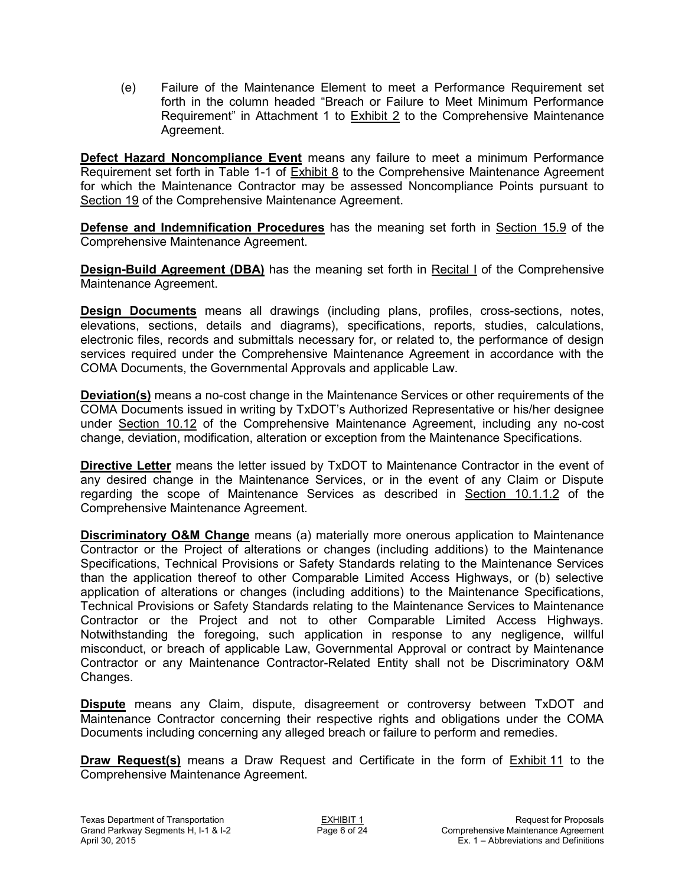(e) Failure of the Maintenance Element to meet a Performance Requirement set forth in the column headed "Breach or Failure to Meet Minimum Performance Requirement" in Attachment 1 to Exhibit 2 to the Comprehensive Maintenance Agreement.

**Defect Hazard Noncompliance Event** means any failure to meet a minimum Performance Requirement set forth in Table 1-1 of Exhibit 8 to the Comprehensive Maintenance Agreement for which the Maintenance Contractor may be assessed Noncompliance Points pursuant to Section 19 of the Comprehensive Maintenance Agreement.

**Defense and Indemnification Procedures** has the meaning set forth in Section 15.9 of the Comprehensive Maintenance Agreement.

**Design-Build Agreement (DBA)** has the meaning set forth in Recital I of the Comprehensive Maintenance Agreement.

**Design Documents** means all drawings (including plans, profiles, cross-sections, notes, elevations, sections, details and diagrams), specifications, reports, studies, calculations, electronic files, records and submittals necessary for, or related to, the performance of design services required under the Comprehensive Maintenance Agreement in accordance with the COMA Documents, the Governmental Approvals and applicable Law.

**Deviation(s)** means a no-cost change in the Maintenance Services or other requirements of the COMA Documents issued in writing by TxDOT's Authorized Representative or his/her designee under Section 10.12 of the Comprehensive Maintenance Agreement, including any no-cost change, deviation, modification, alteration or exception from the Maintenance Specifications.

**Directive Letter** means the letter issued by TxDOT to Maintenance Contractor in the event of any desired change in the Maintenance Services, or in the event of any Claim or Dispute regarding the scope of Maintenance Services as described in Section 10.1.1.2 of the Comprehensive Maintenance Agreement.

**Discriminatory O&M Change** means (a) materially more onerous application to Maintenance Contractor or the Project of alterations or changes (including additions) to the Maintenance Specifications, Technical Provisions or Safety Standards relating to the Maintenance Services than the application thereof to other Comparable Limited Access Highways, or (b) selective application of alterations or changes (including additions) to the Maintenance Specifications, Technical Provisions or Safety Standards relating to the Maintenance Services to Maintenance Contractor or the Project and not to other Comparable Limited Access Highways. Notwithstanding the foregoing, such application in response to any negligence, willful misconduct, or breach of applicable Law, Governmental Approval or contract by Maintenance Contractor or any Maintenance Contractor-Related Entity shall not be Discriminatory O&M Changes.

**Dispute** means any Claim, dispute, disagreement or controversy between TxDOT and Maintenance Contractor concerning their respective rights and obligations under the COMA Documents including concerning any alleged breach or failure to perform and remedies.

**Draw Request(s)** means a Draw Request and Certificate in the form of Exhibit 11 to the Comprehensive Maintenance Agreement.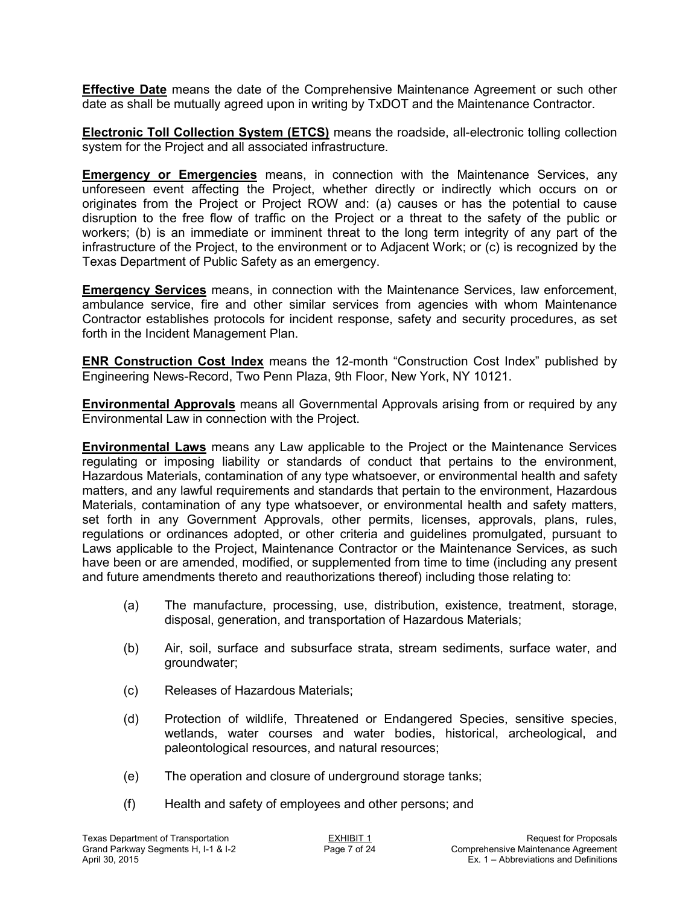**Effective Date** means the date of the Comprehensive Maintenance Agreement or such other date as shall be mutually agreed upon in writing by TxDOT and the Maintenance Contractor.

**Electronic Toll Collection System (ETCS)** means the roadside, all-electronic tolling collection system for the Project and all associated infrastructure.

**Emergency or Emergencies** means, in connection with the Maintenance Services, any unforeseen event affecting the Project, whether directly or indirectly which occurs on or originates from the Project or Project ROW and: (a) causes or has the potential to cause disruption to the free flow of traffic on the Project or a threat to the safety of the public or workers; (b) is an immediate or imminent threat to the long term integrity of any part of the infrastructure of the Project, to the environment or to Adjacent Work; or (c) is recognized by the Texas Department of Public Safety as an emergency.

**Emergency Services** means, in connection with the Maintenance Services, law enforcement, ambulance service, fire and other similar services from agencies with whom Maintenance Contractor establishes protocols for incident response, safety and security procedures, as set forth in the Incident Management Plan.

**ENR Construction Cost Index** means the 12-month "Construction Cost Index" published by Engineering News-Record, Two Penn Plaza, 9th Floor, New York, NY 10121.

**Environmental Approvals** means all Governmental Approvals arising from or required by any Environmental Law in connection with the Project.

**Environmental Laws** means any Law applicable to the Project or the Maintenance Services regulating or imposing liability or standards of conduct that pertains to the environment, Hazardous Materials, contamination of any type whatsoever, or environmental health and safety matters, and any lawful requirements and standards that pertain to the environment, Hazardous Materials, contamination of any type whatsoever, or environmental health and safety matters, set forth in any Government Approvals, other permits, licenses, approvals, plans, rules, regulations or ordinances adopted, or other criteria and guidelines promulgated, pursuant to Laws applicable to the Project, Maintenance Contractor or the Maintenance Services, as such have been or are amended, modified, or supplemented from time to time (including any present and future amendments thereto and reauthorizations thereof) including those relating to:

(a) The manufacture, processing, use, distribution, existence, treatment, storage, disposal, generation, and transportation of Hazardous Materials;

(b) Air, soil, surface and subsurface strata, stream sediments, surface water, and groundwater;

(c) Releases of Hazardous Materials;

(d) Protection of wildlife, Threatened or Endangered Species, sensitive species, wetlands, water courses and water bodies, historical, archeological, and paleontological resources, and natural resources;

(e) The operation and closure of underground storage tanks;

(f) Health and safety of employees and other persons; and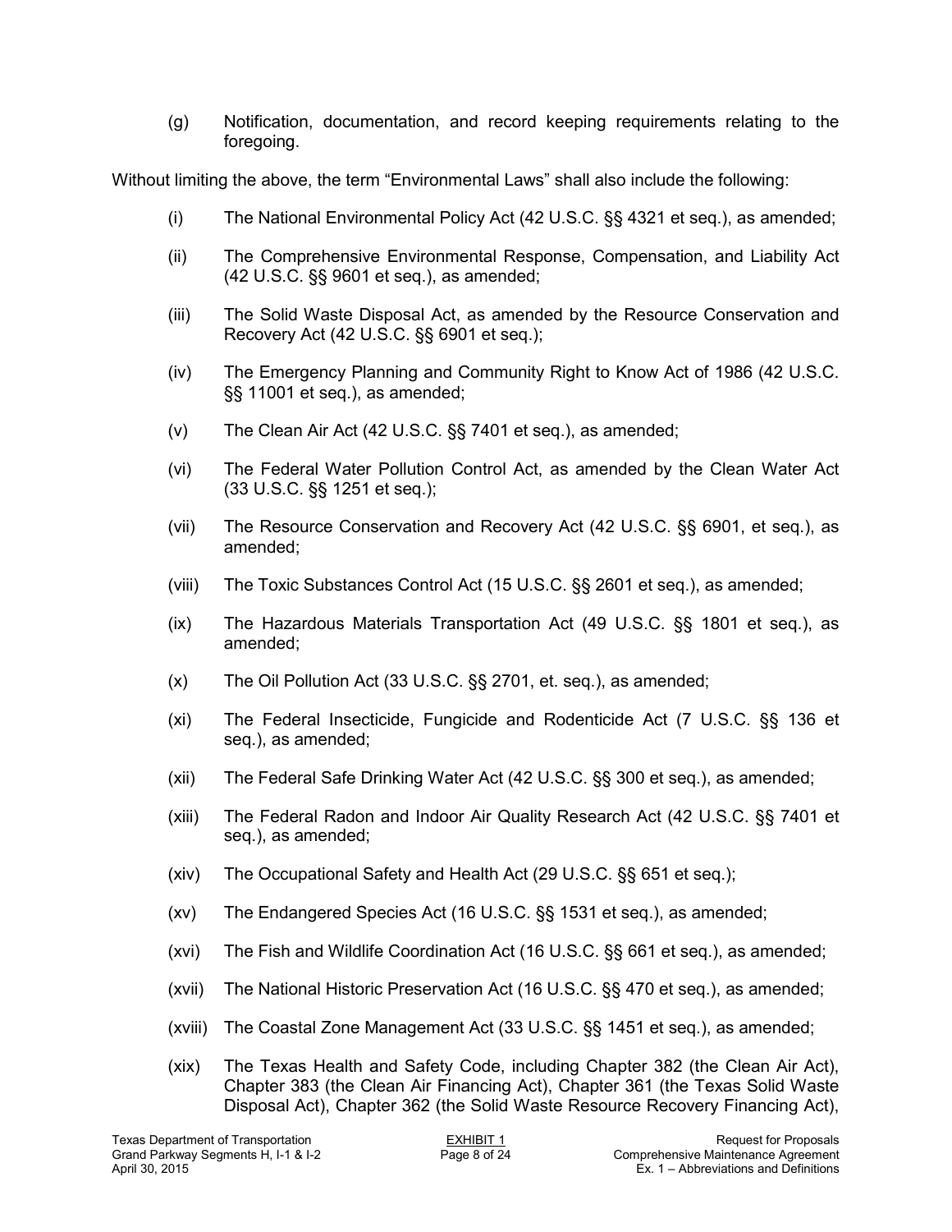(g) Notification, documentation, and record keeping requirements relating to the foregoing.

Without limiting the above, the term "Environmental Laws" shall also include the following:

(i) The National Environmental Policy Act (42 U.S.C. §§ 4321 et seq.), as amended;

(ii) The Comprehensive Environmental Response, Compensation, and Liability Act (42 U.S.C. §§ 9601 et seq.), as amended;

(iii) The Solid Waste Disposal Act, as amended by the Resource Conservation and Recovery Act (42 U.S.C. §§ 6901 et seq.);

(iv) The Emergency Planning and Community Right to Know Act of 1986 (42 U.S.C. §§ 11001 et seq.), as amended;

(v) The Clean Air Act (42 U.S.C. §§ 7401 et seq.), as amended;

(vi) The Federal Water Pollution Control Act, as amended by the Clean Water Act (33 U.S.C. §§ 1251 et seq.);

(vii) The Resource Conservation and Recovery Act (42 U.S.C. §§ 6901, et seq.), as amended;

(viii) The Toxic Substances Control Act (15 U.S.C. §§ 2601 et seq.), as amended;

(ix) The Hazardous Materials Transportation Act (49 U.S.C. §§ 1801 et seq.), as amended;

(x) The Oil Pollution Act (33 U.S.C. §§ 2701, et. seq.), as amended;

(xi) The Federal Insecticide, Fungicide and Rodenticide Act (7 U.S.C. §§ 136 et seq.), as amended;

(xii) The Federal Safe Drinking Water Act (42 U.S.C. §§ 300 et seq.), as amended;

(xiii) The Federal Radon and Indoor Air Quality Research Act (42 U.S.C. §§ 7401 et seq.), as amended;

(xiv) The Occupational Safety and Health Act (29 U.S.C. §§ 651 et seq.);

(xv) The Endangered Species Act (16 U.S.C. §§ 1531 et seq.), as amended;

(xvi) The Fish and Wildlife Coordination Act (16 U.S.C. §§ 661 et seq.), as amended;

(xvii) The National Historic Preservation Act (16 U.S.C. §§ 470 et seq.), as amended;

(xviii) The Coastal Zone Management Act (33 U.S.C. §§ 1451 et seq.), as amended;

(xix) The Texas Health and Safety Code, including Chapter 382 (the Clean Air Act), Chapter 383 (the Clean Air Financing Act), Chapter 361 (the Texas Solid Waste Disposal Act), Chapter 362 (the Solid Waste Resource Recovery Financing Act),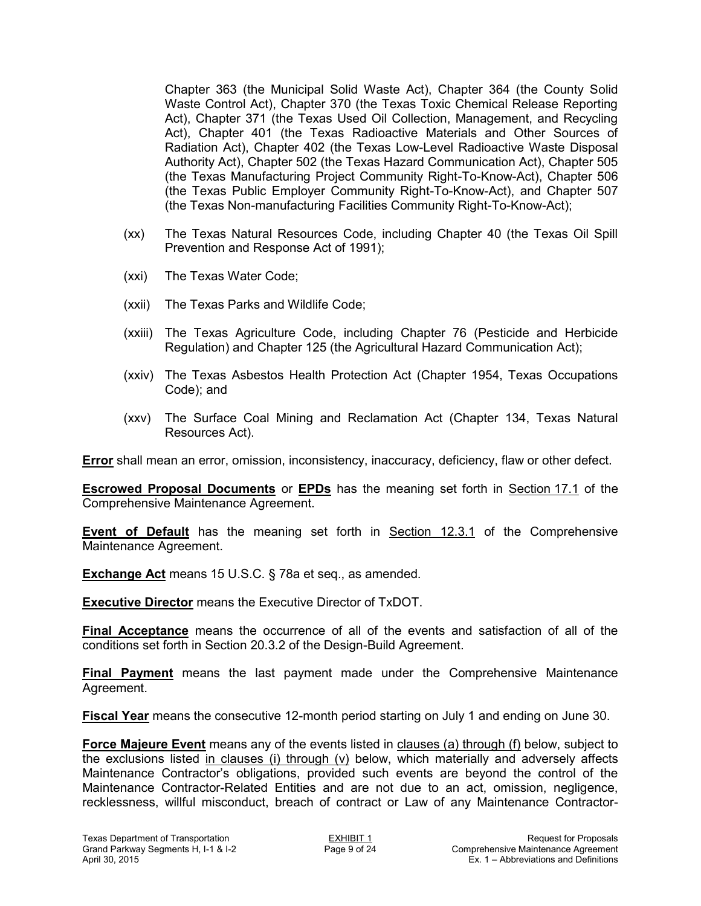Chapter 363 (the Municipal Solid Waste Act), Chapter 364 (the County Solid Waste Control Act), Chapter 370 (the Texas Toxic Chemical Release Reporting Act), Chapter 371 (the Texas Used Oil Collection, Management, and Recycling Act), Chapter 401 (the Texas Radioactive Materials and Other Sources of Radiation Act), Chapter 402 (the Texas Low-Level Radioactive Waste Disposal Authority Act), Chapter 502 (the Texas Hazard Communication Act), Chapter 505 (the Texas Manufacturing Project Community Right-To-Know-Act), Chapter 506 (the Texas Public Employer Community Right-To-Know-Act), and Chapter 507 (the Texas Non-manufacturing Facilities Community Right-To-Know-Act);

(xx) The Texas Natural Resources Code, including Chapter 40 (the Texas Oil Spill Prevention and Response Act of 1991);

(xxi) The Texas Water Code;

(xxii) The Texas Parks and Wildlife Code;

(xxiii) The Texas Agriculture Code, including Chapter 76 (Pesticide and Herbicide Regulation) and Chapter 125 (the Agricultural Hazard Communication Act);

(xxiv) The Texas Asbestos Health Protection Act (Chapter 1954, Texas Occupations Code); and

(xxv) The Surface Coal Mining and Reclamation Act (Chapter 134, Texas Natural Resources Act).

**Error** shall mean an error, omission, inconsistency, inaccuracy, deficiency, flaw or other defect.

**Escrowed Proposal Documents** or **EPDs** has the meaning set forth in Section 17.1 of the Comprehensive Maintenance Agreement.

**Event of Default** has the meaning set forth in Section 12.3.1 of the Comprehensive Maintenance Agreement.

**Exchange Act** means 15 U.S.C. § 78a et seq., as amended.

**Executive Director** means the Executive Director of TxDOT.

**Final Acceptance** means the occurrence of all of the events and satisfaction of all of the conditions set forth in Section 20.3.2 of the Design-Build Agreement.

**Final Payment** means the last payment made under the Comprehensive Maintenance Agreement.

**Fiscal Year** means the consecutive 12-month period starting on July 1 and ending on June 30.

**Force Majeure Event** means any of the events listed in clauses (a) through (f) below, subject to the exclusions listed in clauses (i) through (v) below, which materially and adversely affects Maintenance Contractor's obligations, provided such events are beyond the control of the Maintenance Contractor-Related Entities and are not due to an act, omission, negligence, recklessness, willful misconduct, breach of contract or Law of any Maintenance Contractor-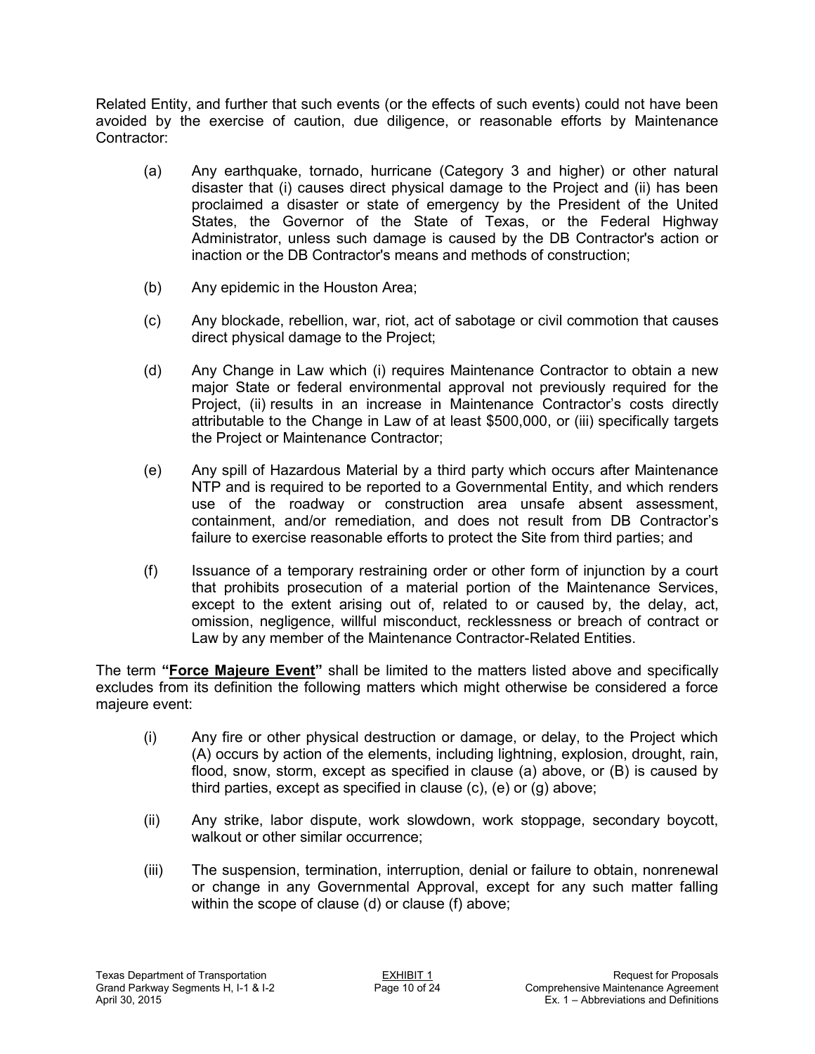Related Entity, and further that such events (or the effects of such events) could not have been avoided by the exercise of caution, due diligence, or reasonable efforts by Maintenance Contractor:

(a) Any earthquake, tornado, hurricane (Category 3 and higher) or other natural disaster that (i) causes direct physical damage to the Project and (ii) has been proclaimed a disaster or state of emergency by the President of the United States, the Governor of the State of Texas, or the Federal Highway Administrator, unless such damage is caused by the DB Contractor's action or inaction or the DB Contractor's means and methods of construction;

(b) Any epidemic in the Houston Area;

(c) Any blockade, rebellion, war, riot, act of sabotage or civil commotion that causes direct physical damage to the Project;

(d) Any Change in Law which (i) requires Maintenance Contractor to obtain a new major State or federal environmental approval not previously required for the Project, (ii) results in an increase in Maintenance Contractor's costs directly attributable to the Change in Law of at least $500,000, or (iii) specifically targets the Project or Maintenance Contractor;

(e) Any spill of Hazardous Material by a third party which occurs after Maintenance NTP and is required to be reported to a Governmental Entity, and which renders use of the roadway or construction area unsafe absent assessment, containment, and/or remediation, and does not result from DB Contractor's failure to exercise reasonable efforts to protect the Site from third parties; and

(f) Issuance of a temporary restraining order or other form of injunction by a court that prohibits prosecution of a material portion of the Maintenance Services, except to the extent arising out of, related to or caused by, the delay, act, omission, negligence, willful misconduct, recklessness or breach of contract or Law by any member of the Maintenance Contractor-Related Entities.

The term **"Force Majeure Event"** shall be limited to the matters listed above and specifically excludes from its definition the following matters which might otherwise be considered a force majeure event:

(i) Any fire or other physical destruction or damage, or delay, to the Project which (A) occurs by action of the elements, including lightning, explosion, drought, rain, flood, snow, storm, except as specified in clause (a) above, or (B) is caused by third parties, except as specified in clause (c), (e) or (g) above;

(ii) Any strike, labor dispute, work slowdown, work stoppage, secondary boycott, walkout or other similar occurrence;

(iii) The suspension, termination, interruption, denial or failure to obtain, nonrenewal or change in any Governmental Approval, except for any such matter falling within the scope of clause (d) or clause (f) above;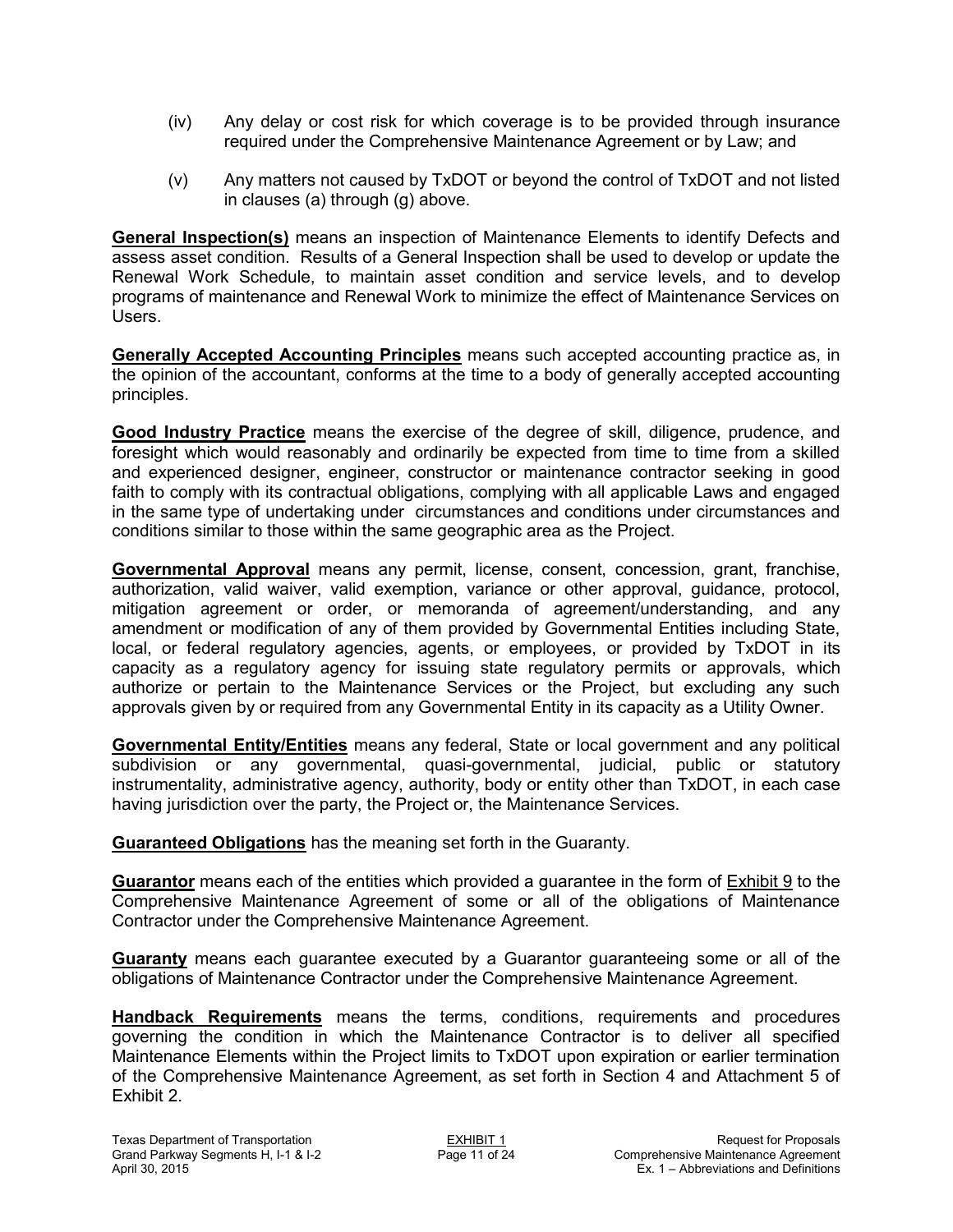(iv) Any delay or cost risk for which coverage is to be provided through insurance required under the Comprehensive Maintenance Agreement or by Law; and

(v) Any matters not caused by TxDOT or beyond the control of TxDOT and not listed in clauses (a) through (g) above.

**General Inspection(s)** means an inspection of Maintenance Elements to identify Defects and assess asset condition. Results of a General Inspection shall be used to develop or update the Renewal Work Schedule, to maintain asset condition and service levels, and to develop programs of maintenance and Renewal Work to minimize the effect of Maintenance Services on Users.

**Generally Accepted Accounting Principles** means such accepted accounting practice as, in the opinion of the accountant, conforms at the time to a body of generally accepted accounting principles.

**Good Industry Practice** means the exercise of the degree of skill, diligence, prudence, and foresight which would reasonably and ordinarily be expected from time to time from a skilled and experienced designer, engineer, constructor or maintenance contractor seeking in good faith to comply with its contractual obligations, complying with all applicable Laws and engaged in the same type of undertaking under circumstances and conditions under circumstances and conditions similar to those within the same geographic area as the Project.

**Governmental Approval** means any permit, license, consent, concession, grant, franchise, authorization, valid waiver, valid exemption, variance or other approval, guidance, protocol, mitigation agreement or order, or memoranda of agreement/understanding, and any amendment or modification of any of them provided by Governmental Entities including State, local, or federal regulatory agencies, agents, or employees, or provided by TxDOT in its capacity as a regulatory agency for issuing state regulatory permits or approvals, which authorize or pertain to the Maintenance Services or the Project, but excluding any such approvals given by or required from any Governmental Entity in its capacity as a Utility Owner.

**Governmental Entity/Entities** means any federal, State or local government and any political subdivision or any governmental, quasi-governmental, judicial, public or statutory instrumentality, administrative agency, authority, body or entity other than TxDOT, in each case having jurisdiction over the party, the Project or, the Maintenance Services.

**Guaranteed Obligations** has the meaning set forth in the Guaranty.

**Guarantor** means each of the entities which provided a guarantee in the form of Exhibit 9 to the Comprehensive Maintenance Agreement of some or all of the obligations of Maintenance Contractor under the Comprehensive Maintenance Agreement.

**Guaranty** means each guarantee executed by a Guarantor guaranteeing some or all of the obligations of Maintenance Contractor under the Comprehensive Maintenance Agreement.

**Handback Requirements** means the terms, conditions, requirements and procedures governing the condition in which the Maintenance Contractor is to deliver all specified Maintenance Elements within the Project limits to TxDOT upon expiration or earlier termination of the Comprehensive Maintenance Agreement, as set forth in Section 4 and Attachment 5 of Exhibit 2.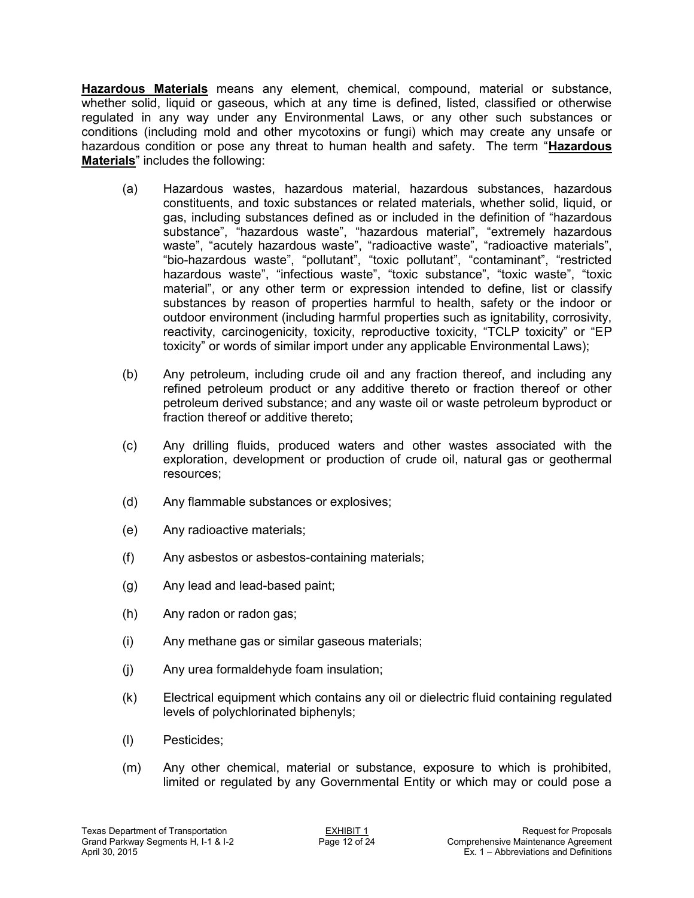**<u>Hazardous Materials</u>** means any element, chemical, compound, material or substance, whether solid, liquid or gaseous, which at any time is defined, listed, classified or otherwise regulated in any way under any Environmental Laws, or any other such substances or conditions (including mold and other mycotoxins or fungi) which may create any unsafe or hazardous condition or pose any threat to human health and safety. The term "**<u>Hazardous Materials</u>**" includes the following:

(a) Hazardous wastes, hazardous material, hazardous substances, hazardous constituents, and toxic substances or related materials, whether solid, liquid, or gas, including substances defined as or included in the definition of "hazardous substance", "hazardous waste", "hazardous material", "extremely hazardous waste", "acutely hazardous waste", "radioactive waste", "radioactive materials", "bio-hazardous waste", "pollutant", "toxic pollutant", "contaminant", "restricted hazardous waste", "infectious waste", "toxic substance", "toxic waste", "toxic material", or any other term or expression intended to define, list or classify substances by reason of properties harmful to health, safety or the indoor or outdoor environment (including harmful properties such as ignitability, corrosivity, reactivity, carcinogenicity, toxicity, reproductive toxicity, "TCLP toxicity" or "EP toxicity" or words of similar import under any applicable Environmental Laws);

(b) Any petroleum, including crude oil and any fraction thereof, and including any refined petroleum product or any additive thereto or fraction thereof or other petroleum derived substance; and any waste oil or waste petroleum byproduct or fraction thereof or additive thereto;

(c) Any drilling fluids, produced waters and other wastes associated with the exploration, development or production of crude oil, natural gas or geothermal resources;

(d) Any flammable substances or explosives;

(e) Any radioactive materials;

(f) Any asbestos or asbestos-containing materials;

(g) Any lead and lead-based paint;

(h) Any radon or radon gas;

(i) Any methane gas or similar gaseous materials;

(j) Any urea formaldehyde foam insulation;

(k) Electrical equipment which contains any oil or dielectric fluid containing regulated levels of polychlorinated biphenyls;

(l) Pesticides;

(m) Any other chemical, material or substance, exposure to which is prohibited, limited or regulated by any Governmental Entity or which may or could pose a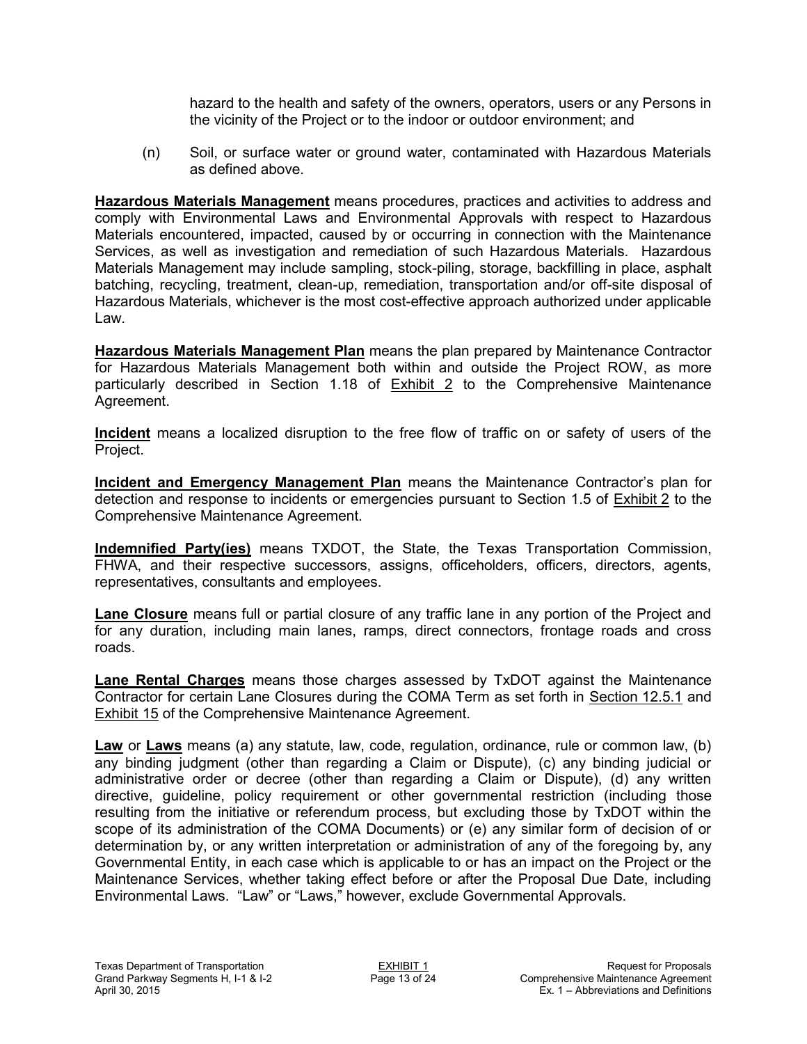hazard to the health and safety of the owners, operators, users or any Persons in the vicinity of the Project or to the indoor or outdoor environment; and

(n) Soil, or surface water or ground water, contaminated with Hazardous Materials as defined above.

**Hazardous Materials Management** means procedures, practices and activities to address and comply with Environmental Laws and Environmental Approvals with respect to Hazardous Materials encountered, impacted, caused by or occurring in connection with the Maintenance Services, as well as investigation and remediation of such Hazardous Materials. Hazardous Materials Management may include sampling, stock-piling, storage, backfilling in place, asphalt batching, recycling, treatment, clean-up, remediation, transportation and/or off-site disposal of Hazardous Materials, whichever is the most cost-effective approach authorized under applicable Law.

**Hazardous Materials Management Plan** means the plan prepared by Maintenance Contractor for Hazardous Materials Management both within and outside the Project ROW, as more particularly described in Section 1.18 of Exhibit 2 to the Comprehensive Maintenance Agreement.

**Incident** means a localized disruption to the free flow of traffic on or safety of users of the Project.

**Incident and Emergency Management Plan** means the Maintenance Contractor's plan for detection and response to incidents or emergencies pursuant to Section 1.5 of Exhibit 2 to the Comprehensive Maintenance Agreement.

**Indemnified Party(ies)** means TXDOT, the State, the Texas Transportation Commission, FHWA, and their respective successors, assigns, officeholders, officers, directors, agents, representatives, consultants and employees.

**Lane Closure** means full or partial closure of any traffic lane in any portion of the Project and for any duration, including main lanes, ramps, direct connectors, frontage roads and cross roads.

**Lane Rental Charges** means those charges assessed by TxDOT against the Maintenance Contractor for certain Lane Closures during the COMA Term as set forth in Section 12.5.1 and Exhibit 15 of the Comprehensive Maintenance Agreement.

**Law** or **Laws** means (a) any statute, law, code, regulation, ordinance, rule or common law, (b) any binding judgment (other than regarding a Claim or Dispute), (c) any binding judicial or administrative order or decree (other than regarding a Claim or Dispute), (d) any written directive, guideline, policy requirement or other governmental restriction (including those resulting from the initiative or referendum process, but excluding those by TxDOT within the scope of its administration of the COMA Documents) or (e) any similar form of decision of or determination by, or any written interpretation or administration of any of the foregoing by, any Governmental Entity, in each case which is applicable to or has an impact on the Project or the Maintenance Services, whether taking effect before or after the Proposal Due Date, including Environmental Laws. "Law" or "Laws," however, exclude Governmental Approvals.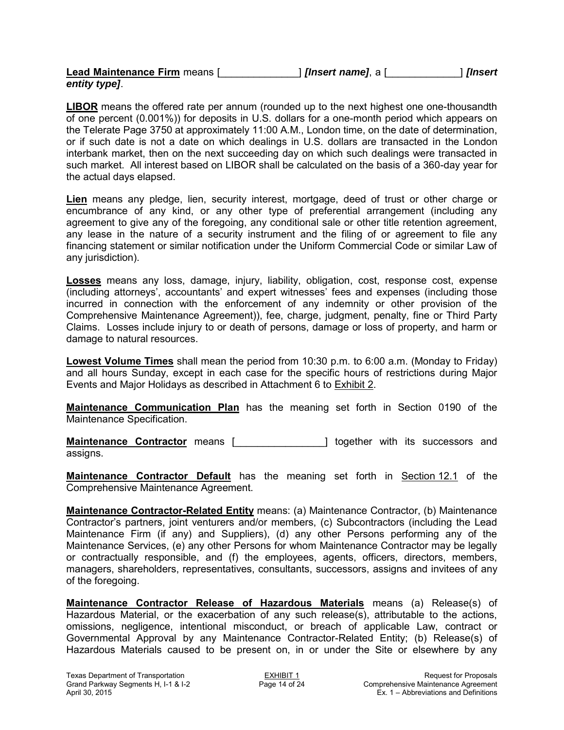**Lead Maintenance Firm** means [_____________] ***[Insert name]***, a [____________] ***[Insert entity type]***.

**LIBOR** means the offered rate per annum (rounded up to the next highest one one-thousandth of one percent (0.001%)) for deposits in U.S. dollars for a one-month period which appears on the Telerate Page 3750 at approximately 11:00 A.M., London time, on the date of determination, or if such date is not a date on which dealings in U.S. dollars are transacted in the London interbank market, then on the next succeeding day on which such dealings were transacted in such market. All interest based on LIBOR shall be calculated on the basis of a 360-day year for the actual days elapsed.

**Lien** means any pledge, lien, security interest, mortgage, deed of trust or other charge or encumbrance of any kind, or any other type of preferential arrangement (including any agreement to give any of the foregoing, any conditional sale or other title retention agreement, any lease in the nature of a security instrument and the filing of or agreement to file any financing statement or similar notification under the Uniform Commercial Code or similar Law of any jurisdiction).

**Losses** means any loss, damage, injury, liability, obligation, cost, response cost, expense (including attorneys', accountants' and expert witnesses' fees and expenses (including those incurred in connection with the enforcement of any indemnity or other provision of the Comprehensive Maintenance Agreement)), fee, charge, judgment, penalty, fine or Third Party Claims. Losses include injury to or death of persons, damage or loss of property, and harm or damage to natural resources.

**Lowest Volume Times** shall mean the period from 10:30 p.m. to 6:00 a.m. (Monday to Friday) and all hours Sunday, except in each case for the specific hours of restrictions during Major Events and Major Holidays as described in Attachment 6 to Exhibit 2.

**Maintenance Communication Plan** has the meaning set forth in Section 0190 of the Maintenance Specification.

**Maintenance Contractor** means [_______________] together with its successors and assigns.

**Maintenance Contractor Default** has the meaning set forth in Section 12.1 of the Comprehensive Maintenance Agreement.

**Maintenance Contractor-Related Entity** means: (a) Maintenance Contractor, (b) Maintenance Contractor's partners, joint venturers and/or members, (c) Subcontractors (including the Lead Maintenance Firm (if any) and Suppliers), (d) any other Persons performing any of the Maintenance Services, (e) any other Persons for whom Maintenance Contractor may be legally or contractually responsible, and (f) the employees, agents, officers, directors, members, managers, shareholders, representatives, consultants, successors, assigns and invitees of any of the foregoing.

**Maintenance Contractor Release of Hazardous Materials** means (a) Release(s) of Hazardous Material, or the exacerbation of any such release(s), attributable to the actions, omissions, negligence, intentional misconduct, or breach of applicable Law, contract or Governmental Approval by any Maintenance Contractor-Related Entity; (b) Release(s) of Hazardous Materials caused to be present on, in or under the Site or elsewhere by any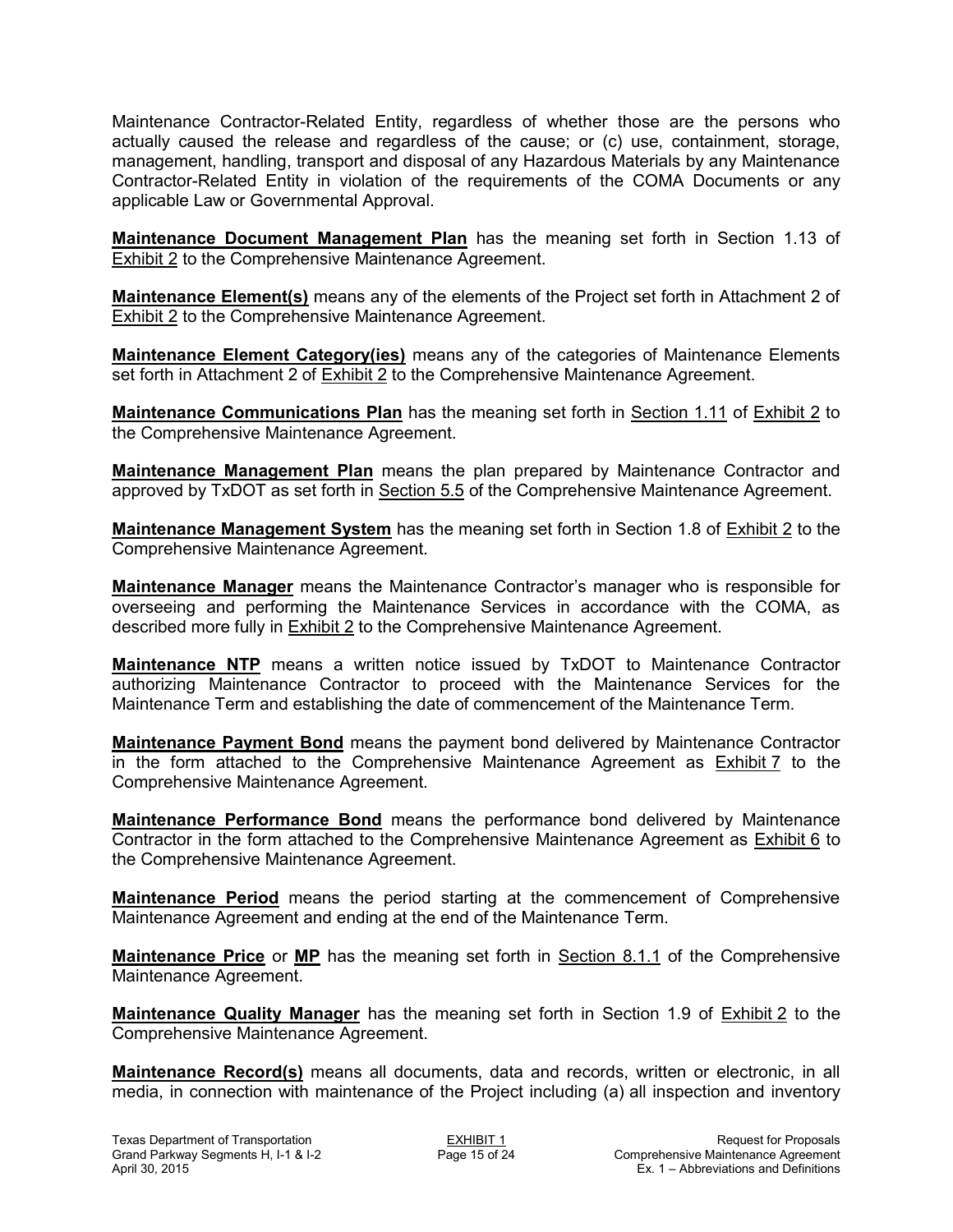Maintenance Contractor-Related Entity, regardless of whether those are the persons who actually caused the release and regardless of the cause; or (c) use, containment, storage, management, handling, transport and disposal of any Hazardous Materials by any Maintenance Contractor-Related Entity in violation of the requirements of the COMA Documents or any applicable Law or Governmental Approval.

**Maintenance Document Management Plan** has the meaning set forth in Section 1.13 of Exhibit 2 to the Comprehensive Maintenance Agreement.

**Maintenance Element(s)** means any of the elements of the Project set forth in Attachment 2 of Exhibit 2 to the Comprehensive Maintenance Agreement.

**Maintenance Element Category(ies)** means any of the categories of Maintenance Elements set forth in Attachment 2 of Exhibit 2 to the Comprehensive Maintenance Agreement.

**Maintenance Communications Plan** has the meaning set forth in Section 1.11 of Exhibit 2 to the Comprehensive Maintenance Agreement.

**Maintenance Management Plan** means the plan prepared by Maintenance Contractor and approved by TxDOT as set forth in Section 5.5 of the Comprehensive Maintenance Agreement.

**Maintenance Management System** has the meaning set forth in Section 1.8 of Exhibit 2 to the Comprehensive Maintenance Agreement.

**Maintenance Manager** means the Maintenance Contractor's manager who is responsible for overseeing and performing the Maintenance Services in accordance with the COMA, as described more fully in Exhibit 2 to the Comprehensive Maintenance Agreement.

**Maintenance NTP** means a written notice issued by TxDOT to Maintenance Contractor authorizing Maintenance Contractor to proceed with the Maintenance Services for the Maintenance Term and establishing the date of commencement of the Maintenance Term.

**Maintenance Payment Bond** means the payment bond delivered by Maintenance Contractor in the form attached to the Comprehensive Maintenance Agreement as Exhibit 7 to the Comprehensive Maintenance Agreement.

**Maintenance Performance Bond** means the performance bond delivered by Maintenance Contractor in the form attached to the Comprehensive Maintenance Agreement as Exhibit 6 to the Comprehensive Maintenance Agreement.

**Maintenance Period** means the period starting at the commencement of Comprehensive Maintenance Agreement and ending at the end of the Maintenance Term.

**Maintenance Price** or **MP** has the meaning set forth in Section 8.1.1 of the Comprehensive Maintenance Agreement.

**Maintenance Quality Manager** has the meaning set forth in Section 1.9 of Exhibit 2 to the Comprehensive Maintenance Agreement.

**Maintenance Record(s)** means all documents, data and records, written or electronic, in all media, in connection with maintenance of the Project including (a) all inspection and inventory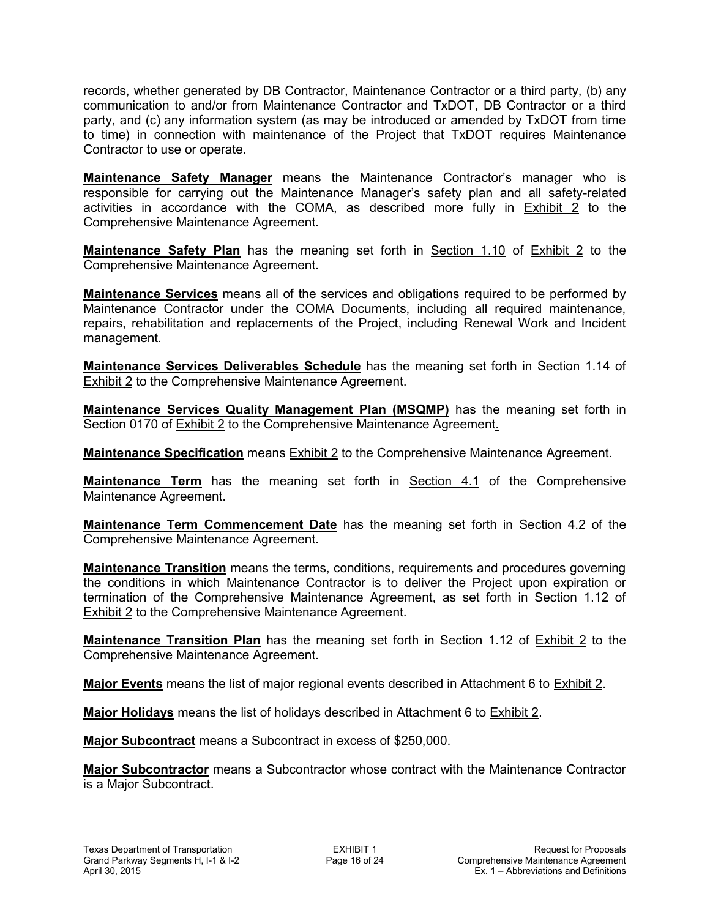records, whether generated by DB Contractor, Maintenance Contractor or a third party, (b) any communication to and/or from Maintenance Contractor and TxDOT, DB Contractor or a third party, and (c) any information system (as may be introduced or amended by TxDOT from time to time) in connection with maintenance of the Project that TxDOT requires Maintenance Contractor to use or operate.

**Maintenance Safety Manager** means the Maintenance Contractor's manager who is responsible for carrying out the Maintenance Manager's safety plan and all safety-related activities in accordance with the COMA, as described more fully in Exhibit 2 to the Comprehensive Maintenance Agreement.

**Maintenance Safety Plan** has the meaning set forth in Section 1.10 of Exhibit 2 to the Comprehensive Maintenance Agreement.

**Maintenance Services** means all of the services and obligations required to be performed by Maintenance Contractor under the COMA Documents, including all required maintenance, repairs, rehabilitation and replacements of the Project, including Renewal Work and Incident management.

**Maintenance Services Deliverables Schedule** has the meaning set forth in Section 1.14 of Exhibit 2 to the Comprehensive Maintenance Agreement.

**Maintenance Services Quality Management Plan (MSQMP)** has the meaning set forth in Section 0170 of Exhibit 2 to the Comprehensive Maintenance Agreement.

**Maintenance Specification** means Exhibit 2 to the Comprehensive Maintenance Agreement.

**Maintenance Term** has the meaning set forth in Section 4.1 of the Comprehensive Maintenance Agreement.

**Maintenance Term Commencement Date** has the meaning set forth in Section 4.2 of the Comprehensive Maintenance Agreement.

**Maintenance Transition** means the terms, conditions, requirements and procedures governing the conditions in which Maintenance Contractor is to deliver the Project upon expiration or termination of the Comprehensive Maintenance Agreement, as set forth in Section 1.12 of Exhibit 2 to the Comprehensive Maintenance Agreement.

**Maintenance Transition Plan** has the meaning set forth in Section 1.12 of Exhibit 2 to the Comprehensive Maintenance Agreement.

**Major Events** means the list of major regional events described in Attachment 6 to Exhibit 2.

**Major Holidays** means the list of holidays described in Attachment 6 to Exhibit 2.

**Major Subcontract** means a Subcontract in excess of $250,000.

**Major Subcontractor** means a Subcontractor whose contract with the Maintenance Contractor is a Major Subcontract.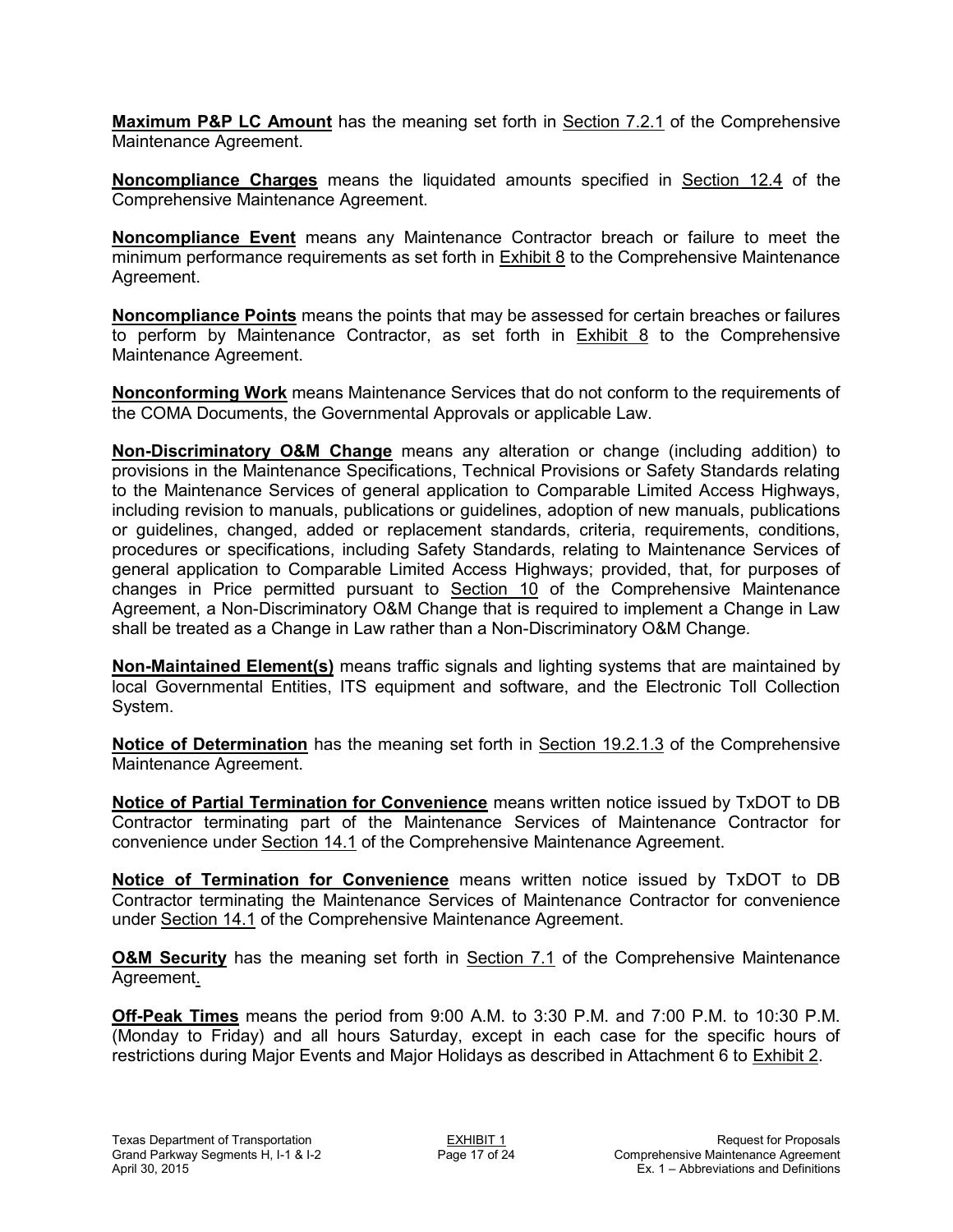**Maximum P&P LC Amount** has the meaning set forth in Section 7.2.1 of the Comprehensive Maintenance Agreement.

**Noncompliance Charges** means the liquidated amounts specified in Section 12.4 of the Comprehensive Maintenance Agreement.

**Noncompliance Event** means any Maintenance Contractor breach or failure to meet the minimum performance requirements as set forth in Exhibit 8 to the Comprehensive Maintenance Agreement.

**Noncompliance Points** means the points that may be assessed for certain breaches or failures to perform by Maintenance Contractor, as set forth in Exhibit 8 to the Comprehensive Maintenance Agreement.

**Nonconforming Work** means Maintenance Services that do not conform to the requirements of the COMA Documents, the Governmental Approvals or applicable Law.

**Non-Discriminatory O&M Change** means any alteration or change (including addition) to provisions in the Maintenance Specifications, Technical Provisions or Safety Standards relating to the Maintenance Services of general application to Comparable Limited Access Highways, including revision to manuals, publications or guidelines, adoption of new manuals, publications or guidelines, changed, added or replacement standards, criteria, requirements, conditions, procedures or specifications, including Safety Standards, relating to Maintenance Services of general application to Comparable Limited Access Highways; provided, that, for purposes of changes in Price permitted pursuant to Section 10 of the Comprehensive Maintenance Agreement, a Non-Discriminatory O&M Change that is required to implement a Change in Law shall be treated as a Change in Law rather than a Non-Discriminatory O&M Change.

**Non-Maintained Element(s)** means traffic signals and lighting systems that are maintained by local Governmental Entities, ITS equipment and software, and the Electronic Toll Collection System.

**Notice of Determination** has the meaning set forth in Section 19.2.1.3 of the Comprehensive Maintenance Agreement.

**Notice of Partial Termination for Convenience** means written notice issued by TxDOT to DB Contractor terminating part of the Maintenance Services of Maintenance Contractor for convenience under Section 14.1 of the Comprehensive Maintenance Agreement.

**Notice of Termination for Convenience** means written notice issued by TxDOT to DB Contractor terminating the Maintenance Services of Maintenance Contractor for convenience under Section 14.1 of the Comprehensive Maintenance Agreement.

**O&M Security** has the meaning set forth in Section 7.1 of the Comprehensive Maintenance Agreement.

**Off-Peak Times** means the period from 9:00 A.M. to 3:30 P.M. and 7:00 P.M. to 10:30 P.M. (Monday to Friday) and all hours Saturday, except in each case for the specific hours of restrictions during Major Events and Major Holidays as described in Attachment 6 to Exhibit 2.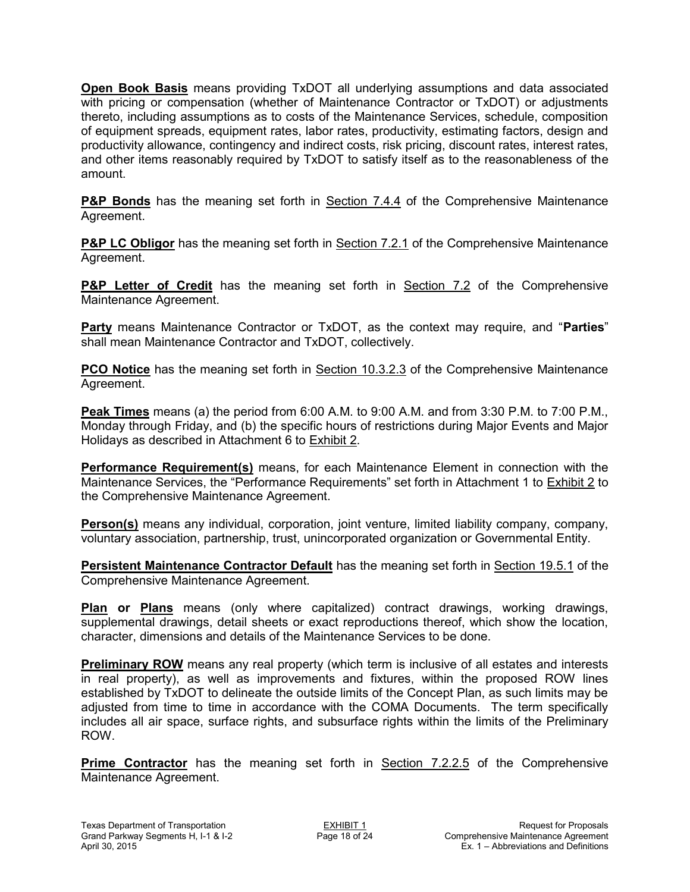**Open Book Basis** means providing TxDOT all underlying assumptions and data associated with pricing or compensation (whether of Maintenance Contractor or TxDOT) or adjustments thereto, including assumptions as to costs of the Maintenance Services, schedule, composition of equipment spreads, equipment rates, labor rates, productivity, estimating factors, design and productivity allowance, contingency and indirect costs, risk pricing, discount rates, interest rates, and other items reasonably required by TxDOT to satisfy itself as to the reasonableness of the amount.

**P&P Bonds** has the meaning set forth in Section 7.4.4 of the Comprehensive Maintenance Agreement.

**P&P LC Obligor** has the meaning set forth in Section 7.2.1 of the Comprehensive Maintenance Agreement.

**P&P Letter of Credit** has the meaning set forth in Section 7.2 of the Comprehensive Maintenance Agreement.

**Party** means Maintenance Contractor or TxDOT, as the context may require, and "**Parties**" shall mean Maintenance Contractor and TxDOT, collectively.

**PCO Notice** has the meaning set forth in Section 10.3.2.3 of the Comprehensive Maintenance Agreement.

**Peak Times** means (a) the period from 6:00 A.M. to 9:00 A.M. and from 3:30 P.M. to 7:00 P.M., Monday through Friday, and (b) the specific hours of restrictions during Major Events and Major Holidays as described in Attachment 6 to Exhibit 2.

**Performance Requirement(s)** means, for each Maintenance Element in connection with the Maintenance Services, the "Performance Requirements" set forth in Attachment 1 to Exhibit 2 to the Comprehensive Maintenance Agreement.

**Person(s)** means any individual, corporation, joint venture, limited liability company, company, voluntary association, partnership, trust, unincorporated organization or Governmental Entity.

**Persistent Maintenance Contractor Default** has the meaning set forth in Section 19.5.1 of the Comprehensive Maintenance Agreement.

**Plan or Plans** means (only where capitalized) contract drawings, working drawings, supplemental drawings, detail sheets or exact reproductions thereof, which show the location, character, dimensions and details of the Maintenance Services to be done.

**Preliminary ROW** means any real property (which term is inclusive of all estates and interests in real property), as well as improvements and fixtures, within the proposed ROW lines established by TxDOT to delineate the outside limits of the Concept Plan, as such limits may be adjusted from time to time in accordance with the COMA Documents. The term specifically includes all air space, surface rights, and subsurface rights within the limits of the Preliminary ROW.

**Prime Contractor** has the meaning set forth in Section 7.2.2.5 of the Comprehensive Maintenance Agreement.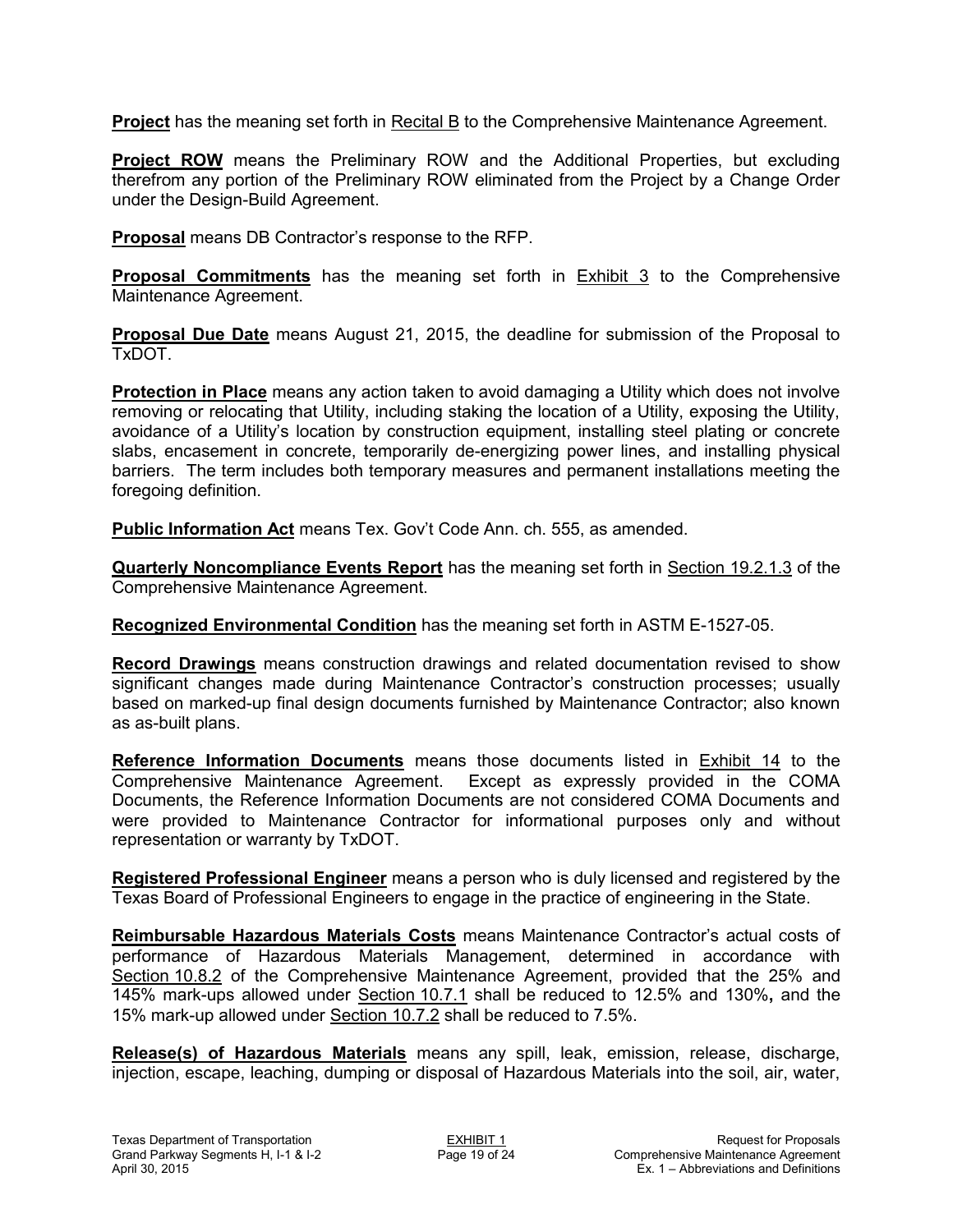**Project** has the meaning set forth in Recital B to the Comprehensive Maintenance Agreement.

**Project ROW** means the Preliminary ROW and the Additional Properties, but excluding therefrom any portion of the Preliminary ROW eliminated from the Project by a Change Order under the Design-Build Agreement.

**Proposal** means DB Contractor's response to the RFP.

**Proposal Commitments** has the meaning set forth in Exhibit 3 to the Comprehensive Maintenance Agreement.

**Proposal Due Date** means August 21, 2015, the deadline for submission of the Proposal to TxDOT.

**Protection in Place** means any action taken to avoid damaging a Utility which does not involve removing or relocating that Utility, including staking the location of a Utility, exposing the Utility, avoidance of a Utility's location by construction equipment, installing steel plating or concrete slabs, encasement in concrete, temporarily de-energizing power lines, and installing physical barriers. The term includes both temporary measures and permanent installations meeting the foregoing definition.

**Public Information Act** means Tex. Gov't Code Ann. ch. 555, as amended.

**Quarterly Noncompliance Events Report** has the meaning set forth in Section 19.2.1.3 of the Comprehensive Maintenance Agreement.

**Recognized Environmental Condition** has the meaning set forth in ASTM E-1527-05.

**Record Drawings** means construction drawings and related documentation revised to show significant changes made during Maintenance Contractor's construction processes; usually based on marked-up final design documents furnished by Maintenance Contractor; also known as as-built plans.

**Reference Information Documents** means those documents listed in Exhibit 14 to the Comprehensive Maintenance Agreement. Except as expressly provided in the COMA Documents, the Reference Information Documents are not considered COMA Documents and were provided to Maintenance Contractor for informational purposes only and without representation or warranty by TxDOT.

**Registered Professional Engineer** means a person who is duly licensed and registered by the Texas Board of Professional Engineers to engage in the practice of engineering in the State.

**Reimbursable Hazardous Materials Costs** means Maintenance Contractor's actual costs of performance of Hazardous Materials Management, determined in accordance with Section 10.8.2 of the Comprehensive Maintenance Agreement, provided that the 25% and 145% mark-ups allowed under Section 10.7.1 shall be reduced to 12.5% and 130%**,** and the 15% mark-up allowed under Section 10.7.2 shall be reduced to 7.5%.

**Release(s) of Hazardous Materials** means any spill, leak, emission, release, discharge, injection, escape, leaching, dumping or disposal of Hazardous Materials into the soil, air, water,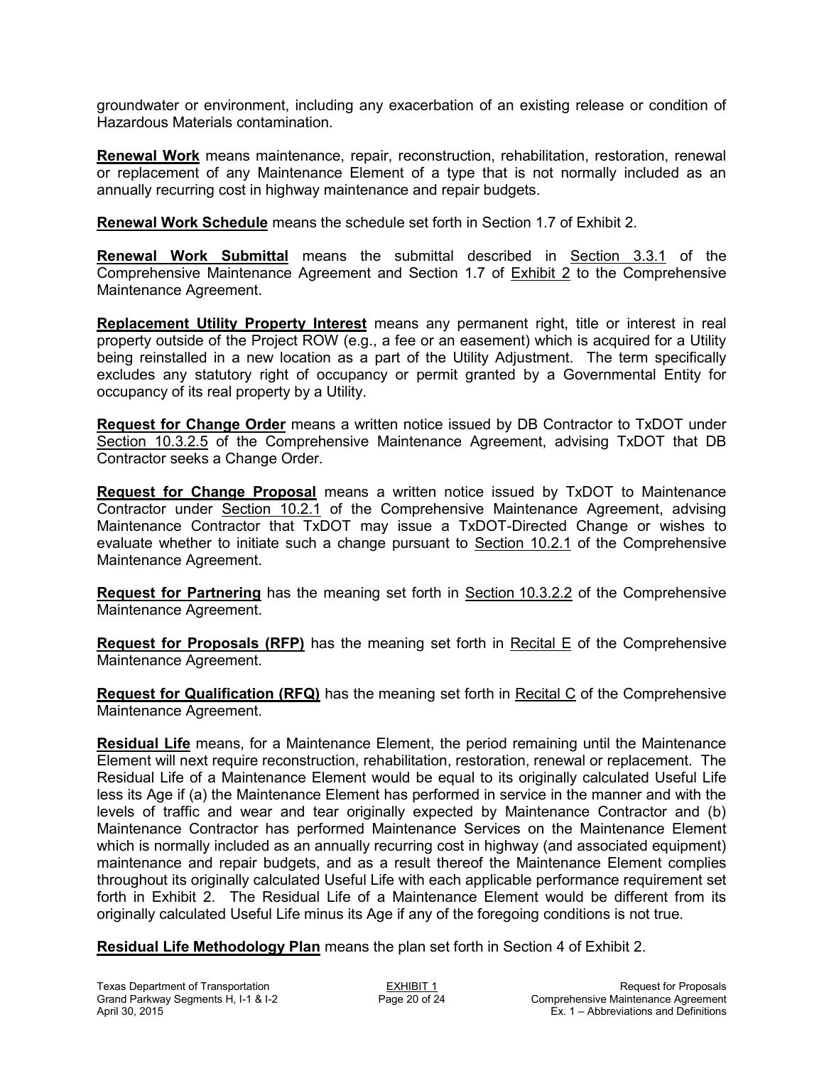groundwater or environment, including any exacerbation of an existing release or condition of Hazardous Materials contamination.

**Renewal Work** means maintenance, repair, reconstruction, rehabilitation, restoration, renewal or replacement of any Maintenance Element of a type that is not normally included as an annually recurring cost in highway maintenance and repair budgets.

**Renewal Work Schedule** means the schedule set forth in Section 1.7 of Exhibit 2.

**Renewal Work Submittal** means the submittal described in Section 3.3.1 of the Comprehensive Maintenance Agreement and Section 1.7 of Exhibit 2 to the Comprehensive Maintenance Agreement.

**Replacement Utility Property Interest** means any permanent right, title or interest in real property outside of the Project ROW (e.g., a fee or an easement) which is acquired for a Utility being reinstalled in a new location as a part of the Utility Adjustment. The term specifically excludes any statutory right of occupancy or permit granted by a Governmental Entity for occupancy of its real property by a Utility.

**Request for Change Order** means a written notice issued by DB Contractor to TxDOT under Section 10.3.2.5 of the Comprehensive Maintenance Agreement, advising TxDOT that DB Contractor seeks a Change Order.

**Request for Change Proposal** means a written notice issued by TxDOT to Maintenance Contractor under Section 10.2.1 of the Comprehensive Maintenance Agreement, advising Maintenance Contractor that TxDOT may issue a TxDOT-Directed Change or wishes to evaluate whether to initiate such a change pursuant to Section 10.2.1 of the Comprehensive Maintenance Agreement.

**Request for Partnering** has the meaning set forth in Section 10.3.2.2 of the Comprehensive Maintenance Agreement.

**Request for Proposals (RFP)** has the meaning set forth in Recital E of the Comprehensive Maintenance Agreement.

**Request for Qualification (RFQ)** has the meaning set forth in Recital C of the Comprehensive Maintenance Agreement.

**Residual Life** means, for a Maintenance Element, the period remaining until the Maintenance Element will next require reconstruction, rehabilitation, restoration, renewal or replacement. The Residual Life of a Maintenance Element would be equal to its originally calculated Useful Life less its Age if (a) the Maintenance Element has performed in service in the manner and with the levels of traffic and wear and tear originally expected by Maintenance Contractor and (b) Maintenance Contractor has performed Maintenance Services on the Maintenance Element which is normally included as an annually recurring cost in highway (and associated equipment) maintenance and repair budgets, and as a result thereof the Maintenance Element complies throughout its originally calculated Useful Life with each applicable performance requirement set forth in Exhibit 2. The Residual Life of a Maintenance Element would be different from its originally calculated Useful Life minus its Age if any of the foregoing conditions is not true.

**Residual Life Methodology Plan** means the plan set forth in Section 4 of Exhibit 2.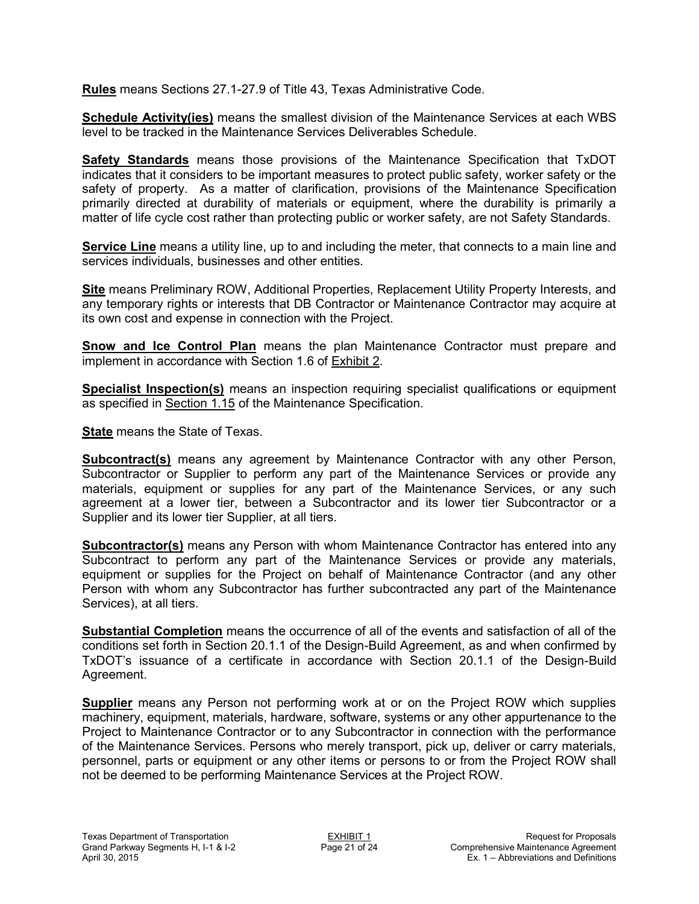**Rules** means Sections 27.1-27.9 of Title 43, Texas Administrative Code.

**Schedule Activity(ies)** means the smallest division of the Maintenance Services at each WBS level to be tracked in the Maintenance Services Deliverables Schedule.

**Safety Standards** means those provisions of the Maintenance Specification that TxDOT indicates that it considers to be important measures to protect public safety, worker safety or the safety of property. As a matter of clarification, provisions of the Maintenance Specification primarily directed at durability of materials or equipment, where the durability is primarily a matter of life cycle cost rather than protecting public or worker safety, are not Safety Standards.

**Service Line** means a utility line, up to and including the meter, that connects to a main line and services individuals, businesses and other entities.

**Site** means Preliminary ROW, Additional Properties, Replacement Utility Property Interests, and any temporary rights or interests that DB Contractor or Maintenance Contractor may acquire at its own cost and expense in connection with the Project.

**Snow and Ice Control Plan** means the plan Maintenance Contractor must prepare and implement in accordance with Section 1.6 of Exhibit 2.

**Specialist Inspection(s)** means an inspection requiring specialist qualifications or equipment as specified in Section 1.15 of the Maintenance Specification.

**State** means the State of Texas.

**Subcontract(s)** means any agreement by Maintenance Contractor with any other Person, Subcontractor or Supplier to perform any part of the Maintenance Services or provide any materials, equipment or supplies for any part of the Maintenance Services, or any such agreement at a lower tier, between a Subcontractor and its lower tier Subcontractor or a Supplier and its lower tier Supplier, at all tiers.

**Subcontractor(s)** means any Person with whom Maintenance Contractor has entered into any Subcontract to perform any part of the Maintenance Services or provide any materials, equipment or supplies for the Project on behalf of Maintenance Contractor (and any other Person with whom any Subcontractor has further subcontracted any part of the Maintenance Services), at all tiers.

**Substantial Completion** means the occurrence of all of the events and satisfaction of all of the conditions set forth in Section 20.1.1 of the Design-Build Agreement, as and when confirmed by TxDOT's issuance of a certificate in accordance with Section 20.1.1 of the Design-Build Agreement.

**Supplier** means any Person not performing work at or on the Project ROW which supplies machinery, equipment, materials, hardware, software, systems or any other appurtenance to the Project to Maintenance Contractor or to any Subcontractor in connection with the performance of the Maintenance Services. Persons who merely transport, pick up, deliver or carry materials, personnel, parts or equipment or any other items or persons to or from the Project ROW shall not be deemed to be performing Maintenance Services at the Project ROW.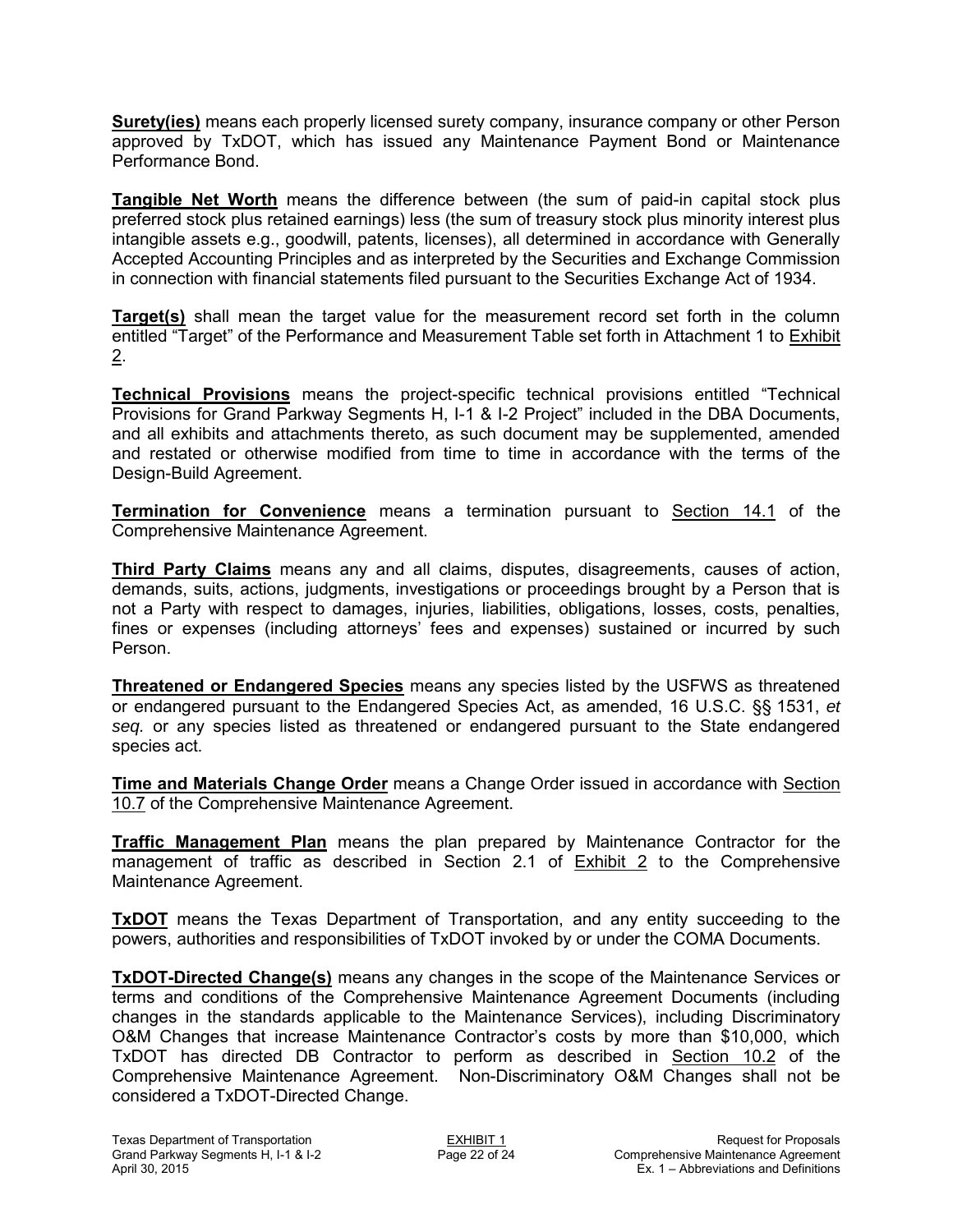**Surety(ies)** means each properly licensed surety company, insurance company or other Person approved by TxDOT, which has issued any Maintenance Payment Bond or Maintenance Performance Bond.

**Tangible Net Worth** means the difference between (the sum of paid-in capital stock plus preferred stock plus retained earnings) less (the sum of treasury stock plus minority interest plus intangible assets e.g., goodwill, patents, licenses), all determined in accordance with Generally Accepted Accounting Principles and as interpreted by the Securities and Exchange Commission in connection with financial statements filed pursuant to the Securities Exchange Act of 1934.

**Target(s)** shall mean the target value for the measurement record set forth in the column entitled "Target" of the Performance and Measurement Table set forth in Attachment 1 to Exhibit 2.

**Technical Provisions** means the project-specific technical provisions entitled "Technical Provisions for Grand Parkway Segments H, I-1 & I-2 Project" included in the DBA Documents, and all exhibits and attachments thereto, as such document may be supplemented, amended and restated or otherwise modified from time to time in accordance with the terms of the Design-Build Agreement.

**Termination for Convenience** means a termination pursuant to Section 14.1 of the Comprehensive Maintenance Agreement.

**Third Party Claims** means any and all claims, disputes, disagreements, causes of action, demands, suits, actions, judgments, investigations or proceedings brought by a Person that is not a Party with respect to damages, injuries, liabilities, obligations, losses, costs, penalties, fines or expenses (including attorneys' fees and expenses) sustained or incurred by such Person.

**Threatened or Endangered Species** means any species listed by the USFWS as threatened or endangered pursuant to the Endangered Species Act, as amended, 16 U.S.C. §§ 1531, *et seq.* or any species listed as threatened or endangered pursuant to the State endangered species act.

**Time and Materials Change Order** means a Change Order issued in accordance with Section 10.7 of the Comprehensive Maintenance Agreement.

**Traffic Management Plan** means the plan prepared by Maintenance Contractor for the management of traffic as described in Section 2.1 of Exhibit 2 to the Comprehensive Maintenance Agreement.

**TxDOT** means the Texas Department of Transportation, and any entity succeeding to the powers, authorities and responsibilities of TxDOT invoked by or under the COMA Documents.

**TxDOT-Directed Change(s)** means any changes in the scope of the Maintenance Services or terms and conditions of the Comprehensive Maintenance Agreement Documents (including changes in the standards applicable to the Maintenance Services), including Discriminatory O&M Changes that increase Maintenance Contractor's costs by more than $10,000, which TxDOT has directed DB Contractor to perform as described in Section 10.2 of the Comprehensive Maintenance Agreement. Non-Discriminatory O&M Changes shall not be considered a TxDOT-Directed Change.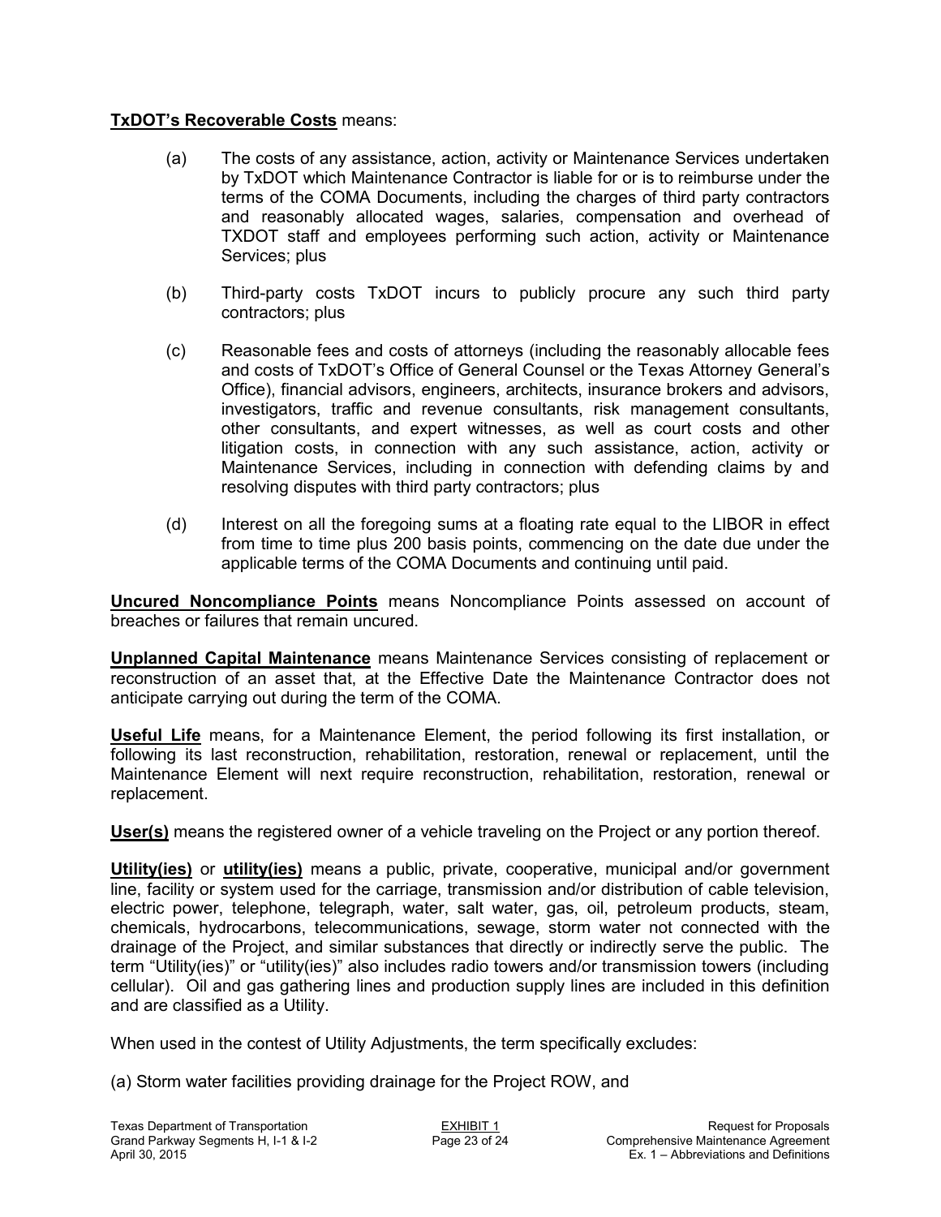**<u>TxDOT's Recoverable Costs</u>** means:

(a) The costs of any assistance, action, activity or Maintenance Services undertaken by TxDOT which Maintenance Contractor is liable for or is to reimburse under the terms of the COMA Documents, including the charges of third party contractors and reasonably allocated wages, salaries, compensation and overhead of TXDOT staff and employees performing such action, activity or Maintenance Services; plus

(b) Third-party costs TxDOT incurs to publicly procure any such third party contractors; plus

(c) Reasonable fees and costs of attorneys (including the reasonably allocable fees and costs of TxDOT's Office of General Counsel or the Texas Attorney General's Office), financial advisors, engineers, architects, insurance brokers and advisors, investigators, traffic and revenue consultants, risk management consultants, other consultants, and expert witnesses, as well as court costs and other litigation costs, in connection with any such assistance, action, activity or Maintenance Services, including in connection with defending claims by and resolving disputes with third party contractors; plus

(d) Interest on all the foregoing sums at a floating rate equal to the LIBOR in effect from time to time plus 200 basis points, commencing on the date due under the applicable terms of the COMA Documents and continuing until paid.

**<u>Uncured Noncompliance Points</u>** means Noncompliance Points assessed on account of breaches or failures that remain uncured.

**<u>Unplanned Capital Maintenance</u>** means Maintenance Services consisting of replacement or reconstruction of an asset that, at the Effective Date the Maintenance Contractor does not anticipate carrying out during the term of the COMA.

**<u>Useful Life</u>** means, for a Maintenance Element, the period following its first installation, or following its last reconstruction, rehabilitation, restoration, renewal or replacement, until the Maintenance Element will next require reconstruction, rehabilitation, restoration, renewal or replacement.

**<u>User(s)</u>** means the registered owner of a vehicle traveling on the Project or any portion thereof.

**<u>Utility(ies)</u>** or **<u>utility(ies)</u>** means a public, private, cooperative, municipal and/or government line, facility or system used for the carriage, transmission and/or distribution of cable television, electric power, telephone, telegraph, water, salt water, gas, oil, petroleum products, steam, chemicals, hydrocarbons, telecommunications, sewage, storm water not connected with the drainage of the Project, and similar substances that directly or indirectly serve the public. The term "Utility(ies)" or "utility(ies)" also includes radio towers and/or transmission towers (including cellular). Oil and gas gathering lines and production supply lines are included in this definition and are classified as a Utility.

When used in the contest of Utility Adjustments, the term specifically excludes:

(a) Storm water facilities providing drainage for the Project ROW, and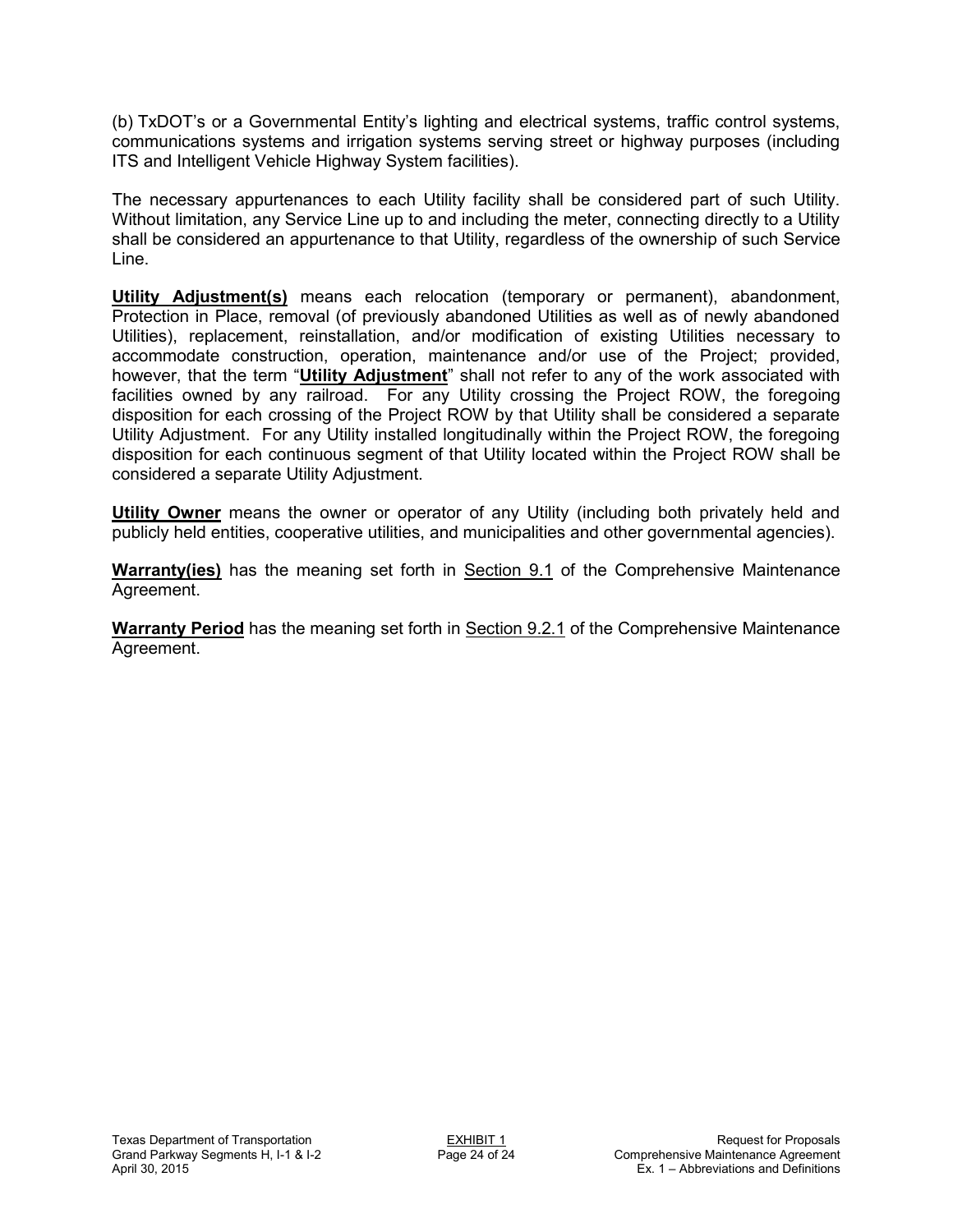(b) TxDOT's or a Governmental Entity's lighting and electrical systems, traffic control systems, communications systems and irrigation systems serving street or highway purposes (including ITS and Intelligent Vehicle Highway System facilities).

The necessary appurtenances to each Utility facility shall be considered part of such Utility. Without limitation, any Service Line up to and including the meter, connecting directly to a Utility shall be considered an appurtenance to that Utility, regardless of the ownership of such Service Line.

**Utility Adjustment(s)** means each relocation (temporary or permanent), abandonment, Protection in Place, removal (of previously abandoned Utilities as well as of newly abandoned Utilities), replacement, reinstallation, and/or modification of existing Utilities necessary to accommodate construction, operation, maintenance and/or use of the Project; provided, however, that the term "**Utility Adjustment**" shall not refer to any of the work associated with facilities owned by any railroad. For any Utility crossing the Project ROW, the foregoing disposition for each crossing of the Project ROW by that Utility shall be considered a separate Utility Adjustment. For any Utility installed longitudinally within the Project ROW, the foregoing disposition for each continuous segment of that Utility located within the Project ROW shall be considered a separate Utility Adjustment.

**Utility Owner** means the owner or operator of any Utility (including both privately held and publicly held entities, cooperative utilities, and municipalities and other governmental agencies).

**Warranty(ies)** has the meaning set forth in Section 9.1 of the Comprehensive Maintenance Agreement.

**Warranty Period** has the meaning set forth in Section 9.2.1 of the Comprehensive Maintenance Agreement.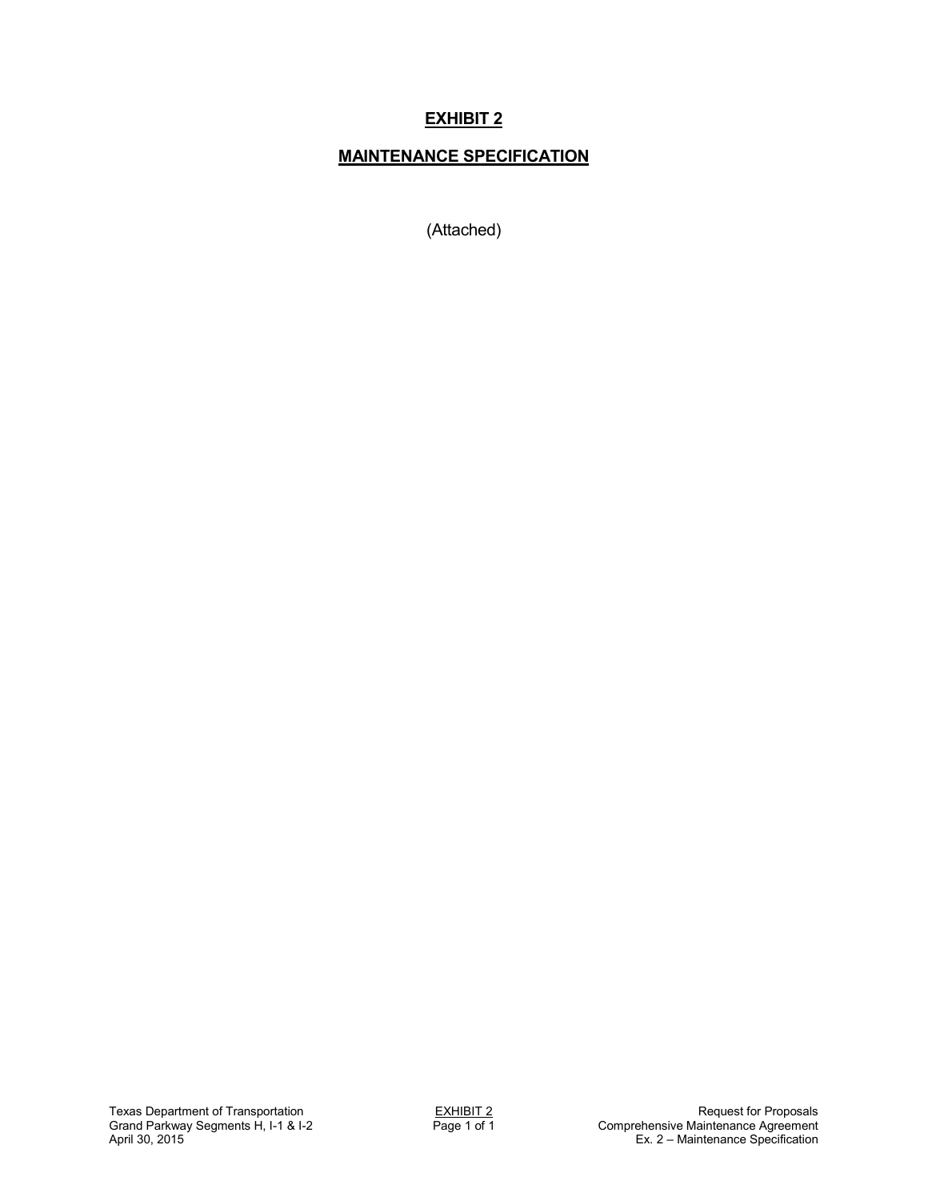# EXHIBIT 2

## MAINTENANCE SPECIFICATION

(Attached)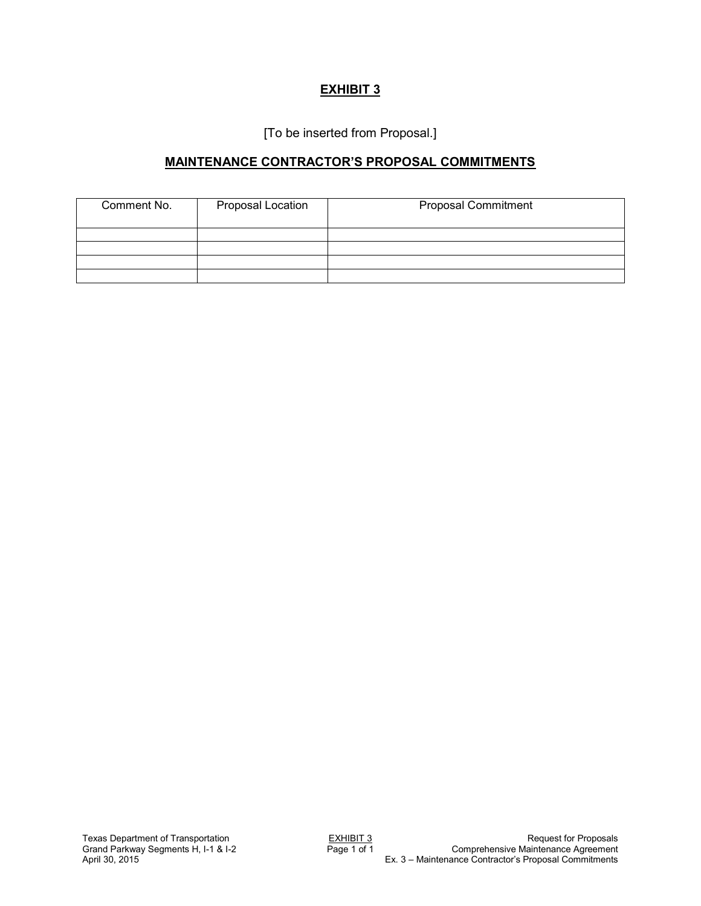# EXHIBIT 3

[To be inserted from Proposal.]

## MAINTENANCE CONTRACTOR'S PROPOSAL COMMITMENTS

| Comment No. | Proposal Location | Proposal Commitment |
|---|---|---|
| | | |
| | | |
| | | |
| | | |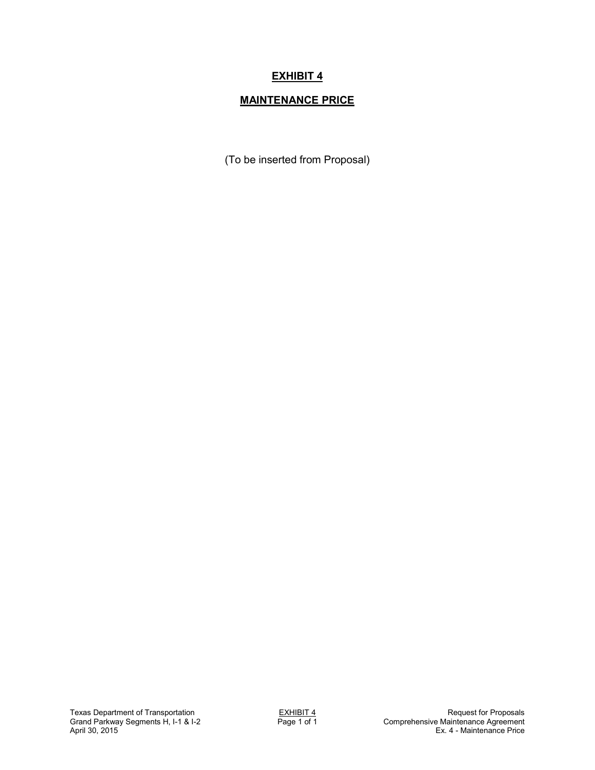# EXHIBIT 4

## MAINTENANCE PRICE

(To be inserted from Proposal)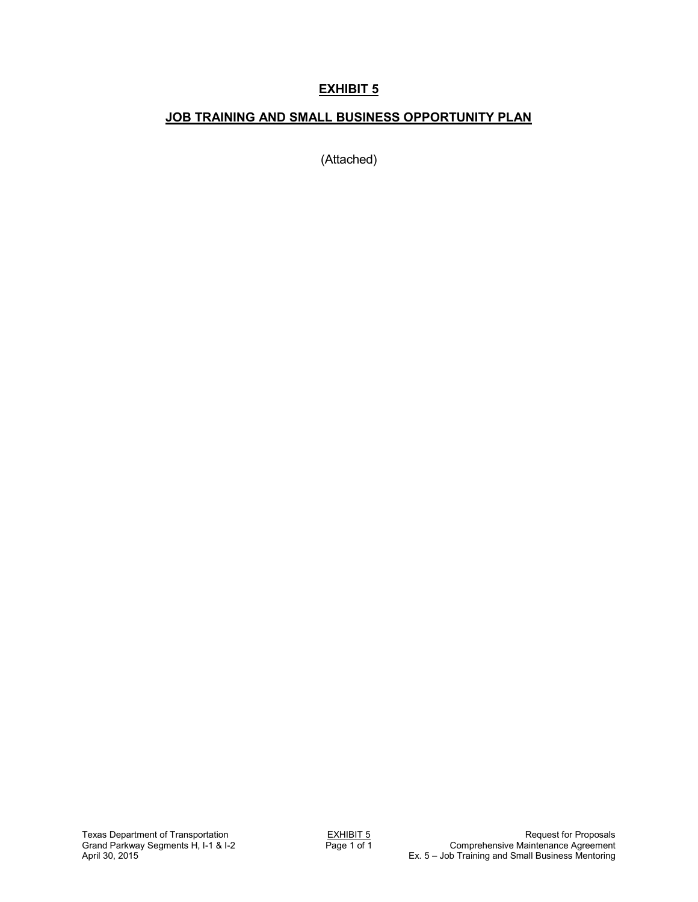# EXHIBIT 5

## JOB TRAINING AND SMALL BUSINESS OPPORTUNITY PLAN

(Attached)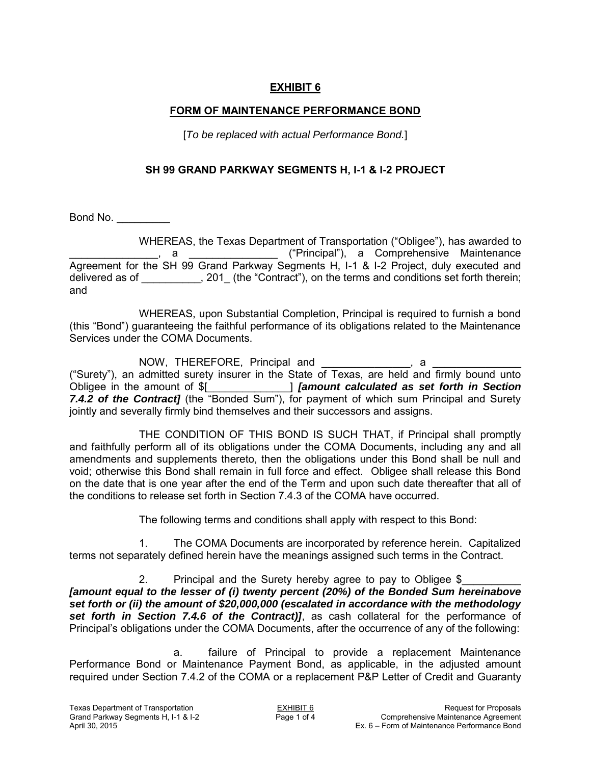# EXHIBIT 6

## FORM OF MAINTENANCE PERFORMANCE BOND

[*To be replaced with actual Performance Bond.*]

### SH 99 GRAND PARKWAY SEGMENTS H, I-1 & I-2 PROJECT

Bond No. _________

WHEREAS, the Texas Department of Transportation ("Obligee"), has awarded to _______________, a _______________ ("Principal"), a Comprehensive Maintenance Agreement for the SH 99 Grand Parkway Segments H, I-1 & I-2 Project, duly executed and delivered as of __________, 201_ (the "Contract"), on the terms and conditions set forth therein; and

WHEREAS, upon Substantial Completion, Principal is required to furnish a bond (this "Bond") guaranteeing the faithful performance of its obligations related to the Maintenance Services under the COMA Documents.

NOW, THEREFORE, Principal and _______________, a _______________ ("Surety"), an admitted surety insurer in the State of Texas, are held and firmly bound unto Obligee in the amount of $[______________] ***[amount calculated as set forth in Section 7.4.2 of the Contract]*** (the "Bonded Sum"), for payment of which sum Principal and Surety jointly and severally firmly bind themselves and their successors and assigns.

THE CONDITION OF THIS BOND IS SUCH THAT, if Principal shall promptly and faithfully perform all of its obligations under the COMA Documents, including any and all amendments and supplements thereto, then the obligations under this Bond shall be null and void; otherwise this Bond shall remain in full force and effect. Obligee shall release this Bond on the date that is one year after the end of the Term and upon such date thereafter that all of the conditions to release set forth in Section 7.4.3 of the COMA have occurred.

The following terms and conditions shall apply with respect to this Bond:

1. The COMA Documents are incorporated by reference herein. Capitalized terms not separately defined herein have the meanings assigned such terms in the Contract.

2. Principal and the Surety hereby agree to pay to Obligee $__________ ***[amount equal to the lesser of (i) twenty percent (20%) of the Bonded Sum hereinabove set forth or (ii) the amount of $20,000,000 (escalated in accordance with the methodology set forth in Section 7.4.6 of the Contract)]***, as cash collateral for the performance of Principal's obligations under the COMA Documents, after the occurrence of any of the following:

   a. failure of Principal to provide a replacement Maintenance Performance Bond or Maintenance Payment Bond, as applicable, in the adjusted amount required under Section 7.4.2 of the COMA or a replacement P&P Letter of Credit and Guaranty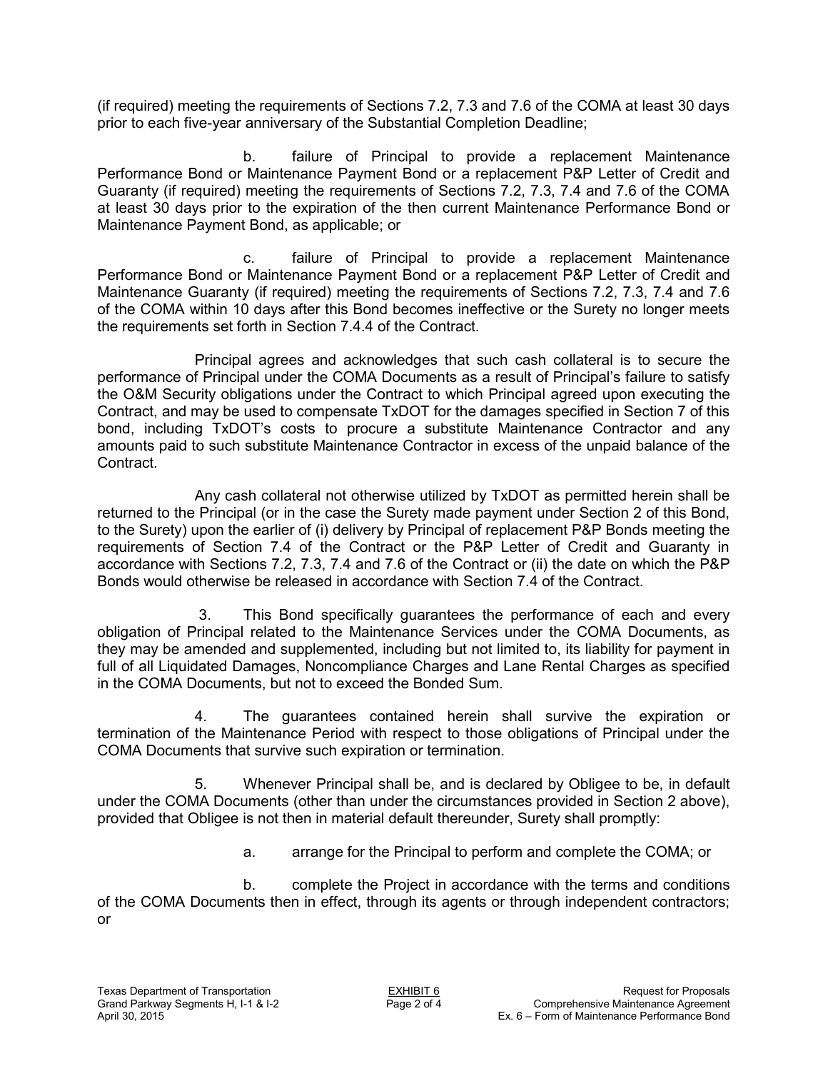(if required) meeting the requirements of Sections 7.2, 7.3 and 7.6 of the COMA at least 30 days prior to each five-year anniversary of the Substantial Completion Deadline;

b. failure of Principal to provide a replacement Maintenance Performance Bond or Maintenance Payment Bond or a replacement P&P Letter of Credit and Guaranty (if required) meeting the requirements of Sections 7.2, 7.3, 7.4 and 7.6 of the COMA at least 30 days prior to the expiration of the then current Maintenance Performance Bond or Maintenance Payment Bond, as applicable; or

c. failure of Principal to provide a replacement Maintenance Performance Bond or Maintenance Payment Bond or a replacement P&P Letter of Credit and Maintenance Guaranty (if required) meeting the requirements of Sections 7.2, 7.3, 7.4 and 7.6 of the COMA within 10 days after this Bond becomes ineffective or the Surety no longer meets the requirements set forth in Section 7.4.4 of the Contract.

Principal agrees and acknowledges that such cash collateral is to secure the performance of Principal under the COMA Documents as a result of Principal's failure to satisfy the O&M Security obligations under the Contract to which Principal agreed upon executing the Contract, and may be used to compensate TxDOT for the damages specified in Section 7 of this bond, including TxDOT's costs to procure a substitute Maintenance Contractor and any amounts paid to such substitute Maintenance Contractor in excess of the unpaid balance of the Contract.

Any cash collateral not otherwise utilized by TxDOT as permitted herein shall be returned to the Principal (or in the case the Surety made payment under Section 2 of this Bond, to the Surety) upon the earlier of (i) delivery by Principal of replacement P&P Bonds meeting the requirements of Section 7.4 of the Contract or the P&P Letter of Credit and Guaranty in accordance with Sections 7.2, 7.3, 7.4 and 7.6 of the Contract or (ii) the date on which the P&P Bonds would otherwise be released in accordance with Section 7.4 of the Contract.

3. This Bond specifically guarantees the performance of each and every obligation of Principal related to the Maintenance Services under the COMA Documents, as they may be amended and supplemented, including but not limited to, its liability for payment in full of all Liquidated Damages, Noncompliance Charges and Lane Rental Charges as specified in the COMA Documents, but not to exceed the Bonded Sum.

4. The guarantees contained herein shall survive the expiration or termination of the Maintenance Period with respect to those obligations of Principal under the COMA Documents that survive such expiration or termination.

5. Whenever Principal shall be, and is declared by Obligee to be, in default under the COMA Documents (other than under the circumstances provided in Section 2 above), provided that Obligee is not then in material default thereunder, Surety shall promptly:

a. arrange for the Principal to perform and complete the COMA; or

b. complete the Project in accordance with the terms and conditions of the COMA Documents then in effect, through its agents or through independent contractors; or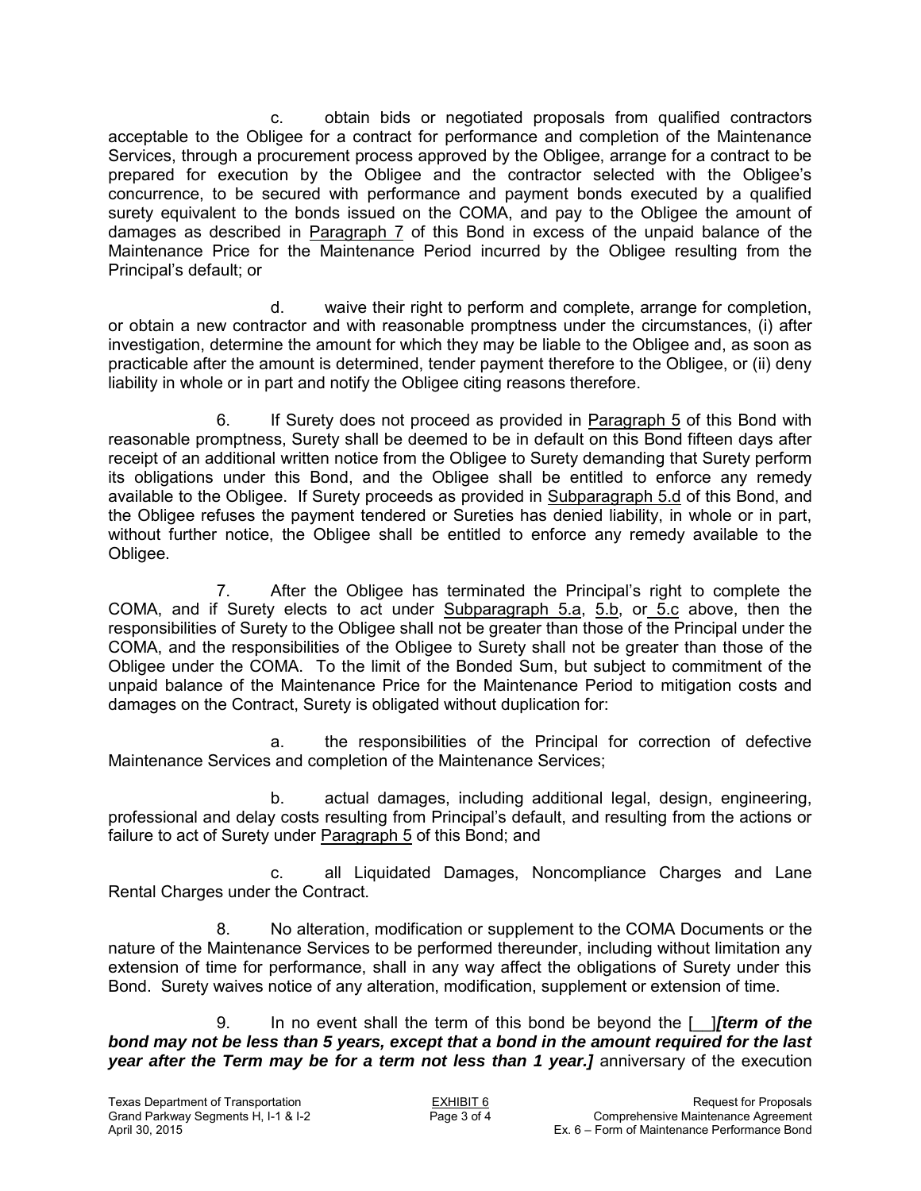c. obtain bids or negotiated proposals from qualified contractors acceptable to the Obligee for a contract for performance and completion of the Maintenance Services, through a procurement process approved by the Obligee, arrange for a contract to be prepared for execution by the Obligee and the contractor selected with the Obligee's concurrence, to be secured with performance and payment bonds executed by a qualified surety equivalent to the bonds issued on the COMA, and pay to the Obligee the amount of damages as described in Paragraph 7 of this Bond in excess of the unpaid balance of the Maintenance Price for the Maintenance Period incurred by the Obligee resulting from the Principal's default; or

d. waive their right to perform and complete, arrange for completion, or obtain a new contractor and with reasonable promptness under the circumstances, (i) after investigation, determine the amount for which they may be liable to the Obligee and, as soon as practicable after the amount is determined, tender payment therefore to the Obligee, or (ii) deny liability in whole or in part and notify the Obligee citing reasons therefore.

6. If Surety does not proceed as provided in Paragraph 5 of this Bond with reasonable promptness, Surety shall be deemed to be in default on this Bond fifteen days after receipt of an additional written notice from the Obligee to Surety demanding that Surety perform its obligations under this Bond, and the Obligee shall be entitled to enforce any remedy available to the Obligee. If Surety proceeds as provided in Subparagraph 5.d of this Bond, and the Obligee refuses the payment tendered or Sureties has denied liability, in whole or in part, without further notice, the Obligee shall be entitled to enforce any remedy available to the Obligee.

7. After the Obligee has terminated the Principal's right to complete the COMA, and if Surety elects to act under Subparagraph 5.a, 5.b, or 5.c above, then the responsibilities of Surety to the Obligee shall not be greater than those of the Principal under the COMA, and the responsibilities of the Obligee to Surety shall not be greater than those of the Obligee under the COMA. To the limit of the Bonded Sum, but subject to commitment of the unpaid balance of the Maintenance Price for the Maintenance Period to mitigation costs and damages on the Contract, Surety is obligated without duplication for:

a. the responsibilities of the Principal for correction of defective Maintenance Services and completion of the Maintenance Services;

b. actual damages, including additional legal, design, engineering, professional and delay costs resulting from Principal's default, and resulting from the actions or failure to act of Surety under Paragraph 5 of this Bond; and

c. all Liquidated Damages, Noncompliance Charges and Lane Rental Charges under the Contract.

8. No alteration, modification or supplement to the COMA Documents or the nature of the Maintenance Services to be performed thereunder, including without limitation any extension of time for performance, shall in any way affect the obligations of Surety under this Bond. Surety waives notice of any alteration, modification, supplement or extension of time.

9. In no event shall the term of this bond be beyond the [__]***[term of the bond may not be less than 5 years, except that a bond in the amount required for the last year after the Term may be for a term not less than 1 year.]*** anniversary of the execution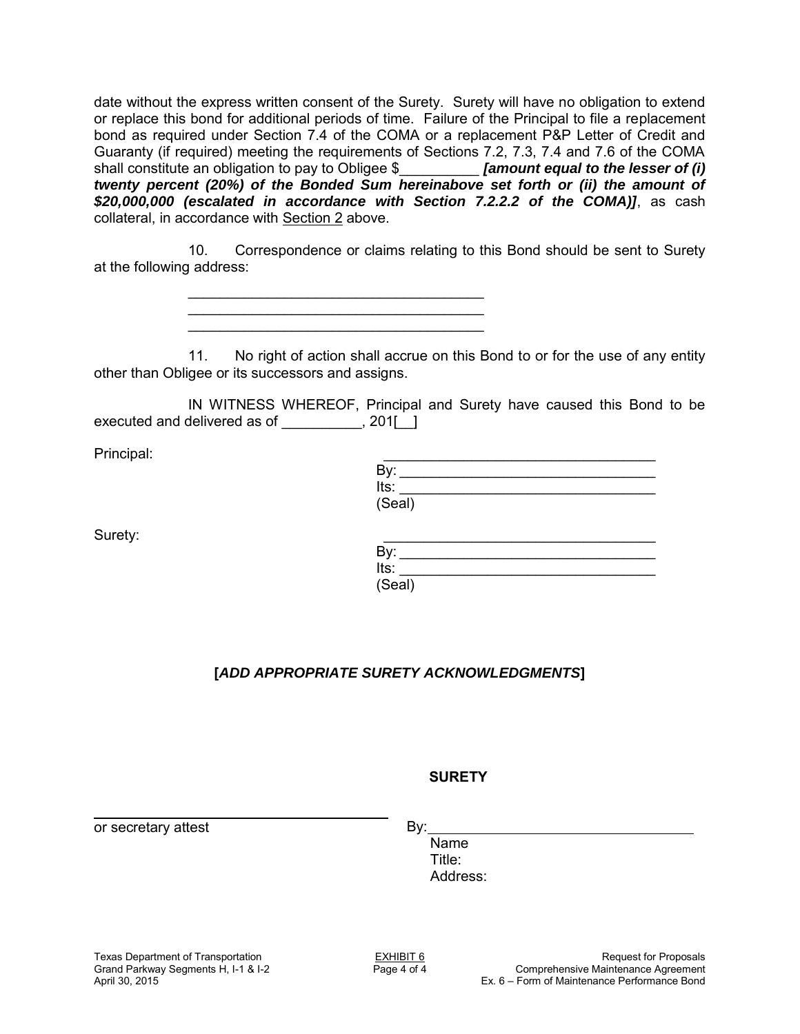date without the express written consent of the Surety. Surety will have no obligation to extend or replace this bond for additional periods of time. Failure of the Principal to file a replacement bond as required under Section 7.4 of the COMA or a replacement P&P Letter of Credit and Guaranty (if required) meeting the requirements of Sections 7.2, 7.3, 7.4 and 7.6 of the COMA shall constitute an obligation to pay to Obligee $__________ ***[amount equal to the lesser of (i) twenty percent (20%) of the Bonded Sum hereinabove set forth or (ii) the amount of $20,000,000 (escalated in accordance with Section 7.2.2.2 of the COMA)]***, as cash collateral, in accordance with Section 2 above.

10. Correspondence or claims relating to this Bond should be sent to Surety at the following address:

______________________________________
______________________________________
______________________________________

11. No right of action shall accrue on this Bond to or for the use of any entity other than Obligee or its successors and assigns.

IN WITNESS WHEREOF, Principal and Surety have caused this Bond to be executed and delivered as of __________, 201[__]

Principal:

__________________________________
By: _______________________________
Its: _______________________________
(Seal)

Surety:

__________________________________
By: _______________________________
Its: _______________________________
(Seal)

**[*ADD APPROPRIATE SURETY ACKNOWLEDGMENTS*]**

**SURETY**

__________________________________
or secretary attest

By: _______________________________
Name
Title:
Address: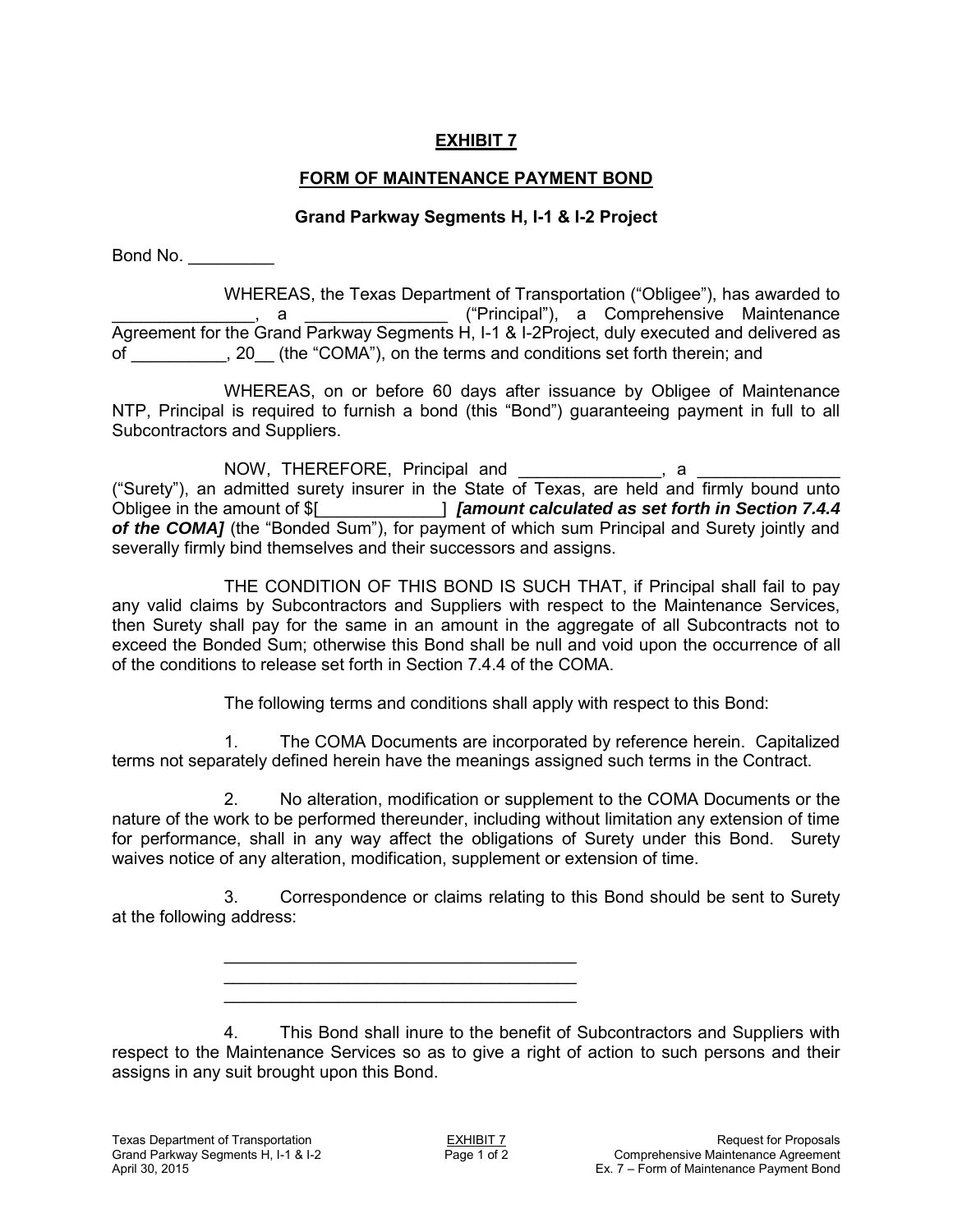# EXHIBIT 7

## FORM OF MAINTENANCE PAYMENT BOND

### Grand Parkway Segments H, I-1 & I-2 Project

Bond No. _________

WHEREAS, the Texas Department of Transportation ("Obligee"), has awarded to _______________, a _______________ ("Principal"), a Comprehensive Maintenance Agreement for the Grand Parkway Segments H, I-1 & I-2Project, duly executed and delivered as of __________, 20__ (the "COMA"), on the terms and conditions set forth therein; and

WHEREAS, on or before 60 days after issuance by Obligee of Maintenance NTP, Principal is required to furnish a bond (this "Bond") guaranteeing payment in full to all Subcontractors and Suppliers.

NOW, THEREFORE, Principal and _______________, a _______________ ("Surety"), an admitted surety insurer in the State of Texas, are held and firmly bound unto Obligee in the amount of $[_____________] ***[amount calculated as set forth in Section 7.4.4 of the COMA]*** (the "Bonded Sum"), for payment of which sum Principal and Surety jointly and severally firmly bind themselves and their successors and assigns.

THE CONDITION OF THIS BOND IS SUCH THAT, if Principal shall fail to pay any valid claims by Subcontractors and Suppliers with respect to the Maintenance Services, then Surety shall pay for the same in an amount in the aggregate of all Subcontracts not to exceed the Bonded Sum; otherwise this Bond shall be null and void upon the occurrence of all of the conditions to release set forth in Section 7.4.4 of the COMA.

The following terms and conditions shall apply with respect to this Bond:

1. The COMA Documents are incorporated by reference herein. Capitalized terms not separately defined herein have the meanings assigned such terms in the Contract.

2. No alteration, modification or supplement to the COMA Documents or the nature of the work to be performed thereunder, including without limitation any extension of time for performance, shall in any way affect the obligations of Surety under this Bond. Surety waives notice of any alteration, modification, supplement or extension of time.

3. Correspondence or claims relating to this Bond should be sent to Surety at the following address:

_____________________________________
_____________________________________
_____________________________________

4. This Bond shall inure to the benefit of Subcontractors and Suppliers with respect to the Maintenance Services so as to give a right of action to such persons and their assigns in any suit brought upon this Bond.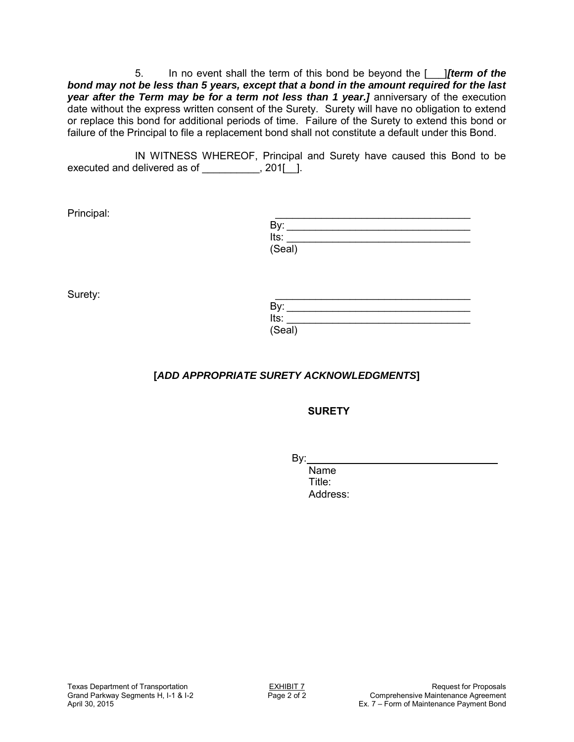5. In no event shall the term of this bond be beyond the [___]***[term of the bond may not be less than 5 years, except that a bond in the amount required for the last year after the Term may be for a term not less than 1 year.]*** anniversary of the execution date without the express written consent of the Surety. Surety will have no obligation to extend or replace this bond for additional periods of time. Failure of the Surety to extend this bond or failure of the Principal to file a replacement bond shall not constitute a default under this Bond.

IN WITNESS WHEREOF, Principal and Surety have caused this Bond to be executed and delivered as of __________, 201[__].

Principal:

_________________________________
By: _______________________________
Its: _______________________________
(Seal)

Surety:

_________________________________
By: _______________________________
Its: _______________________________
(Seal)

**[*ADD APPROPRIATE SURETY ACKNOWLEDGMENTS*]**

**SURETY**

By: _______________________________
Name
Title:
Address: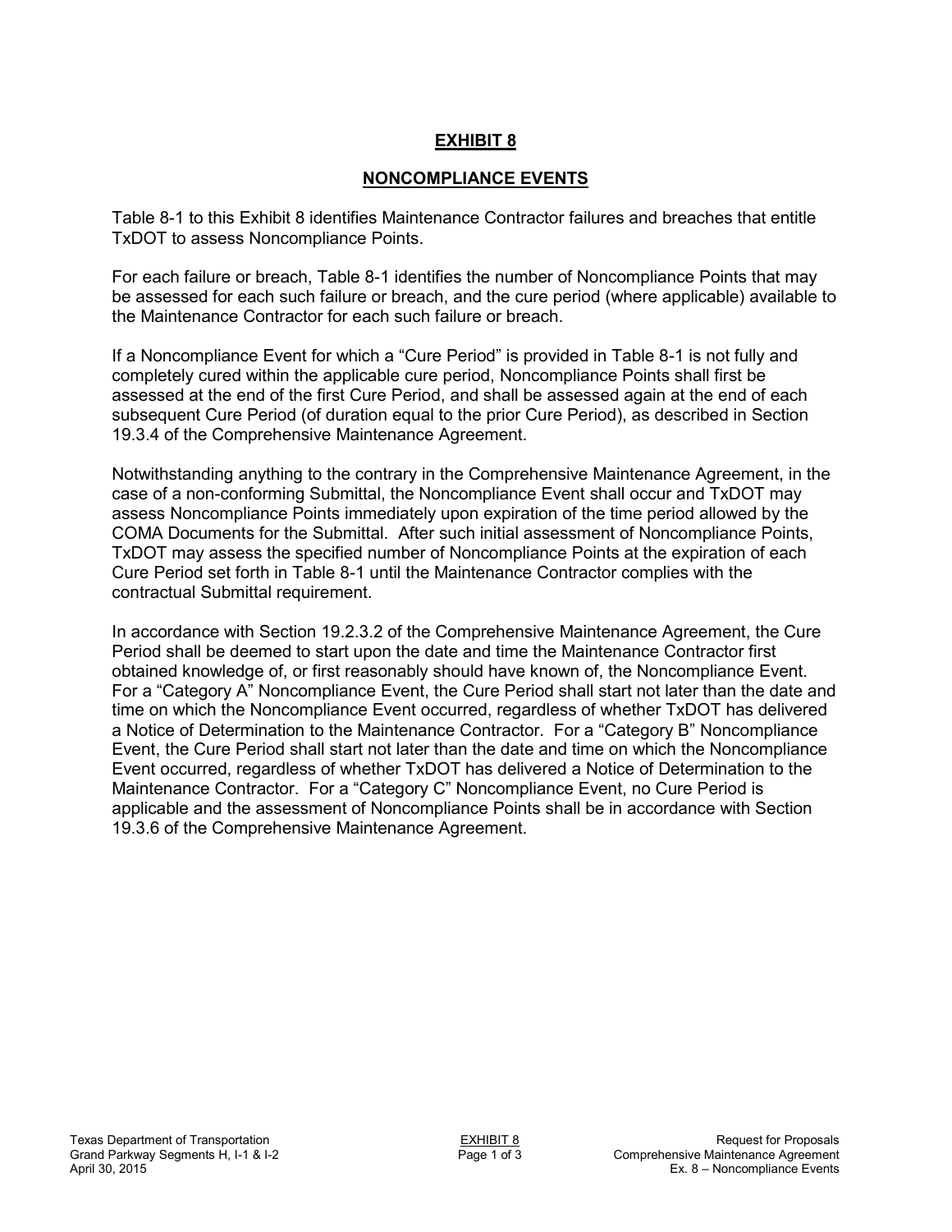# EXHIBIT 8

## NONCOMPLIANCE EVENTS

Table 8-1 to this Exhibit 8 identifies Maintenance Contractor failures and breaches that entitle TxDOT to assess Noncompliance Points.

For each failure or breach, Table 8-1 identifies the number of Noncompliance Points that may be assessed for each such failure or breach, and the cure period (where applicable) available to the Maintenance Contractor for each such failure or breach.

If a Noncompliance Event for which a "Cure Period" is provided in Table 8-1 is not fully and completely cured within the applicable cure period, Noncompliance Points shall first be assessed at the end of the first Cure Period, and shall be assessed again at the end of each subsequent Cure Period (of duration equal to the prior Cure Period), as described in Section 19.3.4 of the Comprehensive Maintenance Agreement.

Notwithstanding anything to the contrary in the Comprehensive Maintenance Agreement, in the case of a non-conforming Submittal, the Noncompliance Event shall occur and TxDOT may assess Noncompliance Points immediately upon expiration of the time period allowed by the COMA Documents for the Submittal. After such initial assessment of Noncompliance Points, TxDOT may assess the specified number of Noncompliance Points at the expiration of each Cure Period set forth in Table 8-1 until the Maintenance Contractor complies with the contractual Submittal requirement.

In accordance with Section 19.2.3.2 of the Comprehensive Maintenance Agreement, the Cure Period shall be deemed to start upon the date and time the Maintenance Contractor first obtained knowledge of, or first reasonably should have known of, the Noncompliance Event. For a "Category A" Noncompliance Event, the Cure Period shall start not later than the date and time on which the Noncompliance Event occurred, regardless of whether TxDOT has delivered a Notice of Determination to the Maintenance Contractor. For a "Category B" Noncompliance Event, the Cure Period shall start not later than the date and time on which the Noncompliance Event occurred, regardless of whether TxDOT has delivered a Notice of Determination to the Maintenance Contractor. For a "Category C" Noncompliance Event, no Cure Period is applicable and the assessment of Noncompliance Points shall be in accordance with Section 19.3.6 of the Comprehensive Maintenance Agreement.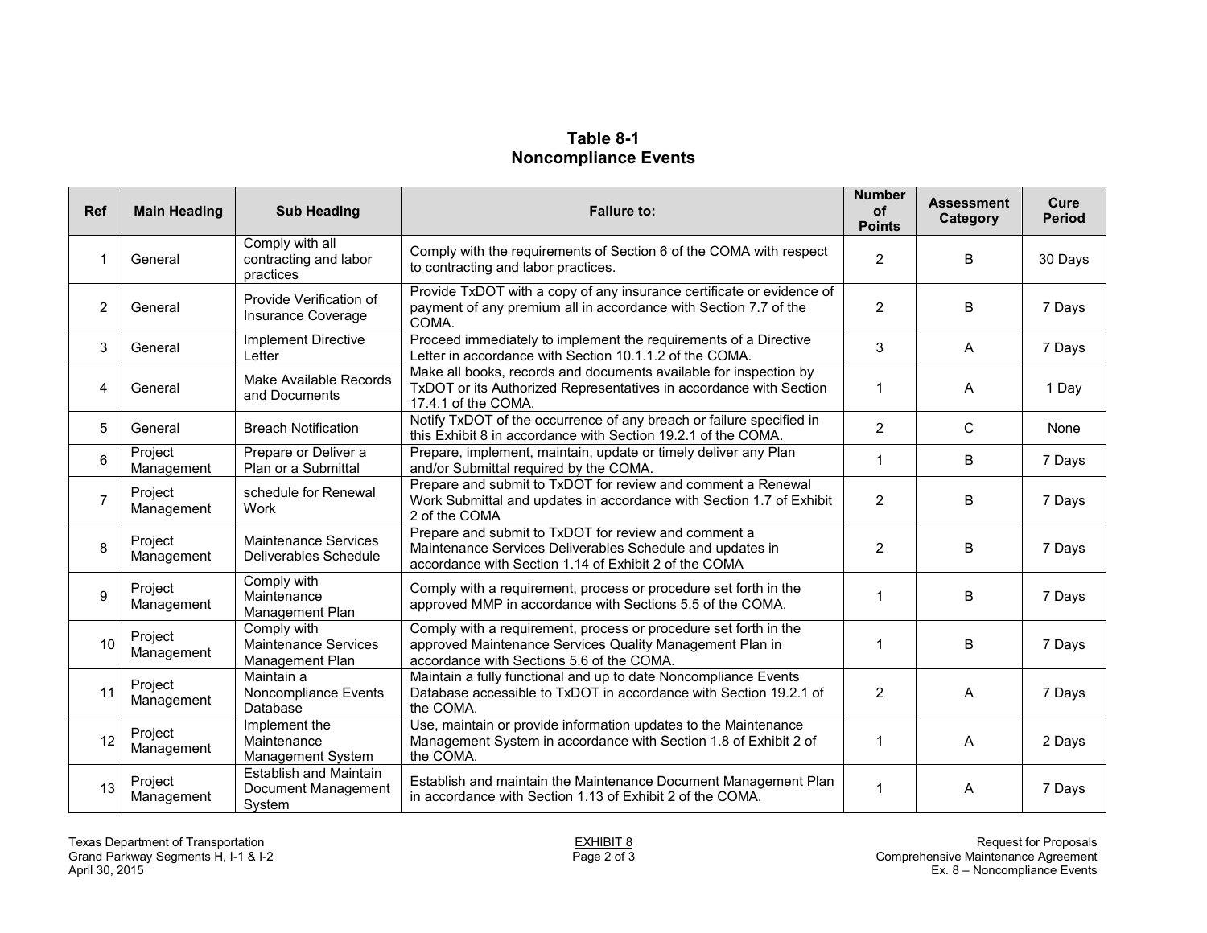## Table 8-1
## Noncompliance Events

| Ref | Main Heading | Sub Heading | Failure to: | Number of Points | Assessment Category | Cure Period |
|---|---|---|---|---|---|---|
| 1 | General | Comply with all contracting and labor practices | Comply with the requirements of Section 6 of the COMA with respect to contracting and labor practices. | 2 | B | 30 Days |
| 2 | General | Provide Verification of Insurance Coverage | Provide TxDOT with a copy of any insurance certificate or evidence of payment of any premium all in accordance with Section 7.7 of the COMA. | 2 | B | 7 Days |
| 3 | General | Implement Directive Letter | Proceed immediately to implement the requirements of a Directive Letter in accordance with Section 10.1.1.2 of the COMA. | 3 | A | 7 Days |
| 4 | General | Make Available Records and Documents | Make all books, records and documents available for inspection by TxDOT or its Authorized Representatives in accordance with Section 17.4.1 of the COMA. | 1 | A | 1 Day |
| 5 | General | Breach Notification | Notify TxDOT of the occurrence of any breach or failure specified in this Exhibit 8 in accordance with Section 19.2.1 of the COMA. | 2 | C | None |
| 6 | Project Management | Prepare or Deliver a Plan or a Submittal | Prepare, implement, maintain, update or timely deliver any Plan and/or Submittal required by the COMA. | 1 | B | 7 Days |
| 7 | Project Management | schedule for Renewal Work | Prepare and submit to TxDOT for review and comment a Renewal Work Submittal and updates in accordance with Section 1.7 of Exhibit 2 of the COMA | 2 | B | 7 Days |
| 8 | Project Management | Maintenance Services Deliverables Schedule | Prepare and submit to TxDOT for review and comment a Maintenance Services Deliverables Schedule and updates in accordance with Section 1.14 of Exhibit 2 of the COMA | 2 | B | 7 Days |
| 9 | Project Management | Comply with Maintenance Management Plan | Comply with a requirement, process or procedure set forth in the approved MMP in accordance with Sections 5.5 of the COMA. | 1 | B | 7 Days |
| 10 | Project Management | Comply with Maintenance Services Management Plan | Comply with a requirement, process or procedure set forth in the approved Maintenance Services Quality Management Plan in accordance with Sections 5.6 of the COMA. | 1 | B | 7 Days |
| 11 | Project Management | Maintain a Noncompliance Events Database | Maintain a fully functional and up to date Noncompliance Events Database accessible to TxDOT in accordance with Section 19.2.1 of the COMA. | 2 | A | 7 Days |
| 12 | Project Management | Implement the Maintenance Management System | Use, maintain or provide information updates to the Maintenance Management System in accordance with Section 1.8 of Exhibit 2 of the COMA. | 1 | A | 2 Days |
| 13 | Project Management | Establish and Maintain Document Management System | Establish and maintain the Maintenance Document Management Plan in accordance with Section 1.13 of Exhibit 2 of the COMA. | 1 | A | 7 Days |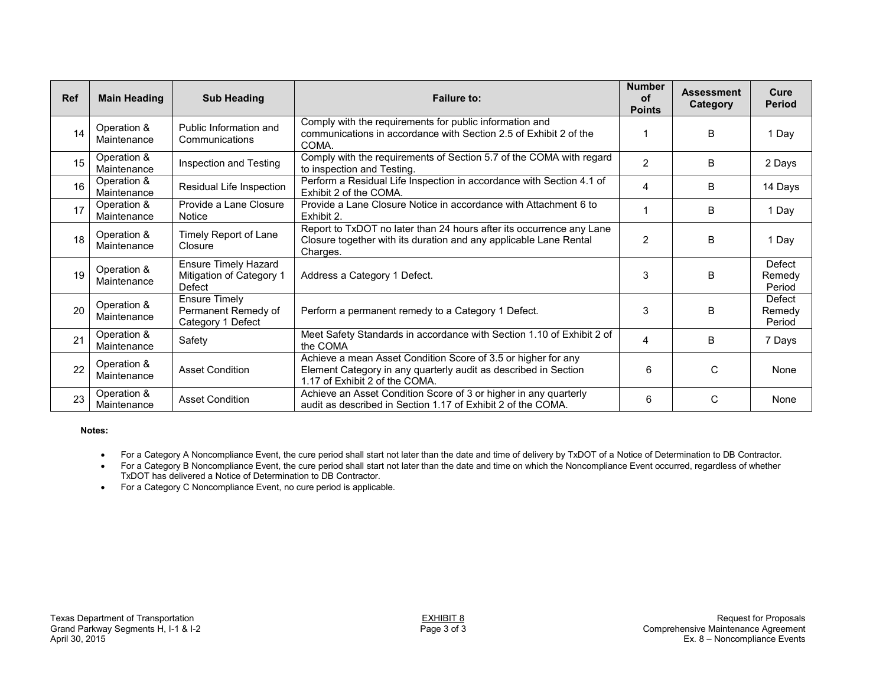| Ref | Main Heading | Sub Heading | Failure to: | Number of Points | Assessment Category | Cure Period |
|---|---|---|---|---|---|---|
| 14 | Operation & Maintenance | Public Information and Communications | Comply with the requirements for public information and communications in accordance with Section 2.5 of Exhibit 2 of the COMA. | 1 | B | 1 Day |
| 15 | Operation & Maintenance | Inspection and Testing | Comply with the requirements of Section 5.7 of the COMA with regard to inspection and Testing. | 2 | B | 2 Days |
| 16 | Operation & Maintenance | Residual Life Inspection | Perform a Residual Life Inspection in accordance with Section 4.1 of Exhibit 2 of the COMA. | 4 | B | 14 Days |
| 17 | Operation & Maintenance | Provide a Lane Closure Notice | Provide a Lane Closure Notice in accordance with Attachment 6 to Exhibit 2. | 1 | B | 1 Day |
| 18 | Operation & Maintenance | Timely Report of Lane Closure | Report to TxDOT no later than 24 hours after its occurrence any Lane Closure together with its duration and any applicable Lane Rental Charges. | 2 | B | 1 Day |
| 19 | Operation & Maintenance | Ensure Timely Hazard Mitigation of Category 1 Defect | Address a Category 1 Defect. | 3 | B | Defect Remedy Period |
| 20 | Operation & Maintenance | Ensure Timely Permanent Remedy of Category 1 Defect | Perform a permanent remedy to a Category 1 Defect. | 3 | B | Defect Remedy Period |
| 21 | Operation & Maintenance | Safety | Meet Safety Standards in accordance with Section 1.10 of Exhibit 2 of the COMA | 4 | B | 7 Days |
| 22 | Operation & Maintenance | Asset Condition | Achieve a mean Asset Condition Score of 3.5 or higher for any Element Category in any quarterly audit as described in Section 1.17 of Exhibit 2 of the COMA. | 6 | C | None |
| 23 | Operation & Maintenance | Asset Condition | Achieve an Asset Condition Score of 3 or higher in any quarterly audit as described in Section 1.17 of Exhibit 2 of the COMA. | 6 | C | None |

**Notes:**

- For a Category A Noncompliance Event, the cure period shall start not later than the date and time of delivery by TxDOT of a Notice of Determination to DB Contractor.
- For a Category B Noncompliance Event, the cure period shall start not later than the date and time on which the Noncompliance Event occurred, regardless of whether TxDOT has delivered a Notice of Determination to DB Contractor.
- For a Category C Noncompliance Event, no cure period is applicable.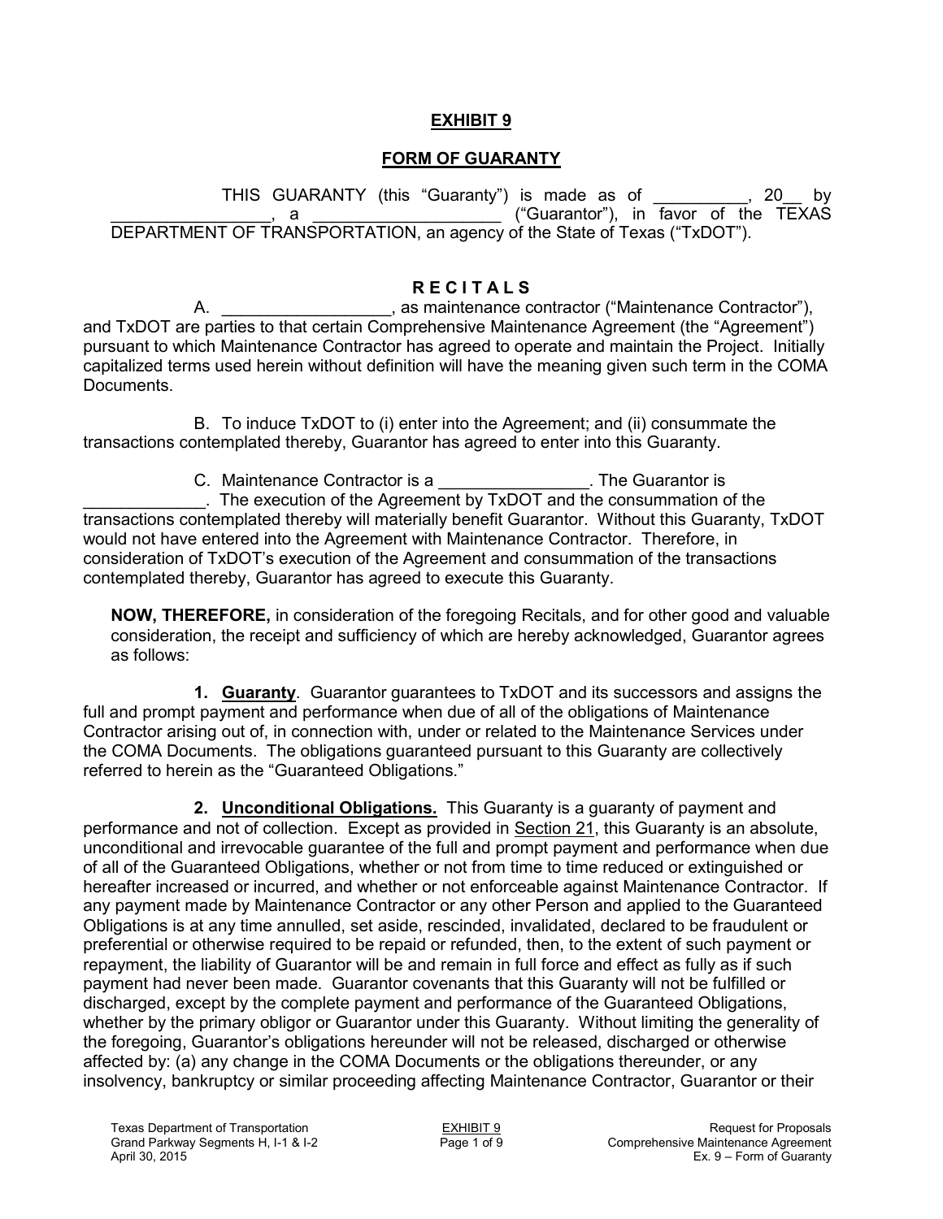# EXHIBIT 9

## FORM OF GUARANTY

THIS GUARANTY (this "Guaranty") is made as of __________, 20__ by _________________, a ____________________ ("Guarantor"), in favor of the TEXAS DEPARTMENT OF TRANSPORTATION, an agency of the State of Texas ("TxDOT").

## R E C I T A L S

A. __________________, as maintenance contractor ("Maintenance Contractor"), and TxDOT are parties to that certain Comprehensive Maintenance Agreement (the "Agreement") pursuant to which Maintenance Contractor has agreed to operate and maintain the Project. Initially capitalized terms used herein without definition will have the meaning given such term in the COMA Documents.

B. To induce TxDOT to (i) enter into the Agreement; and (ii) consummate the transactions contemplated thereby, Guarantor has agreed to enter into this Guaranty.

C. Maintenance Contractor is a ________________. The Guarantor is _____________. The execution of the Agreement by TxDOT and the consummation of the transactions contemplated thereby will materially benefit Guarantor. Without this Guaranty, TxDOT would not have entered into the Agreement with Maintenance Contractor. Therefore, in consideration of TxDOT's execution of the Agreement and consummation of the transactions contemplated thereby, Guarantor has agreed to execute this Guaranty.

**NOW, THEREFORE,** in consideration of the foregoing Recitals, and for other good and valuable consideration, the receipt and sufficiency of which are hereby acknowledged, Guarantor agrees as follows:

**1. Guaranty**. Guarantor guarantees to TxDOT and its successors and assigns the full and prompt payment and performance when due of all of the obligations of Maintenance Contractor arising out of, in connection with, under or related to the Maintenance Services under the COMA Documents. The obligations guaranteed pursuant to this Guaranty are collectively referred to herein as the "Guaranteed Obligations."

**2. Unconditional Obligations.** This Guaranty is a guaranty of payment and performance and not of collection. Except as provided in Section 21, this Guaranty is an absolute, unconditional and irrevocable guarantee of the full and prompt payment and performance when due of all of the Guaranteed Obligations, whether or not from time to time reduced or extinguished or hereafter increased or incurred, and whether or not enforceable against Maintenance Contractor. If any payment made by Maintenance Contractor or any other Person and applied to the Guaranteed Obligations is at any time annulled, set aside, rescinded, invalidated, declared to be fraudulent or preferential or otherwise required to be repaid or refunded, then, to the extent of such payment or repayment, the liability of Guarantor will be and remain in full force and effect as fully as if such payment had never been made. Guarantor covenants that this Guaranty will not be fulfilled or discharged, except by the complete payment and performance of the Guaranteed Obligations, whether by the primary obligor or Guarantor under this Guaranty. Without limiting the generality of the foregoing, Guarantor's obligations hereunder will not be released, discharged or otherwise affected by: (a) any change in the COMA Documents or the obligations thereunder, or any insolvency, bankruptcy or similar proceeding affecting Maintenance Contractor, Guarantor or their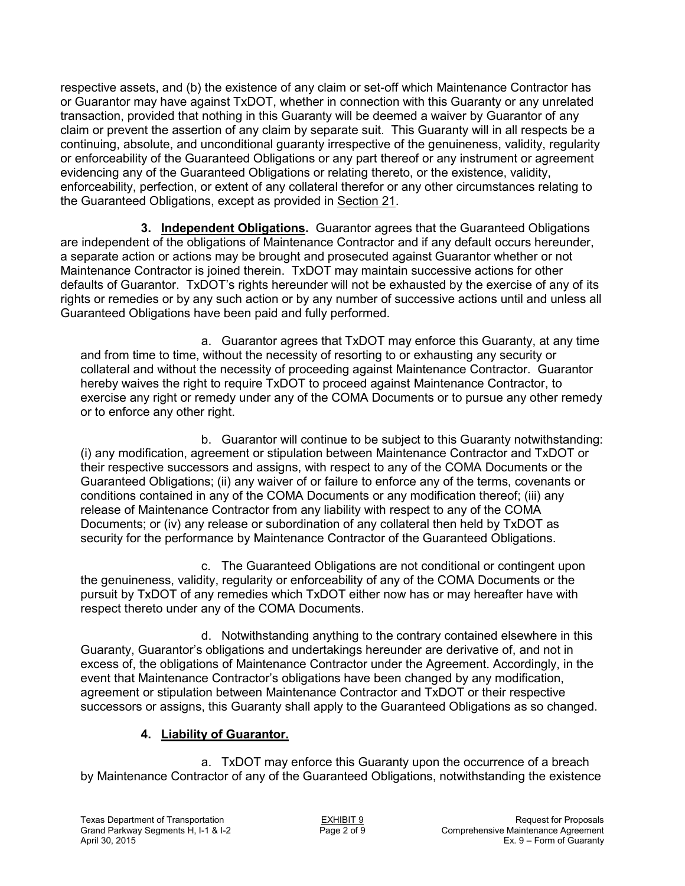respective assets, and (b) the existence of any claim or set-off which Maintenance Contractor has or Guarantor may have against TxDOT, whether in connection with this Guaranty or any unrelated transaction, provided that nothing in this Guaranty will be deemed a waiver by Guarantor of any claim or prevent the assertion of any claim by separate suit. This Guaranty will in all respects be a continuing, absolute, and unconditional guaranty irrespective of the genuineness, validity, regularity or enforceability of the Guaranteed Obligations or any part thereof or any instrument or agreement evidencing any of the Guaranteed Obligations or relating thereto, or the existence, validity, enforceability, perfection, or extent of any collateral therefor or any other circumstances relating to the Guaranteed Obligations, except as provided in Section 21.

**3. Independent Obligations.** Guarantor agrees that the Guaranteed Obligations are independent of the obligations of Maintenance Contractor and if any default occurs hereunder, a separate action or actions may be brought and prosecuted against Guarantor whether or not Maintenance Contractor is joined therein. TxDOT may maintain successive actions for other defaults of Guarantor. TxDOT's rights hereunder will not be exhausted by the exercise of any of its rights or remedies or by any such action or by any number of successive actions until and unless all Guaranteed Obligations have been paid and fully performed.

a. Guarantor agrees that TxDOT may enforce this Guaranty, at any time and from time to time, without the necessity of resorting to or exhausting any security or collateral and without the necessity of proceeding against Maintenance Contractor. Guarantor hereby waives the right to require TxDOT to proceed against Maintenance Contractor, to exercise any right or remedy under any of the COMA Documents or to pursue any other remedy or to enforce any other right.

b. Guarantor will continue to be subject to this Guaranty notwithstanding: (i) any modification, agreement or stipulation between Maintenance Contractor and TxDOT or their respective successors and assigns, with respect to any of the COMA Documents or the Guaranteed Obligations; (ii) any waiver of or failure to enforce any of the terms, covenants or conditions contained in any of the COMA Documents or any modification thereof; (iii) any release of Maintenance Contractor from any liability with respect to any of the COMA Documents; or (iv) any release or subordination of any collateral then held by TxDOT as security for the performance by Maintenance Contractor of the Guaranteed Obligations.

c. The Guaranteed Obligations are not conditional or contingent upon the genuineness, validity, regularity or enforceability of any of the COMA Documents or the pursuit by TxDOT of any remedies which TxDOT either now has or may hereafter have with respect thereto under any of the COMA Documents.

d. Notwithstanding anything to the contrary contained elsewhere in this Guaranty, Guarantor's obligations and undertakings hereunder are derivative of, and not in excess of, the obligations of Maintenance Contractor under the Agreement. Accordingly, in the event that Maintenance Contractor's obligations have been changed by any modification, agreement or stipulation between Maintenance Contractor and TxDOT or their respective successors or assigns, this Guaranty shall apply to the Guaranteed Obligations as so changed.

**4. Liability of Guarantor.**

a. TxDOT may enforce this Guaranty upon the occurrence of a breach by Maintenance Contractor of any of the Guaranteed Obligations, notwithstanding the existence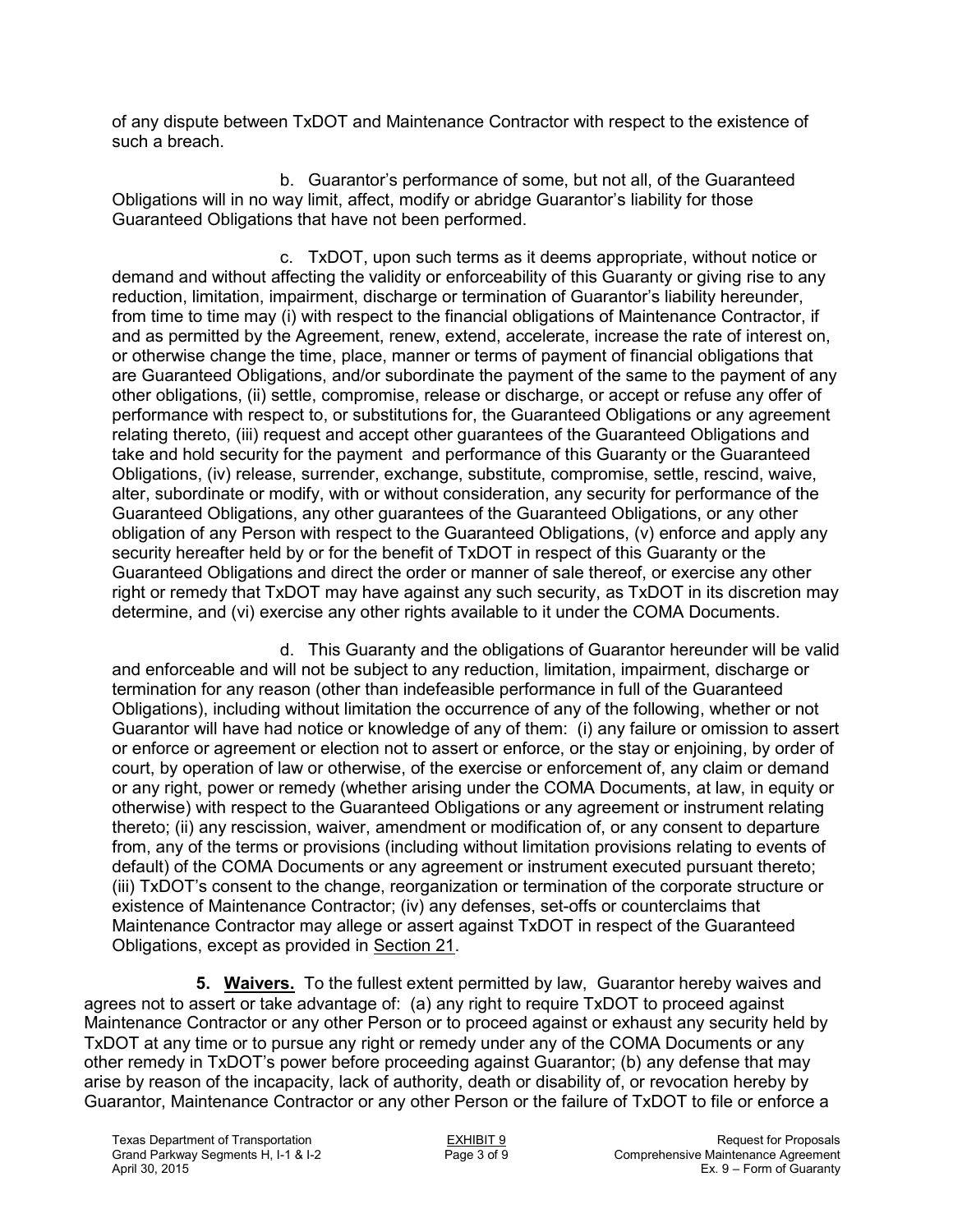of any dispute between TxDOT and Maintenance Contractor with respect to the existence of such a breach.

b. Guarantor's performance of some, but not all, of the Guaranteed Obligations will in no way limit, affect, modify or abridge Guarantor's liability for those Guaranteed Obligations that have not been performed.

c. TxDOT, upon such terms as it deems appropriate, without notice or demand and without affecting the validity or enforceability of this Guaranty or giving rise to any reduction, limitation, impairment, discharge or termination of Guarantor's liability hereunder, from time to time may (i) with respect to the financial obligations of Maintenance Contractor, if and as permitted by the Agreement, renew, extend, accelerate, increase the rate of interest on, or otherwise change the time, place, manner or terms of payment of financial obligations that are Guaranteed Obligations, and/or subordinate the payment of the same to the payment of any other obligations, (ii) settle, compromise, release or discharge, or accept or refuse any offer of performance with respect to, or substitutions for, the Guaranteed Obligations or any agreement relating thereto, (iii) request and accept other guarantees of the Guaranteed Obligations and take and hold security for the payment and performance of this Guaranty or the Guaranteed Obligations, (iv) release, surrender, exchange, substitute, compromise, settle, rescind, waive, alter, subordinate or modify, with or without consideration, any security for performance of the Guaranteed Obligations, any other guarantees of the Guaranteed Obligations, or any other obligation of any Person with respect to the Guaranteed Obligations, (v) enforce and apply any security hereafter held by or for the benefit of TxDOT in respect of this Guaranty or the Guaranteed Obligations and direct the order or manner of sale thereof, or exercise any other right or remedy that TxDOT may have against any such security, as TxDOT in its discretion may determine, and (vi) exercise any other rights available to it under the COMA Documents.

d. This Guaranty and the obligations of Guarantor hereunder will be valid and enforceable and will not be subject to any reduction, limitation, impairment, discharge or termination for any reason (other than indefeasible performance in full of the Guaranteed Obligations), including without limitation the occurrence of any of the following, whether or not Guarantor will have had notice or knowledge of any of them: (i) any failure or omission to assert or enforce or agreement or election not to assert or enforce, or the stay or enjoining, by order of court, by operation of law or otherwise, of the exercise or enforcement of, any claim or demand or any right, power or remedy (whether arising under the COMA Documents, at law, in equity or otherwise) with respect to the Guaranteed Obligations or any agreement or instrument relating thereto; (ii) any rescission, waiver, amendment or modification of, or any consent to departure from, any of the terms or provisions (including without limitation provisions relating to events of default) of the COMA Documents or any agreement or instrument executed pursuant thereto; (iii) TxDOT's consent to the change, reorganization or termination of the corporate structure or existence of Maintenance Contractor; (iv) any defenses, set-offs or counterclaims that Maintenance Contractor may allege or assert against TxDOT in respect of the Guaranteed Obligations, except as provided in Section 21.

**5. Waivers.** To the fullest extent permitted by law, Guarantor hereby waives and agrees not to assert or take advantage of: (a) any right to require TxDOT to proceed against Maintenance Contractor or any other Person or to proceed against or exhaust any security held by TxDOT at any time or to pursue any right or remedy under any of the COMA Documents or any other remedy in TxDOT's power before proceeding against Guarantor; (b) any defense that may arise by reason of the incapacity, lack of authority, death or disability of, or revocation hereby by Guarantor, Maintenance Contractor or any other Person or the failure of TxDOT to file or enforce a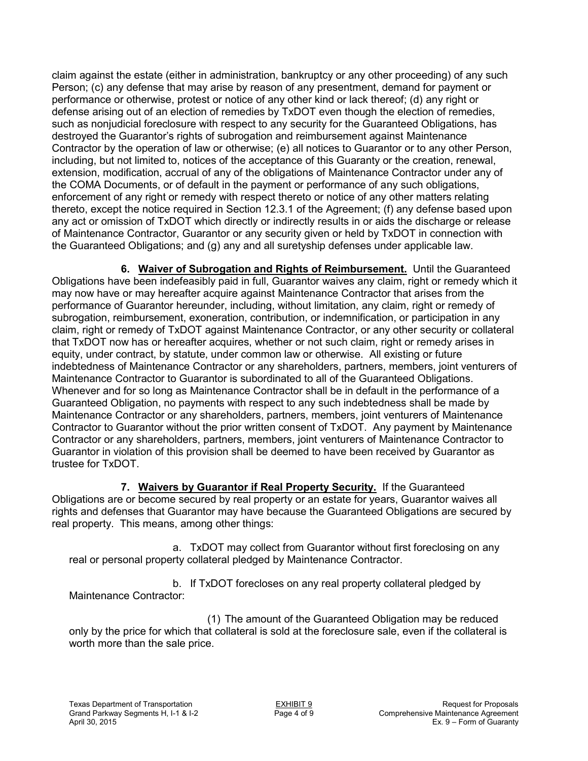claim against the estate (either in administration, bankruptcy or any other proceeding) of any such Person; (c) any defense that may arise by reason of any presentment, demand for payment or performance or otherwise, protest or notice of any other kind or lack thereof; (d) any right or defense arising out of an election of remedies by TxDOT even though the election of remedies, such as nonjudicial foreclosure with respect to any security for the Guaranteed Obligations, has destroyed the Guarantor's rights of subrogation and reimbursement against Maintenance Contractor by the operation of law or otherwise; (e) all notices to Guarantor or to any other Person, including, but not limited to, notices of the acceptance of this Guaranty or the creation, renewal, extension, modification, accrual of any of the obligations of Maintenance Contractor under any of the COMA Documents, or of default in the payment or performance of any such obligations, enforcement of any right or remedy with respect thereto or notice of any other matters relating thereto, except the notice required in Section 12.3.1 of the Agreement; (f) any defense based upon any act or omission of TxDOT which directly or indirectly results in or aids the discharge or release of Maintenance Contractor, Guarantor or any security given or held by TxDOT in connection with the Guaranteed Obligations; and (g) any and all suretyship defenses under applicable law.

**6. Waiver of Subrogation and Rights of Reimbursement.** Until the Guaranteed Obligations have been indefeasibly paid in full, Guarantor waives any claim, right or remedy which it may now have or may hereafter acquire against Maintenance Contractor that arises from the performance of Guarantor hereunder, including, without limitation, any claim, right or remedy of subrogation, reimbursement, exoneration, contribution, or indemnification, or participation in any claim, right or remedy of TxDOT against Maintenance Contractor, or any other security or collateral that TxDOT now has or hereafter acquires, whether or not such claim, right or remedy arises in equity, under contract, by statute, under common law or otherwise. All existing or future indebtedness of Maintenance Contractor or any shareholders, partners, members, joint venturers of Maintenance Contractor to Guarantor is subordinated to all of the Guaranteed Obligations. Whenever and for so long as Maintenance Contractor shall be in default in the performance of a Guaranteed Obligation, no payments with respect to any such indebtedness shall be made by Maintenance Contractor or any shareholders, partners, members, joint venturers of Maintenance Contractor to Guarantor without the prior written consent of TxDOT. Any payment by Maintenance Contractor or any shareholders, partners, members, joint venturers of Maintenance Contractor to Guarantor in violation of this provision shall be deemed to have been received by Guarantor as trustee for TxDOT.

**7. Waivers by Guarantor if Real Property Security.** If the Guaranteed Obligations are or become secured by real property or an estate for years, Guarantor waives all rights and defenses that Guarantor may have because the Guaranteed Obligations are secured by real property. This means, among other things:

a. TxDOT may collect from Guarantor without first foreclosing on any real or personal property collateral pledged by Maintenance Contractor.

b. If TxDOT forecloses on any real property collateral pledged by Maintenance Contractor:

(1) The amount of the Guaranteed Obligation may be reduced only by the price for which that collateral is sold at the foreclosure sale, even if the collateral is worth more than the sale price.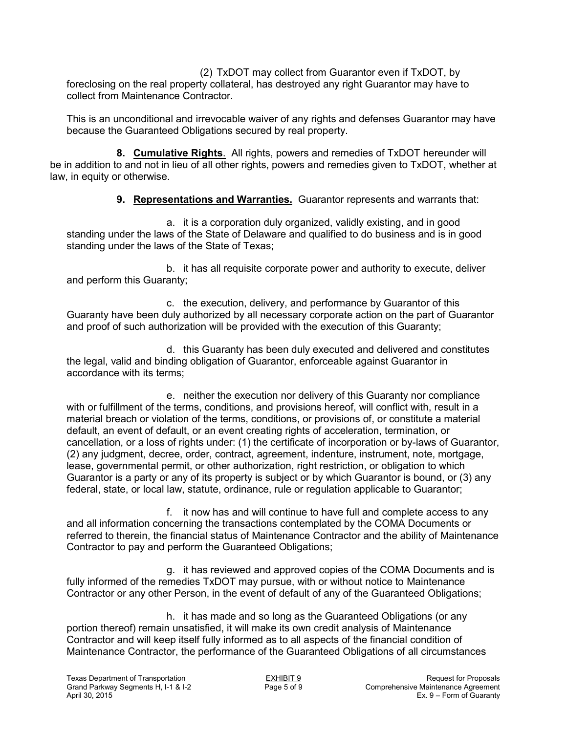(2) TxDOT may collect from Guarantor even if TxDOT, by foreclosing on the real property collateral, has destroyed any right Guarantor may have to collect from Maintenance Contractor.

This is an unconditional and irrevocable waiver of any rights and defenses Guarantor may have because the Guaranteed Obligations secured by real property.

**8. Cumulative Rights**. All rights, powers and remedies of TxDOT hereunder will be in addition to and not in lieu of all other rights, powers and remedies given to TxDOT, whether at law, in equity or otherwise.

**9. Representations and Warranties.** Guarantor represents and warrants that:

a. it is a corporation duly organized, validly existing, and in good standing under the laws of the State of Delaware and qualified to do business and is in good standing under the laws of the State of Texas;

b. it has all requisite corporate power and authority to execute, deliver and perform this Guaranty;

c. the execution, delivery, and performance by Guarantor of this Guaranty have been duly authorized by all necessary corporate action on the part of Guarantor and proof of such authorization will be provided with the execution of this Guaranty;

d. this Guaranty has been duly executed and delivered and constitutes the legal, valid and binding obligation of Guarantor, enforceable against Guarantor in accordance with its terms;

e. neither the execution nor delivery of this Guaranty nor compliance with or fulfillment of the terms, conditions, and provisions hereof, will conflict with, result in a material breach or violation of the terms, conditions, or provisions of, or constitute a material default, an event of default, or an event creating rights of acceleration, termination, or cancellation, or a loss of rights under: (1) the certificate of incorporation or by-laws of Guarantor, (2) any judgment, decree, order, contract, agreement, indenture, instrument, note, mortgage, lease, governmental permit, or other authorization, right restriction, or obligation to which Guarantor is a party or any of its property is subject or by which Guarantor is bound, or (3) any federal, state, or local law, statute, ordinance, rule or regulation applicable to Guarantor;

f. it now has and will continue to have full and complete access to any and all information concerning the transactions contemplated by the COMA Documents or referred to therein, the financial status of Maintenance Contractor and the ability of Maintenance Contractor to pay and perform the Guaranteed Obligations;

g. it has reviewed and approved copies of the COMA Documents and is fully informed of the remedies TxDOT may pursue, with or without notice to Maintenance Contractor or any other Person, in the event of default of any of the Guaranteed Obligations;

h. it has made and so long as the Guaranteed Obligations (or any portion thereof) remain unsatisfied, it will make its own credit analysis of Maintenance Contractor and will keep itself fully informed as to all aspects of the financial condition of Maintenance Contractor, the performance of the Guaranteed Obligations of all circumstances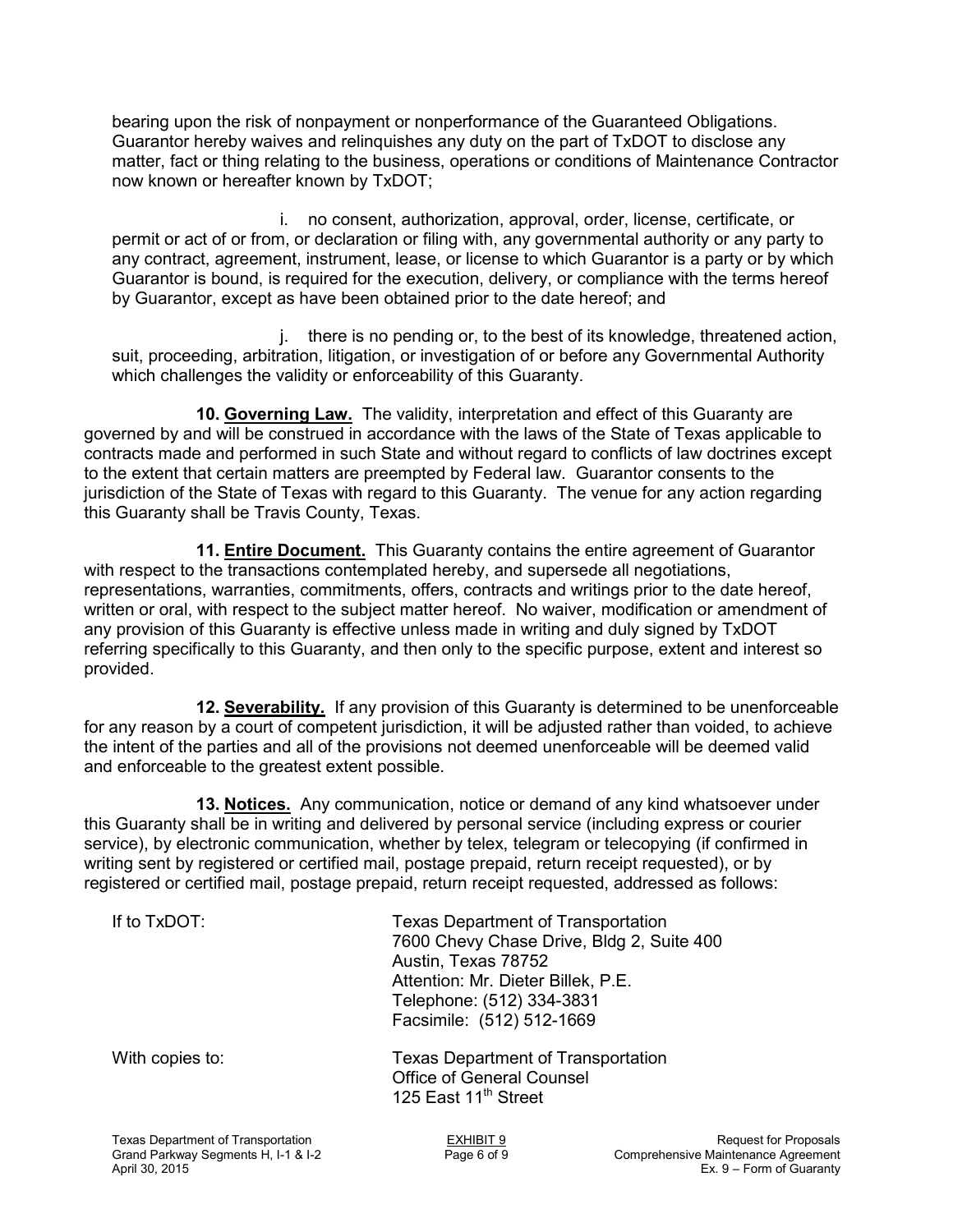bearing upon the risk of nonpayment or nonperformance of the Guaranteed Obligations. Guarantor hereby waives and relinquishes any duty on the part of TxDOT to disclose any matter, fact or thing relating to the business, operations or conditions of Maintenance Contractor now known or hereafter known by TxDOT;

i. no consent, authorization, approval, order, license, certificate, or permit or act of or from, or declaration or filing with, any governmental authority or any party to any contract, agreement, instrument, lease, or license to which Guarantor is a party or by which Guarantor is bound, is required for the execution, delivery, or compliance with the terms hereof by Guarantor, except as have been obtained prior to the date hereof; and

j. there is no pending or, to the best of its knowledge, threatened action, suit, proceeding, arbitration, litigation, or investigation of or before any Governmental Authority which challenges the validity or enforceability of this Guaranty.

**10. Governing Law.** The validity, interpretation and effect of this Guaranty are governed by and will be construed in accordance with the laws of the State of Texas applicable to contracts made and performed in such State and without regard to conflicts of law doctrines except to the extent that certain matters are preempted by Federal law. Guarantor consents to the jurisdiction of the State of Texas with regard to this Guaranty. The venue for any action regarding this Guaranty shall be Travis County, Texas.

**11. Entire Document.** This Guaranty contains the entire agreement of Guarantor with respect to the transactions contemplated hereby, and supersede all negotiations, representations, warranties, commitments, offers, contracts and writings prior to the date hereof, written or oral, with respect to the subject matter hereof. No waiver, modification or amendment of any provision of this Guaranty is effective unless made in writing and duly signed by TxDOT referring specifically to this Guaranty, and then only to the specific purpose, extent and interest so provided.

**12. Severability.** If any provision of this Guaranty is determined to be unenforceable for any reason by a court of competent jurisdiction, it will be adjusted rather than voided, to achieve the intent of the parties and all of the provisions not deemed unenforceable will be deemed valid and enforceable to the greatest extent possible.

**13. Notices.** Any communication, notice or demand of any kind whatsoever under this Guaranty shall be in writing and delivered by personal service (including express or courier service), by electronic communication, whether by telex, telegram or telecopying (if confirmed in writing sent by registered or certified mail, postage prepaid, return receipt requested), or by registered or certified mail, postage prepaid, return receipt requested, addressed as follows:

If to TxDOT:

Texas Department of Transportation
7600 Chevy Chase Drive, Bldg 2, Suite 400
Austin, Texas 78752
Attention: Mr. Dieter Billek, P.E.
Telephone: (512) 334-3831
Facsimile: (512) 512-1669

With copies to:

Texas Department of Transportation
Office of General Counsel
125 East 11th Street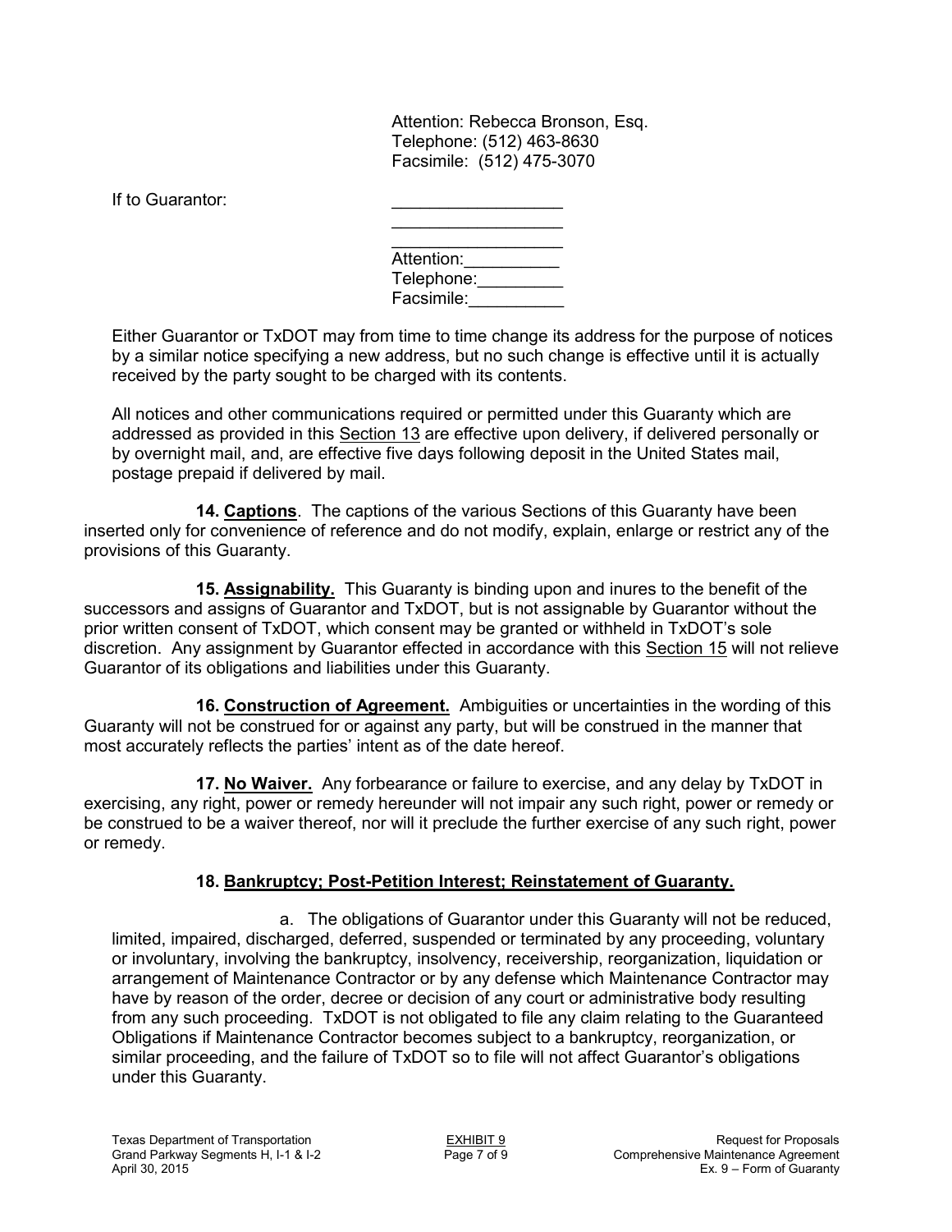Attention: Rebecca Bronson, Esq.
Telephone: (512) 463-8630
Facsimile: (512) 475-3070

If to Guarantor:

\_\_\_\_\_\_\_\_\_\_\_\_\_\_\_\_\_\_
\_\_\_\_\_\_\_\_\_\_\_\_\_\_\_\_\_\_
\_\_\_\_\_\_\_\_\_\_\_\_\_\_\_\_\_\_
Attention:\_\_\_\_\_\_\_\_\_\_
Telephone:\_\_\_\_\_\_\_\_\_
Facsimile:\_\_\_\_\_\_\_\_\_\_

Either Guarantor or TxDOT may from time to time change its address for the purpose of notices by a similar notice specifying a new address, but no such change is effective until it is actually received by the party sought to be charged with its contents.

All notices and other communications required or permitted under this Guaranty which are addressed as provided in this Section 13 are effective upon delivery, if delivered personally or by overnight mail, and, are effective five days following deposit in the United States mail, postage prepaid if delivered by mail.

**14. Captions**. The captions of the various Sections of this Guaranty have been inserted only for convenience of reference and do not modify, explain, enlarge or restrict any of the provisions of this Guaranty.

**15. Assignability.** This Guaranty is binding upon and inures to the benefit of the successors and assigns of Guarantor and TxDOT, but is not assignable by Guarantor without the prior written consent of TxDOT, which consent may be granted or withheld in TxDOT's sole discretion. Any assignment by Guarantor effected in accordance with this Section 15 will not relieve Guarantor of its obligations and liabilities under this Guaranty.

**16. Construction of Agreement.** Ambiguities or uncertainties in the wording of this Guaranty will not be construed for or against any party, but will be construed in the manner that most accurately reflects the parties' intent as of the date hereof.

**17. No Waiver.** Any forbearance or failure to exercise, and any delay by TxDOT in exercising, any right, power or remedy hereunder will not impair any such right, power or remedy or be construed to be a waiver thereof, nor will it preclude the further exercise of any such right, power or remedy.

**18. Bankruptcy; Post-Petition Interest; Reinstatement of Guaranty.**

a. The obligations of Guarantor under this Guaranty will not be reduced, limited, impaired, discharged, deferred, suspended or terminated by any proceeding, voluntary or involuntary, involving the bankruptcy, insolvency, receivership, reorganization, liquidation or arrangement of Maintenance Contractor or by any defense which Maintenance Contractor may have by reason of the order, decree or decision of any court or administrative body resulting from any such proceeding. TxDOT is not obligated to file any claim relating to the Guaranteed Obligations if Maintenance Contractor becomes subject to a bankruptcy, reorganization, or similar proceeding, and the failure of TxDOT so to file will not affect Guarantor's obligations under this Guaranty.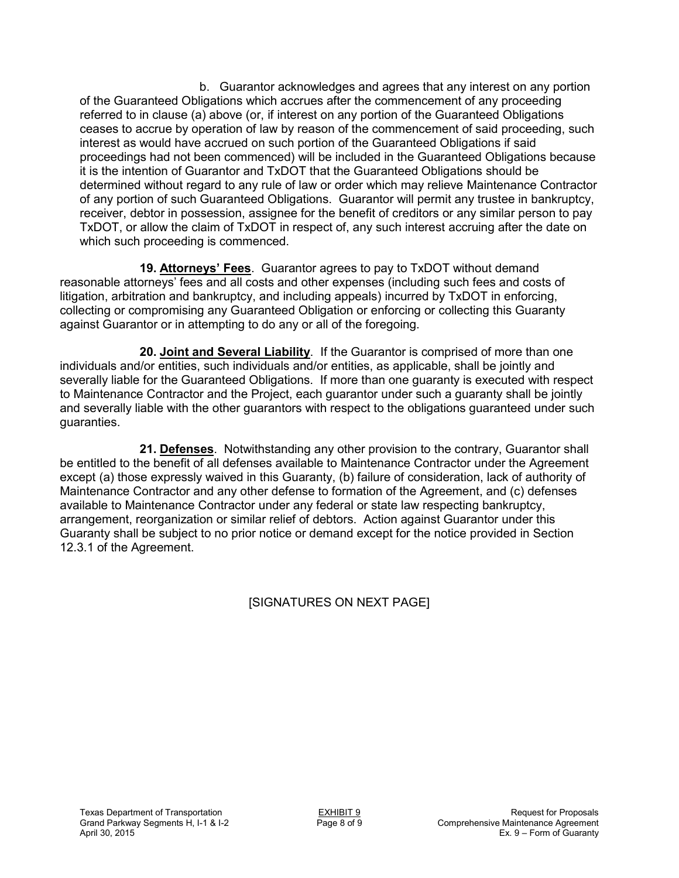b. Guarantor acknowledges and agrees that any interest on any portion of the Guaranteed Obligations which accrues after the commencement of any proceeding referred to in clause (a) above (or, if interest on any portion of the Guaranteed Obligations ceases to accrue by operation of law by reason of the commencement of said proceeding, such interest as would have accrued on such portion of the Guaranteed Obligations if said proceedings had not been commenced) will be included in the Guaranteed Obligations because it is the intention of Guarantor and TxDOT that the Guaranteed Obligations should be determined without regard to any rule of law or order which may relieve Maintenance Contractor of any portion of such Guaranteed Obligations. Guarantor will permit any trustee in bankruptcy, receiver, debtor in possession, assignee for the benefit of creditors or any similar person to pay TxDOT, or allow the claim of TxDOT in respect of, any such interest accruing after the date on which such proceeding is commenced.

**19. Attorneys' Fees**. Guarantor agrees to pay to TxDOT without demand reasonable attorneys' fees and all costs and other expenses (including such fees and costs of litigation, arbitration and bankruptcy, and including appeals) incurred by TxDOT in enforcing, collecting or compromising any Guaranteed Obligation or enforcing or collecting this Guaranty against Guarantor or in attempting to do any or all of the foregoing.

**20. Joint and Several Liability**. If the Guarantor is comprised of more than one individuals and/or entities, such individuals and/or entities, as applicable, shall be jointly and severally liable for the Guaranteed Obligations. If more than one guaranty is executed with respect to Maintenance Contractor and the Project, each guarantor under such a guaranty shall be jointly and severally liable with the other guarantors with respect to the obligations guaranteed under such guaranties.

**21. Defenses**. Notwithstanding any other provision to the contrary, Guarantor shall be entitled to the benefit of all defenses available to Maintenance Contractor under the Agreement except (a) those expressly waived in this Guaranty, (b) failure of consideration, lack of authority of Maintenance Contractor and any other defense to formation of the Agreement, and (c) defenses available to Maintenance Contractor under any federal or state law respecting bankruptcy, arrangement, reorganization or similar relief of debtors. Action against Guarantor under this Guaranty shall be subject to no prior notice or demand except for the notice provided in Section 12.3.1 of the Agreement.

[SIGNATURES ON NEXT PAGE]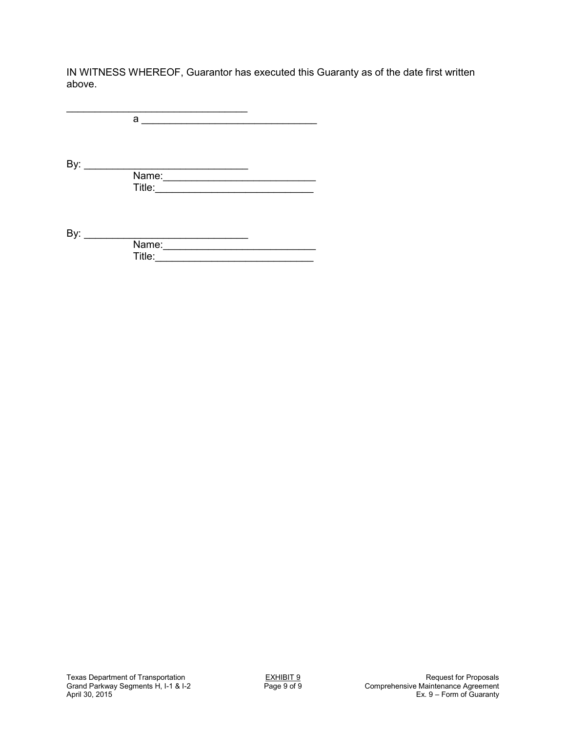IN WITNESS WHEREOF, Guarantor has executed this Guaranty as of the date first written above.

________________________________
a ______________________________

By: _____________________________
Name:___________________________
Title:____________________________

By: _____________________________
Name:___________________________
Title:____________________________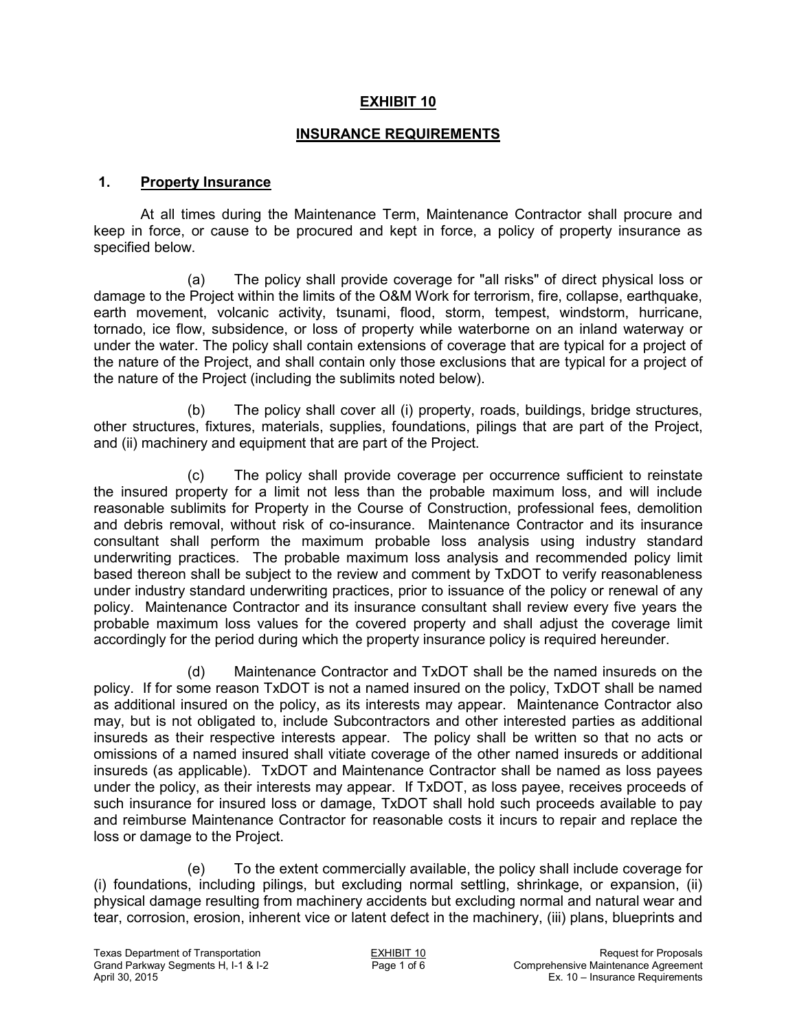# EXHIBIT 10

## INSURANCE REQUIREMENTS

### 1. Property Insurance

At all times during the Maintenance Term, Maintenance Contractor shall procure and keep in force, or cause to be procured and kept in force, a policy of property insurance as specified below.

(a) The policy shall provide coverage for "all risks" of direct physical loss or damage to the Project within the limits of the O&M Work for terrorism, fire, collapse, earthquake, earth movement, volcanic activity, tsunami, flood, storm, tempest, windstorm, hurricane, tornado, ice flow, subsidence, or loss of property while waterborne on an inland waterway or under the water. The policy shall contain extensions of coverage that are typical for a project of the nature of the Project, and shall contain only those exclusions that are typical for a project of the nature of the Project (including the sublimits noted below).

(b) The policy shall cover all (i) property, roads, buildings, bridge structures, other structures, fixtures, materials, supplies, foundations, pilings that are part of the Project, and (ii) machinery and equipment that are part of the Project.

(c) The policy shall provide coverage per occurrence sufficient to reinstate the insured property for a limit not less than the probable maximum loss, and will include reasonable sublimits for Property in the Course of Construction, professional fees, demolition and debris removal, without risk of co-insurance. Maintenance Contractor and its insurance consultant shall perform the maximum probable loss analysis using industry standard underwriting practices. The probable maximum loss analysis and recommended policy limit based thereon shall be subject to the review and comment by TxDOT to verify reasonableness under industry standard underwriting practices, prior to issuance of the policy or renewal of any policy. Maintenance Contractor and its insurance consultant shall review every five years the probable maximum loss values for the covered property and shall adjust the coverage limit accordingly for the period during which the property insurance policy is required hereunder.

(d) Maintenance Contractor and TxDOT shall be the named insureds on the policy. If for some reason TxDOT is not a named insured on the policy, TxDOT shall be named as additional insured on the policy, as its interests may appear. Maintenance Contractor also may, but is not obligated to, include Subcontractors and other interested parties as additional insureds as their respective interests appear. The policy shall be written so that no acts or omissions of a named insured shall vitiate coverage of the other named insureds or additional insureds (as applicable). TxDOT and Maintenance Contractor shall be named as loss payees under the policy, as their interests may appear. If TxDOT, as loss payee, receives proceeds of such insurance for insured loss or damage, TxDOT shall hold such proceeds available to pay and reimburse Maintenance Contractor for reasonable costs it incurs to repair and replace the loss or damage to the Project.

(e) To the extent commercially available, the policy shall include coverage for (i) foundations, including pilings, but excluding normal settling, shrinkage, or expansion, (ii) physical damage resulting from machinery accidents but excluding normal and natural wear and tear, corrosion, erosion, inherent vice or latent defect in the machinery, (iii) plans, blueprints and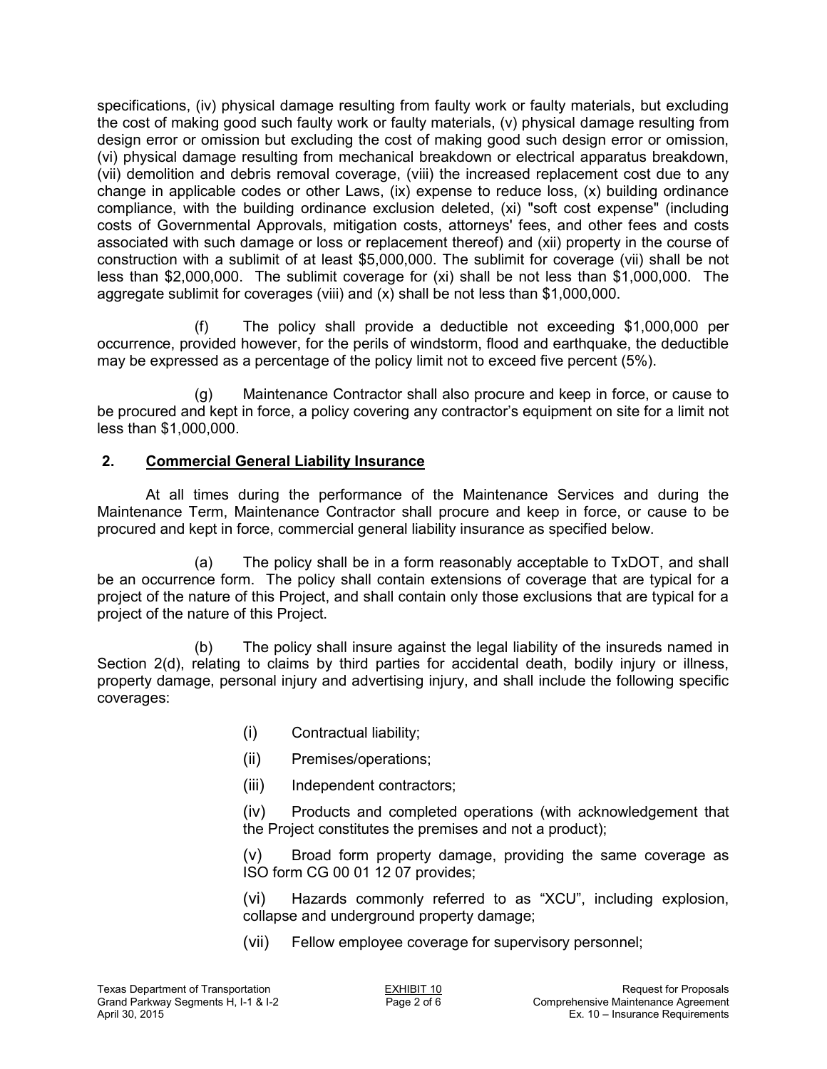specifications, (iv) physical damage resulting from faulty work or faulty materials, but excluding the cost of making good such faulty work or faulty materials, (v) physical damage resulting from design error or omission but excluding the cost of making good such design error or omission, (vi) physical damage resulting from mechanical breakdown or electrical apparatus breakdown, (vii) demolition and debris removal coverage, (viii) the increased replacement cost due to any change in applicable codes or other Laws, (ix) expense to reduce loss, (x) building ordinance compliance, with the building ordinance exclusion deleted, (xi) "soft cost expense" (including costs of Governmental Approvals, mitigation costs, attorneys' fees, and other fees and costs associated with such damage or loss or replacement thereof) and (xii) property in the course of construction with a sublimit of at least $5,000,000. The sublimit for coverage (vii) shall be not less than $2,000,000. The sublimit coverage for (xi) shall be not less than $1,000,000. The aggregate sublimit for coverages (viii) and (x) shall be not less than $1,000,000.

(f) The policy shall provide a deductible not exceeding $1,000,000 per occurrence, provided however, for the perils of windstorm, flood and earthquake, the deductible may be expressed as a percentage of the policy limit not to exceed five percent (5%).

(g) Maintenance Contractor shall also procure and keep in force, or cause to be procured and kept in force, a policy covering any contractor's equipment on site for a limit not less than $1,000,000.

## 2. Commercial General Liability Insurance

At all times during the performance of the Maintenance Services and during the Maintenance Term, Maintenance Contractor shall procure and keep in force, or cause to be procured and kept in force, commercial general liability insurance as specified below.

(a) The policy shall be in a form reasonably acceptable to TxDOT, and shall be an occurrence form. The policy shall contain extensions of coverage that are typical for a project of the nature of this Project, and shall contain only those exclusions that are typical for a project of the nature of this Project.

(b) The policy shall insure against the legal liability of the insureds named in Section 2(d), relating to claims by third parties for accidental death, bodily injury or illness, property damage, personal injury and advertising injury, and shall include the following specific coverages:

(i) Contractual liability;

(ii) Premises/operations;

(iii) Independent contractors;

(iv) Products and completed operations (with acknowledgement that the Project constitutes the premises and not a product);

(v) Broad form property damage, providing the same coverage as ISO form CG 00 01 12 07 provides;

(vi) Hazards commonly referred to as "XCU", including explosion, collapse and underground property damage;

(vii) Fellow employee coverage for supervisory personnel;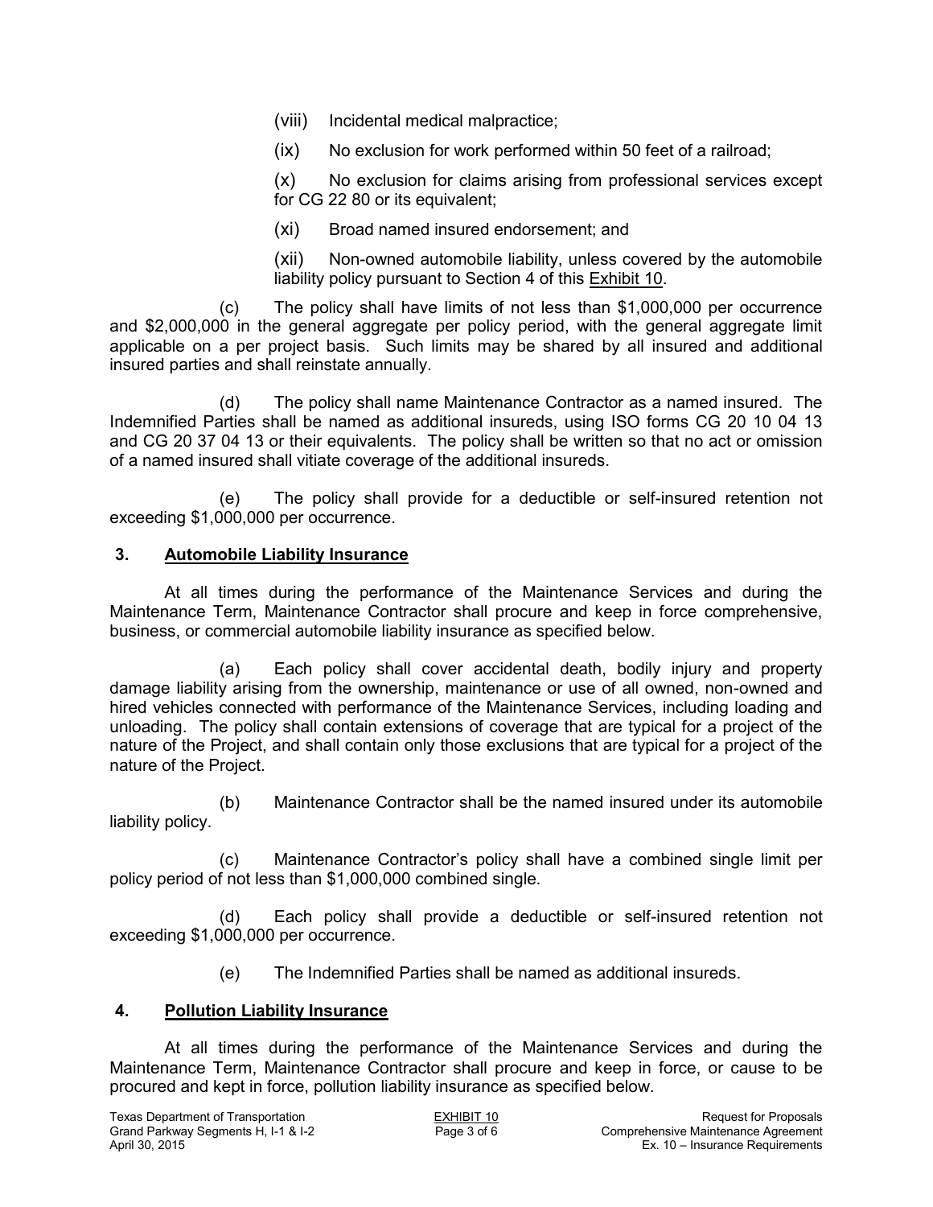(viii) Incidental medical malpractice;

(ix) No exclusion for work performed within 50 feet of a railroad;

(x) No exclusion for claims arising from professional services except for CG 22 80 or its equivalent;

(xi) Broad named insured endorsement; and

(xii) Non-owned automobile liability, unless covered by the automobile liability policy pursuant to Section 4 of this Exhibit 10.

(c) The policy shall have limits of not less than $1,000,000 per occurrence and $2,000,000 in the general aggregate per policy period, with the general aggregate limit applicable on a per project basis. Such limits may be shared by all insured and additional insured parties and shall reinstate annually.

(d) The policy shall name Maintenance Contractor as a named insured. The Indemnified Parties shall be named as additional insureds, using ISO forms CG 20 10 04 13 and CG 20 37 04 13 or their equivalents. The policy shall be written so that no act or omission of a named insured shall vitiate coverage of the additional insureds.

(e) The policy shall provide for a deductible or self-insured retention not exceeding $1,000,000 per occurrence.

## 3. Automobile Liability Insurance

At all times during the performance of the Maintenance Services and during the Maintenance Term, Maintenance Contractor shall procure and keep in force comprehensive, business, or commercial automobile liability insurance as specified below.

(a) Each policy shall cover accidental death, bodily injury and property damage liability arising from the ownership, maintenance or use of all owned, non-owned and hired vehicles connected with performance of the Maintenance Services, including loading and unloading. The policy shall contain extensions of coverage that are typical for a project of the nature of the Project, and shall contain only those exclusions that are typical for a project of the nature of the Project.

(b) Maintenance Contractor shall be the named insured under its automobile liability policy.

(c) Maintenance Contractor's policy shall have a combined single limit per policy period of not less than $1,000,000 combined single.

(d) Each policy shall provide a deductible or self-insured retention not exceeding $1,000,000 per occurrence.

(e) The Indemnified Parties shall be named as additional insureds.

## 4. Pollution Liability Insurance

At all times during the performance of the Maintenance Services and during the Maintenance Term, Maintenance Contractor shall procure and keep in force, or cause to be procured and kept in force, pollution liability insurance as specified below.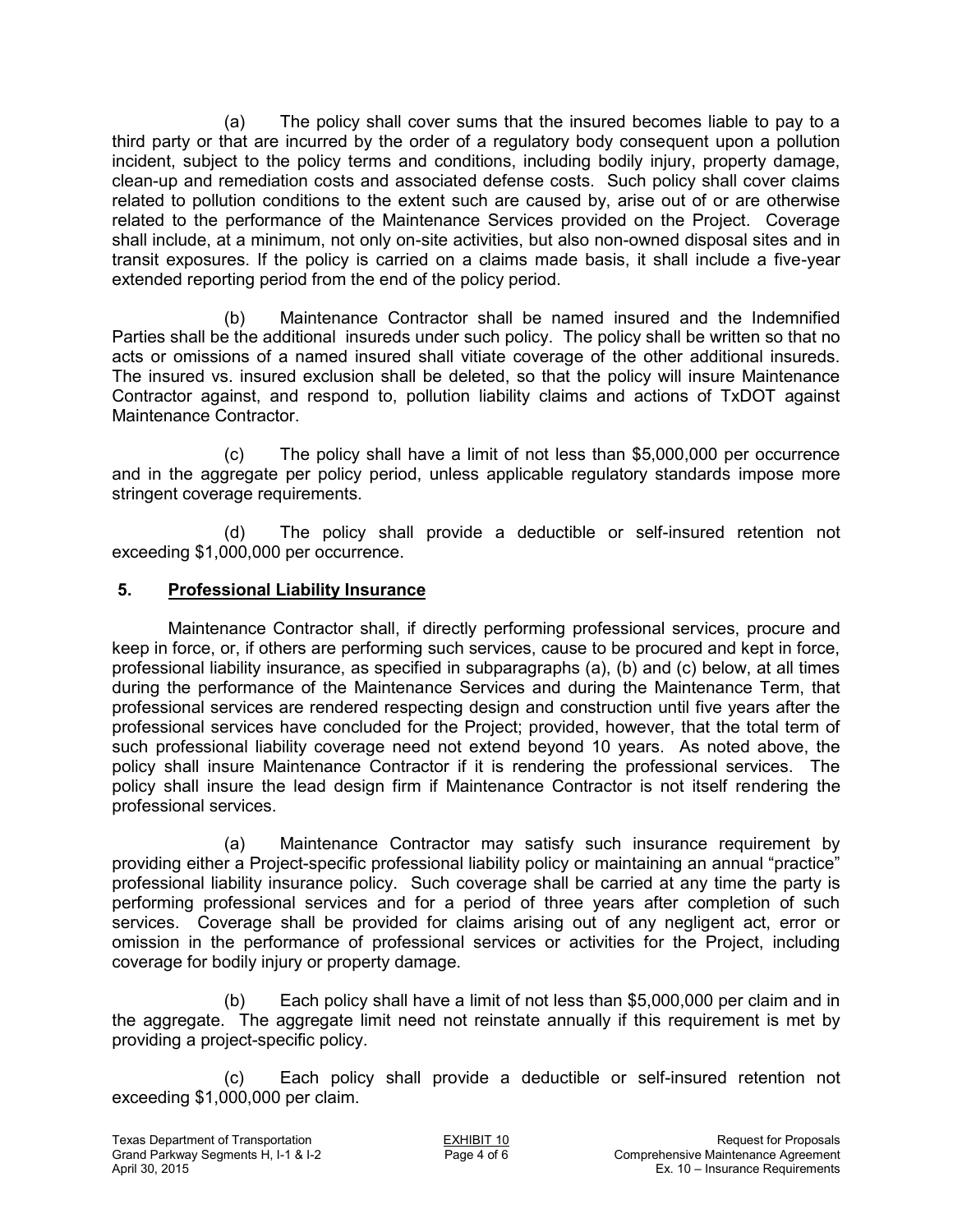(a) The policy shall cover sums that the insured becomes liable to pay to a third party or that are incurred by the order of a regulatory body consequent upon a pollution incident, subject to the policy terms and conditions, including bodily injury, property damage, clean-up and remediation costs and associated defense costs. Such policy shall cover claims related to pollution conditions to the extent such are caused by, arise out of or are otherwise related to the performance of the Maintenance Services provided on the Project. Coverage shall include, at a minimum, not only on-site activities, but also non-owned disposal sites and in transit exposures. If the policy is carried on a claims made basis, it shall include a five-year extended reporting period from the end of the policy period.

(b) Maintenance Contractor shall be named insured and the Indemnified Parties shall be the additional insureds under such policy. The policy shall be written so that no acts or omissions of a named insured shall vitiate coverage of the other additional insureds. The insured vs. insured exclusion shall be deleted, so that the policy will insure Maintenance Contractor against, and respond to, pollution liability claims and actions of TxDOT against Maintenance Contractor.

(c) The policy shall have a limit of not less than $5,000,000 per occurrence and in the aggregate per policy period, unless applicable regulatory standards impose more stringent coverage requirements.

(d) The policy shall provide a deductible or self-insured retention not exceeding $1,000,000 per occurrence.

## 5. Professional Liability Insurance

Maintenance Contractor shall, if directly performing professional services, procure and keep in force, or, if others are performing such services, cause to be procured and kept in force, professional liability insurance, as specified in subparagraphs (a), (b) and (c) below, at all times during the performance of the Maintenance Services and during the Maintenance Term, that professional services are rendered respecting design and construction until five years after the professional services have concluded for the Project; provided, however, that the total term of such professional liability coverage need not extend beyond 10 years. As noted above, the policy shall insure Maintenance Contractor if it is rendering the professional services. The policy shall insure the lead design firm if Maintenance Contractor is not itself rendering the professional services.

(a) Maintenance Contractor may satisfy such insurance requirement by providing either a Project-specific professional liability policy or maintaining an annual "practice" professional liability insurance policy. Such coverage shall be carried at any time the party is performing professional services and for a period of three years after completion of such services. Coverage shall be provided for claims arising out of any negligent act, error or omission in the performance of professional services or activities for the Project, including coverage for bodily injury or property damage.

(b) Each policy shall have a limit of not less than $5,000,000 per claim and in the aggregate. The aggregate limit need not reinstate annually if this requirement is met by providing a project-specific policy.

(c) Each policy shall provide a deductible or self-insured retention not exceeding $1,000,000 per claim.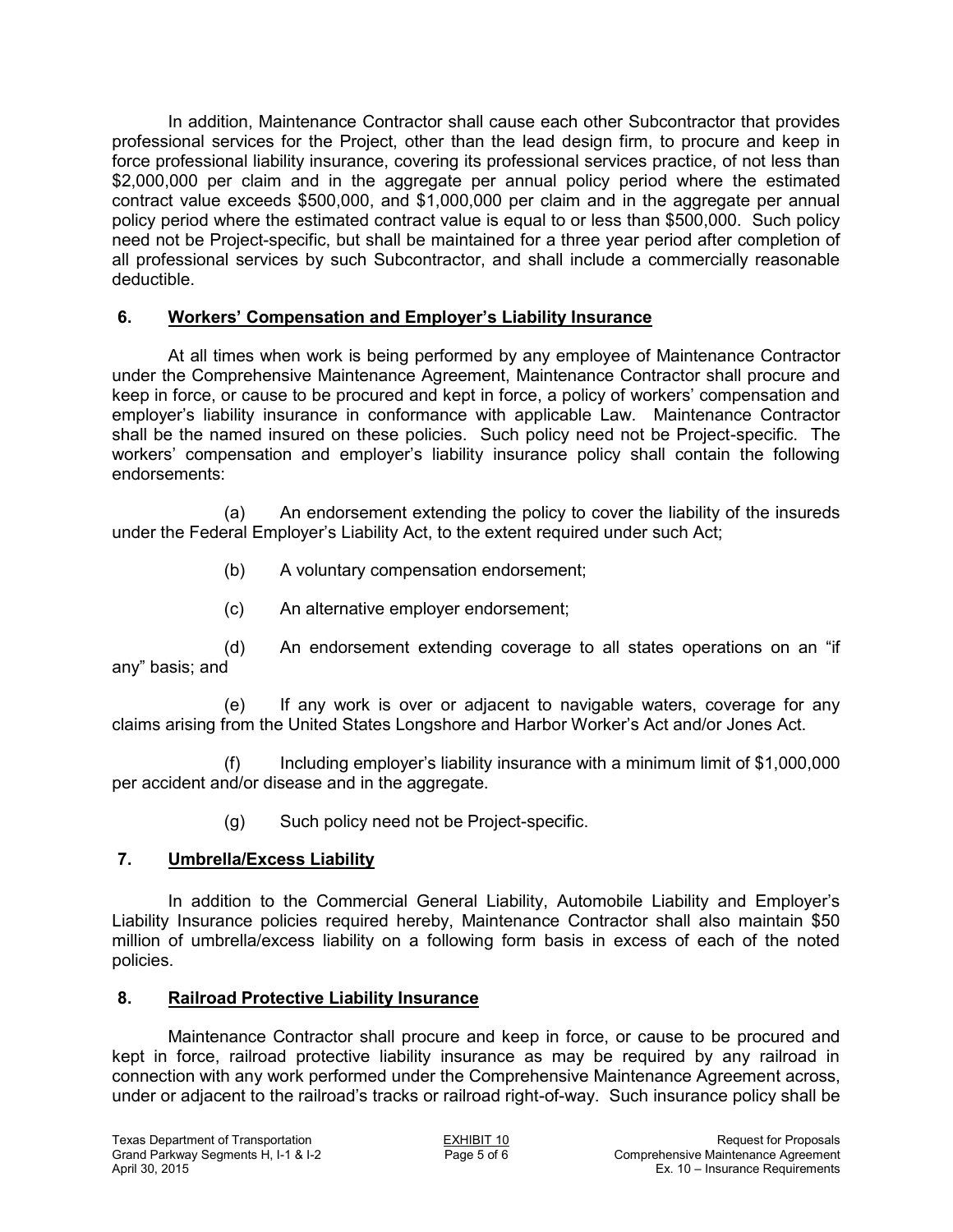In addition, Maintenance Contractor shall cause each other Subcontractor that provides professional services for the Project, other than the lead design firm, to procure and keep in force professional liability insurance, covering its professional services practice, of not less than $2,000,000 per claim and in the aggregate per annual policy period where the estimated contract value exceeds $500,000, and $1,000,000 per claim and in the aggregate per annual policy period where the estimated contract value is equal to or less than $500,000. Such policy need not be Project-specific, but shall be maintained for a three year period after completion of all professional services by such Subcontractor, and shall include a commercially reasonable deductible.

## 6. Workers' Compensation and Employer's Liability Insurance

At all times when work is being performed by any employee of Maintenance Contractor under the Comprehensive Maintenance Agreement, Maintenance Contractor shall procure and keep in force, or cause to be procured and kept in force, a policy of workers' compensation and employer's liability insurance in conformance with applicable Law. Maintenance Contractor shall be the named insured on these policies. Such policy need not be Project-specific. The workers' compensation and employer's liability insurance policy shall contain the following endorsements:

(a) An endorsement extending the policy to cover the liability of the insureds under the Federal Employer's Liability Act, to the extent required under such Act;

(b) A voluntary compensation endorsement;

(c) An alternative employer endorsement;

(d) An endorsement extending coverage to all states operations on an "if any" basis; and

(e) If any work is over or adjacent to navigable waters, coverage for any claims arising from the United States Longshore and Harbor Worker's Act and/or Jones Act.

(f) Including employer's liability insurance with a minimum limit of $1,000,000 per accident and/or disease and in the aggregate.

(g) Such policy need not be Project-specific.

## 7. Umbrella/Excess Liability

In addition to the Commercial General Liability, Automobile Liability and Employer's Liability Insurance policies required hereby, Maintenance Contractor shall also maintain $50 million of umbrella/excess liability on a following form basis in excess of each of the noted policies.

## 8. Railroad Protective Liability Insurance

Maintenance Contractor shall procure and keep in force, or cause to be procured and kept in force, railroad protective liability insurance as may be required by any railroad in connection with any work performed under the Comprehensive Maintenance Agreement across, under or adjacent to the railroad's tracks or railroad right-of-way. Such insurance policy shall be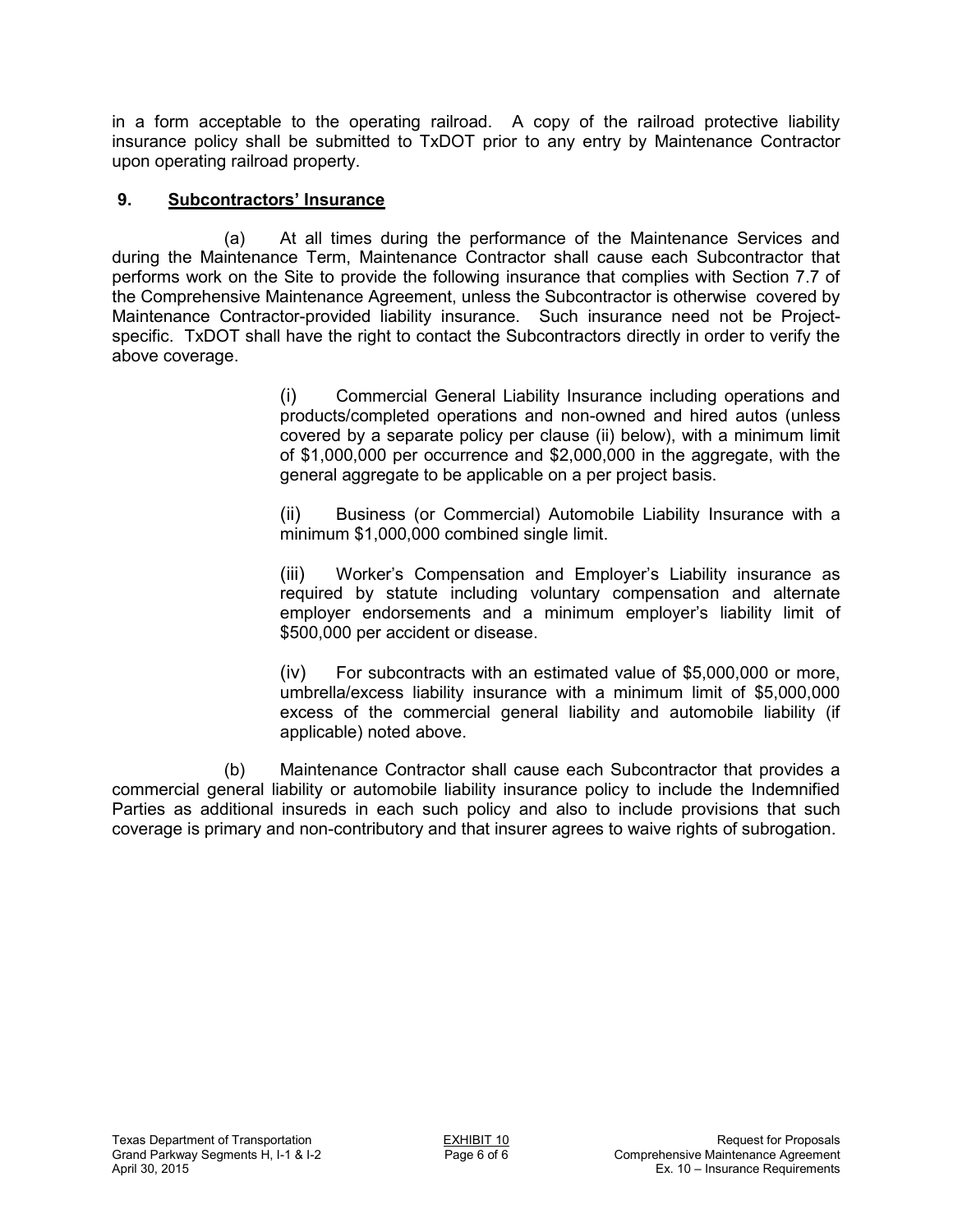in a form acceptable to the operating railroad. A copy of the railroad protective liability insurance policy shall be submitted to TxDOT prior to any entry by Maintenance Contractor upon operating railroad property.

## 9. Subcontractors' Insurance

(a) At all times during the performance of the Maintenance Services and during the Maintenance Term, Maintenance Contractor shall cause each Subcontractor that performs work on the Site to provide the following insurance that complies with Section 7.7 of the Comprehensive Maintenance Agreement, unless the Subcontractor is otherwise covered by Maintenance Contractor-provided liability insurance. Such insurance need not be Project-specific. TxDOT shall have the right to contact the Subcontractors directly in order to verify the above coverage.

(i) Commercial General Liability Insurance including operations and products/completed operations and non-owned and hired autos (unless covered by a separate policy per clause (ii) below), with a minimum limit of $1,000,000 per occurrence and $2,000,000 in the aggregate, with the general aggregate to be applicable on a per project basis.

(ii) Business (or Commercial) Automobile Liability Insurance with a minimum $1,000,000 combined single limit.

(iii) Worker's Compensation and Employer's Liability insurance as required by statute including voluntary compensation and alternate employer endorsements and a minimum employer's liability limit of $500,000 per accident or disease.

(iv) For subcontracts with an estimated value of $5,000,000 or more, umbrella/excess liability insurance with a minimum limit of $5,000,000 excess of the commercial general liability and automobile liability (if applicable) noted above.

(b) Maintenance Contractor shall cause each Subcontractor that provides a commercial general liability or automobile liability insurance policy to include the Indemnified Parties as additional insureds in each such policy and also to include provisions that such coverage is primary and non-contributory and that insurer agrees to waive rights of subrogation.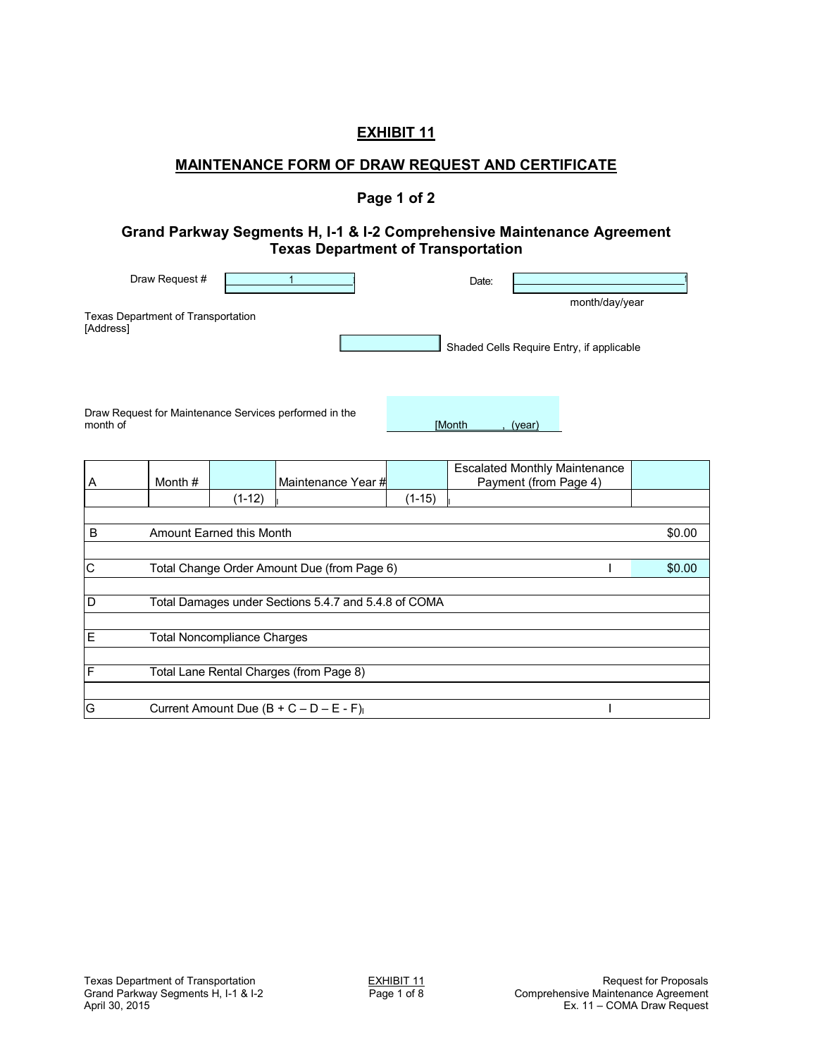# EXHIBIT 11

## MAINTENANCE FORM OF DRAW REQUEST AND CERTIFICATE

### Page 1 of 2

### Grand Parkway Segments H, I-1 & I-2 Comprehensive Maintenance Agreement
### Texas Department of Transportation

Draw Request # 1

Date: ______________ month/day/year

Texas Department of Transportation
[Address]

Shaded Cells Require Entry, if applicable

Draw Request for Maintenance Services performed in the month of [Month , (year)

| A | Month # | | Maintenance Year # | | Escalated Monthly Maintenance Payment (from Page 4) | |
|---|---|---|---|---|---|---|
| | | (1-12) | | (1-15) | | |
| | | | | | | |
| B | Amount Earned this Month | | | | | $0.00 |
| | | | | | | |
| C | Total Change Order Amount Due (from Page 6) | | | | | $0.00 |
| | | | | | | |
| D | Total Damages under Sections 5.4.7 and 5.4.8 of COMA | | | | | |
| | | | | | | |
| E | Total Noncompliance Charges | | | | | |
| | | | | | | |
| F | Total Lane Rental Charges (from Page 8) | | | | | |
| | | | | | | |
| G | Current Amount Due (B + C – D – E - F) | | | | | |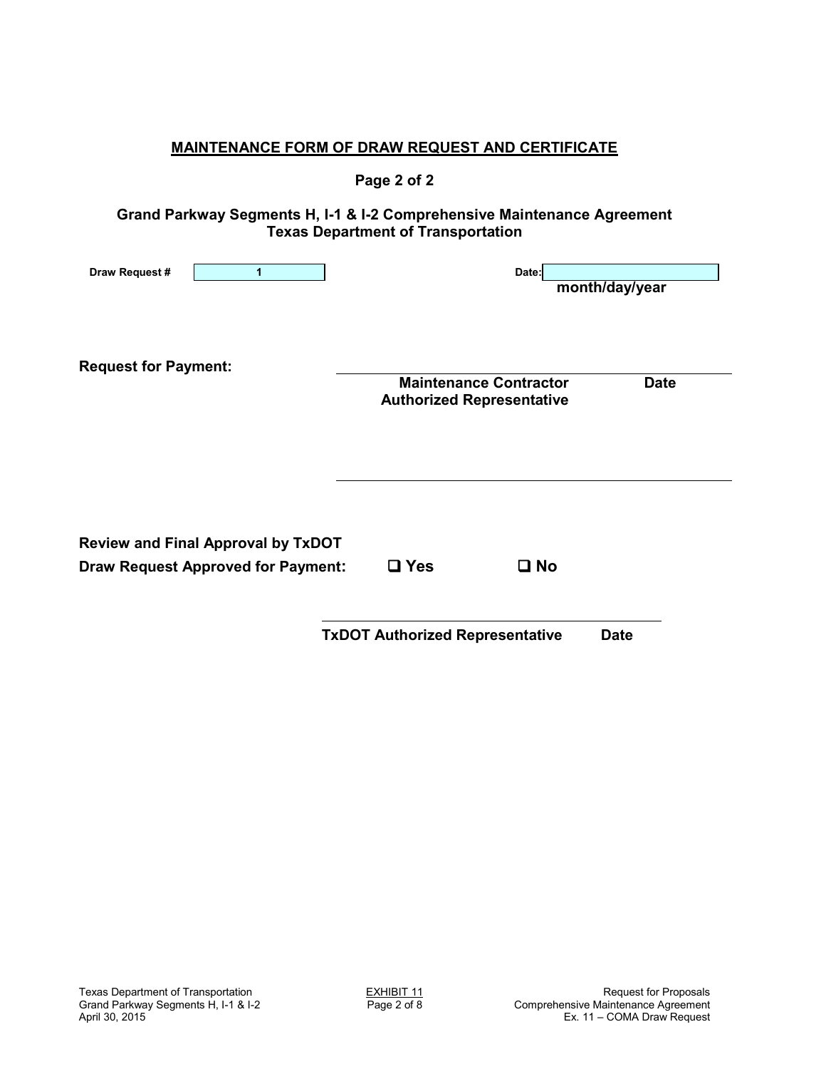## MAINTENANCE FORM OF DRAW REQUEST AND CERTIFICATE

**Page 2 of 2**

**Grand Parkway Segments H, I-1 & I-2 Comprehensive Maintenance Agreement**
**Texas Department of Transportation**

**Draw Request #** 1 **Date:** ______________
**month/day/year**

**Request for Payment:**

______________________________________________
**Maintenance Contractor Authorized Representative** **Date**

______________________________________________

**Review and Final Approval by TxDOT**

**Draw Request Approved for Payment:** ❑ **Yes** ❑ **No**

______________________________________________
**TxDOT Authorized Representative** **Date**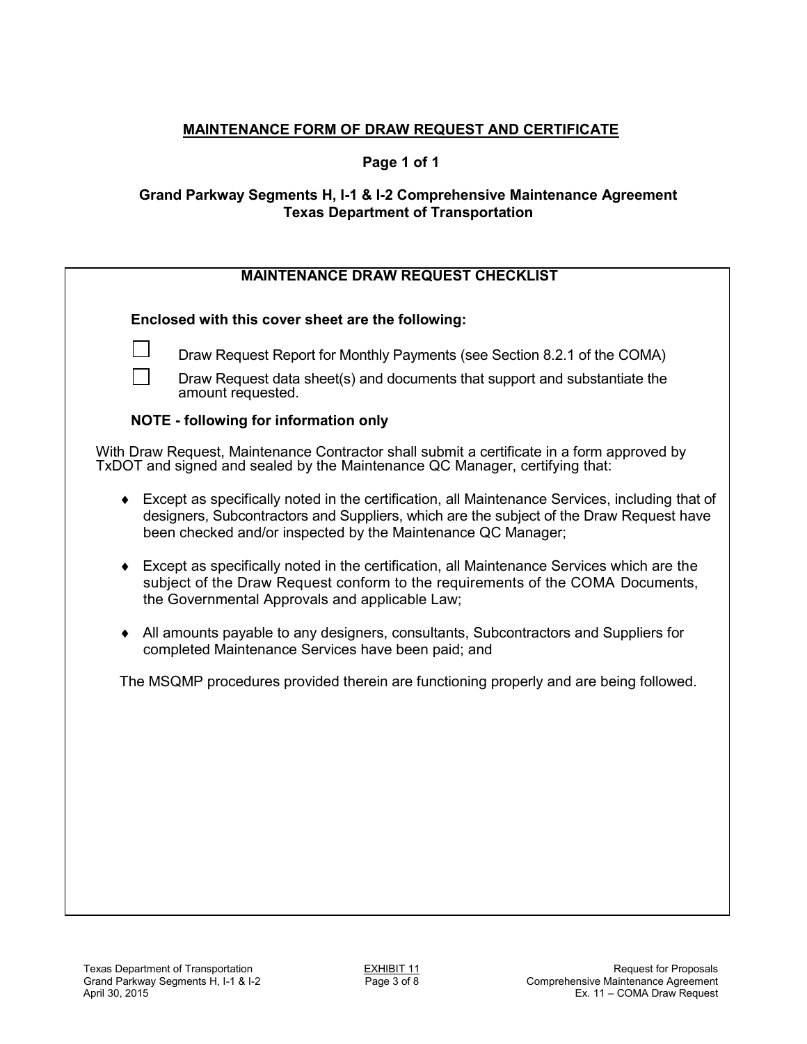# MAINTENANCE FORM OF DRAW REQUEST AND CERTIFICATE

**Page 1 of 1**

**Grand Parkway Segments H, I-1 & I-2 Comprehensive Maintenance Agreement**
**Texas Department of Transportation**

## MAINTENANCE DRAW REQUEST CHECKLIST

**Enclosed with this cover sheet are the following:**

- [ ] Draw Request Report for Monthly Payments (see Section 8.2.1 of the COMA)
- [ ] Draw Request data sheet(s) and documents that support and substantiate the amount requested.

**NOTE - following for information only**

With Draw Request, Maintenance Contractor shall submit a certificate in a form approved by TxDOT and signed and sealed by the Maintenance QC Manager, certifying that:

- Except as specifically noted in the certification, all Maintenance Services, including that of designers, Subcontractors and Suppliers, which are the subject of the Draw Request have been checked and/or inspected by the Maintenance QC Manager;
- Except as specifically noted in the certification, all Maintenance Services which are the subject of the Draw Request conform to the requirements of the COMA Documents, the Governmental Approvals and applicable Law;
- All amounts payable to any designers, consultants, Subcontractors and Suppliers for completed Maintenance Services have been paid; and

The MSQMP procedures provided therein are functioning properly and are being followed.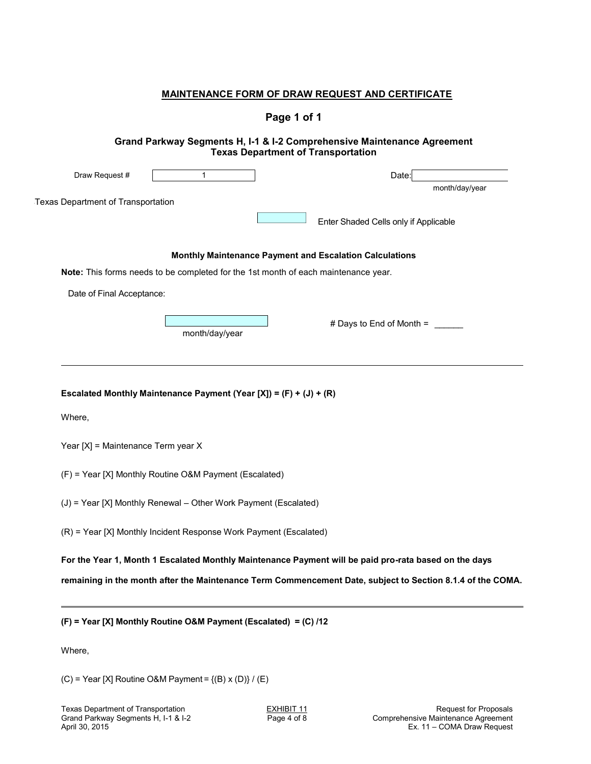## MAINTENANCE FORM OF DRAW REQUEST AND CERTIFICATE

### Page 1 of 1

### Grand Parkway Segments H, I-1 & I-2 Comprehensive Maintenance Agreement
### Texas Department of Transportation

Draw Request # 1 | Date: ____________ (month/day/year)

Texas Department of Transportation

[ ] Enter Shaded Cells only if Applicable

**Monthly Maintenance Payment and Escalation Calculations**

**Note:** This forms needs to be completed for the 1st month of each maintenance year.

Date of Final Acceptance: ____________ (month/day/year)

\# Days to End of Month = ______

---

**Escalated Monthly Maintenance Payment (Year [X]) = (F) + (J) + (R)**

Where,

Year [X] = Maintenance Term year X

(F) = Year [X] Monthly Routine O&M Payment (Escalated)

(J) = Year [X] Monthly Renewal – Other Work Payment (Escalated)

(R) = Year [X] Monthly Incident Response Work Payment (Escalated)

**For the Year 1, Month 1 Escalated Monthly Maintenance Payment will be paid pro-rata based on the days remaining in the month after the Maintenance Term Commencement Date, subject to Section 8.1.4 of the COMA.**

---

**(F) = Year [X] Monthly Routine O&M Payment (Escalated) = (C) /12**

Where,

(C) = Year [X] Routine O&M Payment = {(B) x (D)} / (E)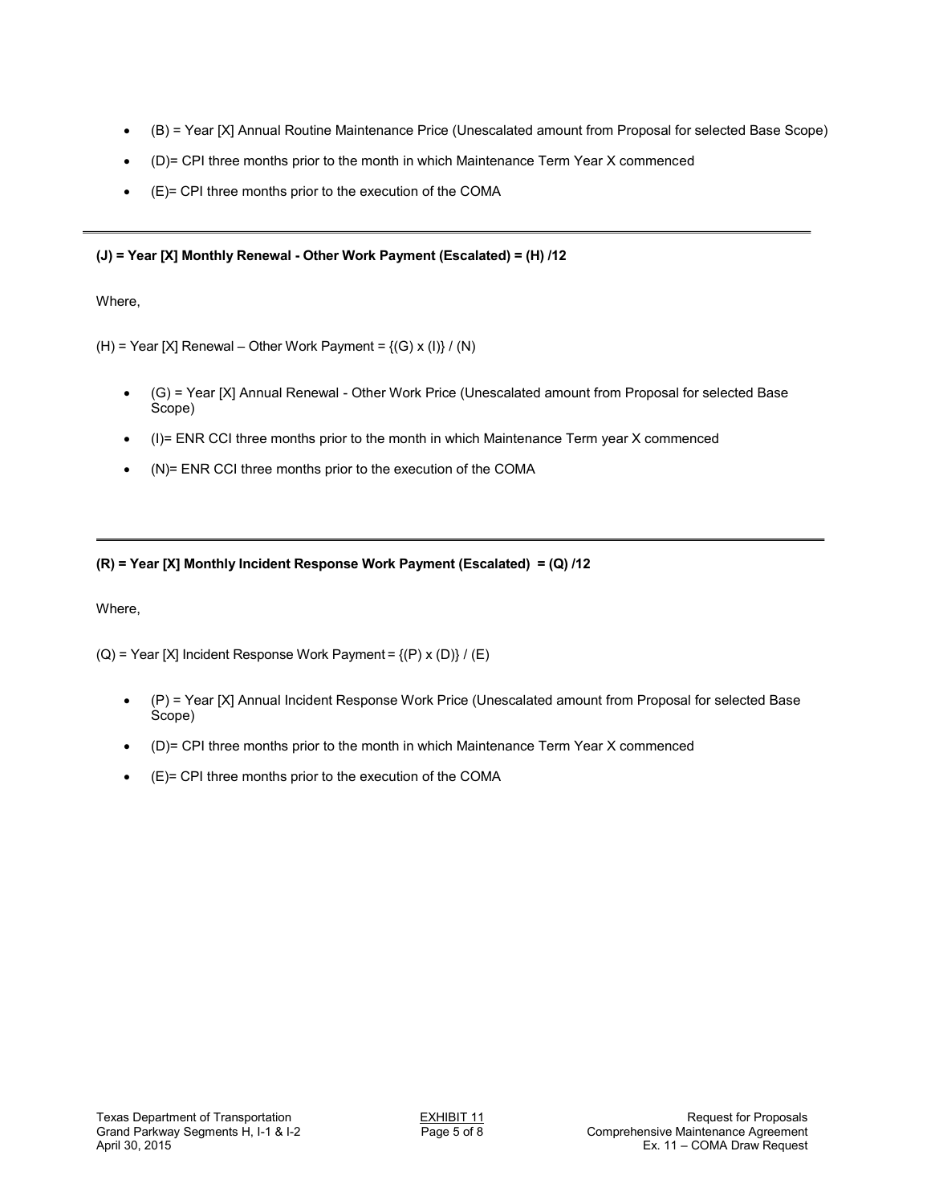- (B) = Year [X] Annual Routine Maintenance Price (Unescalated amount from Proposal for selected Base Scope)
- (D)= CPI three months prior to the month in which Maintenance Term Year X commenced
- (E)= CPI three months prior to the execution of the COMA

---

**(J) = Year [X] Monthly Renewal - Other Work Payment (Escalated) = (H) /12**

Where,

(H) = Year [X] Renewal – Other Work Payment = {(G) x (I)} / (N)

- (G) = Year [X] Annual Renewal - Other Work Price (Unescalated amount from Proposal for selected Base Scope)
- (I)= ENR CCI three months prior to the month in which Maintenance Term year X commenced
- (N)= ENR CCI three months prior to the execution of the COMA

---

**(R) = Year [X] Monthly Incident Response Work Payment (Escalated) = (Q) /12**

Where,

(Q) = Year [X] Incident Response Work Payment = {(P) x (D)} / (E)

- (P) = Year [X] Annual Incident Response Work Price (Unescalated amount from Proposal for selected Base Scope)
- (D)= CPI three months prior to the month in which Maintenance Term Year X commenced
- (E)= CPI three months prior to the execution of the COMA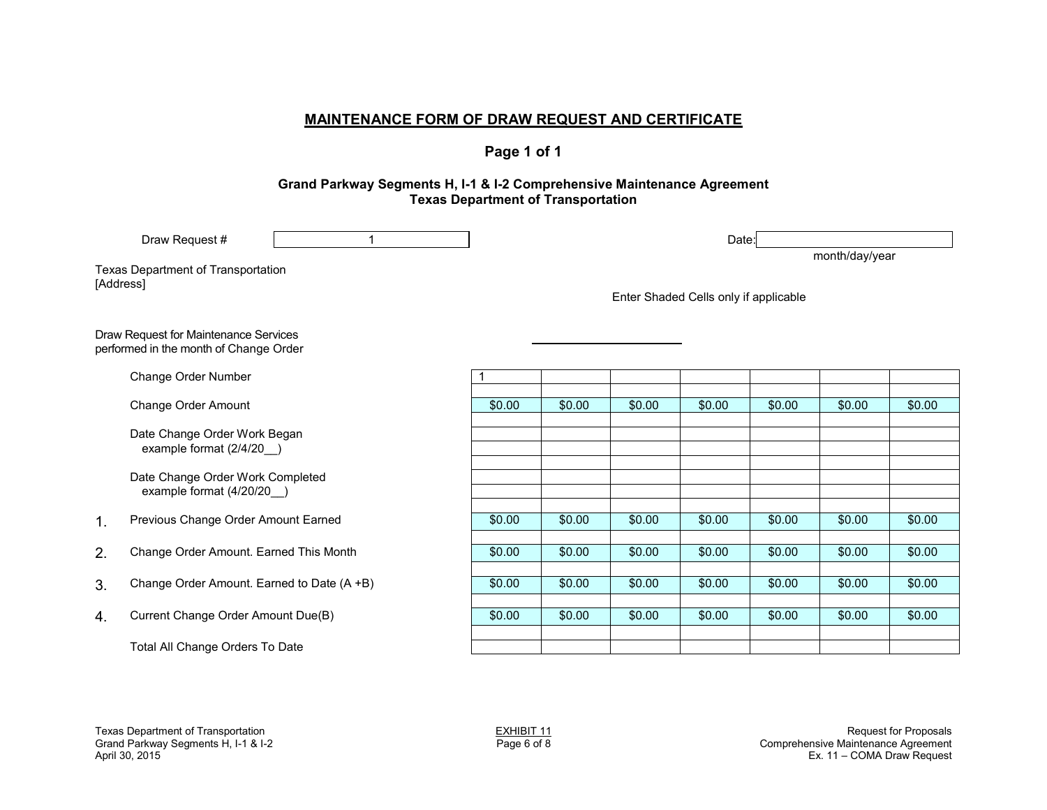## MAINTENANCE FORM OF DRAW REQUEST AND CERTIFICATE

### Page 1 of 1

**Grand Parkway Segments H, I-1 & I-2 Comprehensive Maintenance Agreement**
**Texas Department of Transportation**

Draw Request # 1

Date: ______________________
month/day/year

Texas Department of Transportation
[Address]

Enter Shaded Cells only if applicable

Draw Request for Maintenance Services performed in the month of Change Order ______________________

| | | | | | | | | |
|---|---|---|---|---|---|---|---|---|
| | Change Order Number | 1 | | | | | | |
| | Change Order Amount | $0.00 | $0.00 | $0.00 | $0.00 | $0.00 | $0.00 | $0.00 |
| | Date Change Order Work Began example format (2/4/20__) | | | | | | | |
| | Date Change Order Work Completed example format (4/20/20__) | | | | | | | |
| 1. | Previous Change Order Amount Earned | $0.00 | $0.00 | $0.00 | $0.00 | $0.00 | $0.00 | $0.00 |
| 2. | Change Order Amount. Earned This Month | $0.00 | $0.00 | $0.00 | $0.00 | $0.00 | $0.00 | $0.00 |
| 3. | Change Order Amount. Earned to Date (A +B) | $0.00 | $0.00 | $0.00 | $0.00 | $0.00 | $0.00 | $0.00 |
| 4. | Current Change Order Amount Due(B) | $0.00 | $0.00 | $0.00 | $0.00 | $0.00 | $0.00 | $0.00 |
| | Total All Change Orders To Date | | | | | | | |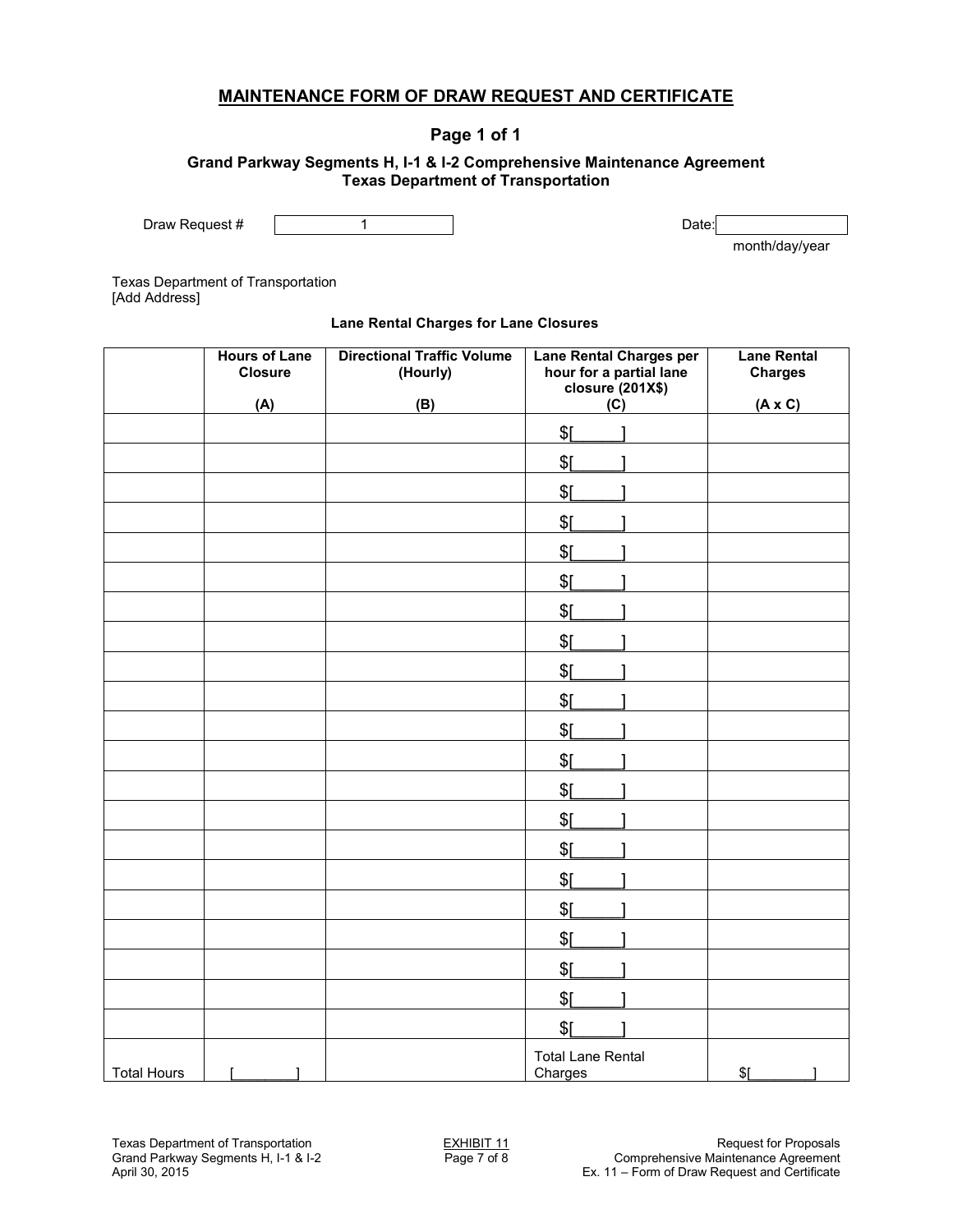## MAINTENANCE FORM OF DRAW REQUEST AND CERTIFICATE

**Page 1 of 1**

**Grand Parkway Segments H, I-1 & I-2 Comprehensive Maintenance Agreement**
**Texas Department of Transportation**

Draw Request # 1

Date: ____________
month/day/year

Texas Department of Transportation
[Add Address]

**Lane Rental Charges for Lane Closures**

| | Hours of Lane Closure (A) | Directional Traffic Volume (Hourly) (B) | Lane Rental Charges per hour for a partial lane closure (201X$) (C) | Lane Rental Charges (A x C) |
|---|---|---|---|---|
| | | | $[_____] | |
| | | | $[_____] | |
| | | | $[_____] | |
| | | | $[_____] | |
| | | | $[_____] | |
| | | | $[_____] | |
| | | | $[_____] | |
| | | | $[_____] | |
| | | | $[_____] | |
| | | | $[_____] | |
| | | | $[_____] | |
| | | | $[_____] | |
| | | | $[_____] | |
| | | | $[_____] | |
| | | | $[_____] | |
| | | | $[_____] | |
| | | | $[_____] | |
| | | | $[_____] | |
| | | | $[_____] | |
| | | | $[_____] | |
| | | | $[_____] | |
| Total Hours | [_______] | | Total Lane Rental Charges | $[_______] |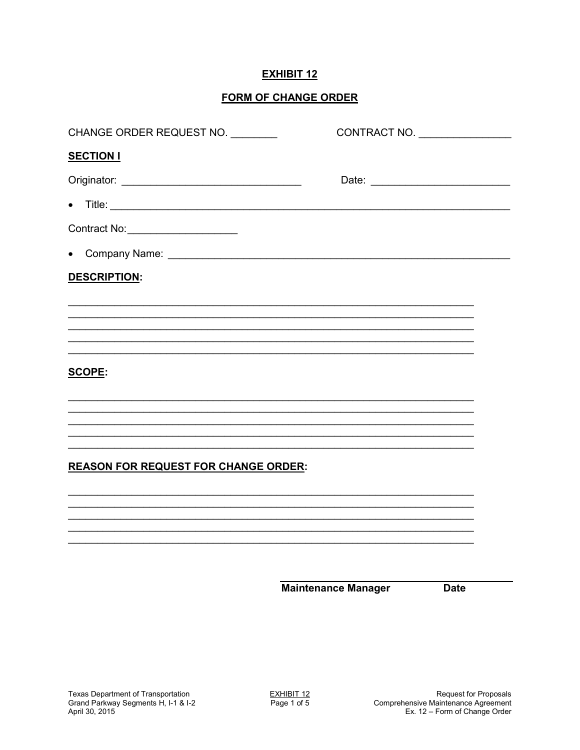# EXHIBIT 12

## FORM OF CHANGE ORDER

CHANGE ORDER REQUEST NO. ________ CONTRACT NO. ________________

**SECTION I**

Originator: ______________________________ Date: ________________________

- Title: ______________________________________________________________________

Contract No:___________________

- Company Name: ____________________________________________________________

**DESCRIPTION:**

_____________________________________________________________________
_____________________________________________________________________
_____________________________________________________________________
_____________________________________________________________________
_____________________________________________________________________

**SCOPE:**

_____________________________________________________________________
_____________________________________________________________________
_____________________________________________________________________
_____________________________________________________________________
_____________________________________________________________________

**REASON FOR REQUEST FOR CHANGE ORDER:**

_____________________________________________________________________
_____________________________________________________________________
_____________________________________________________________________
_____________________________________________________________________
_____________________________________________________________________

________________________________________

**Maintenance Manager Date**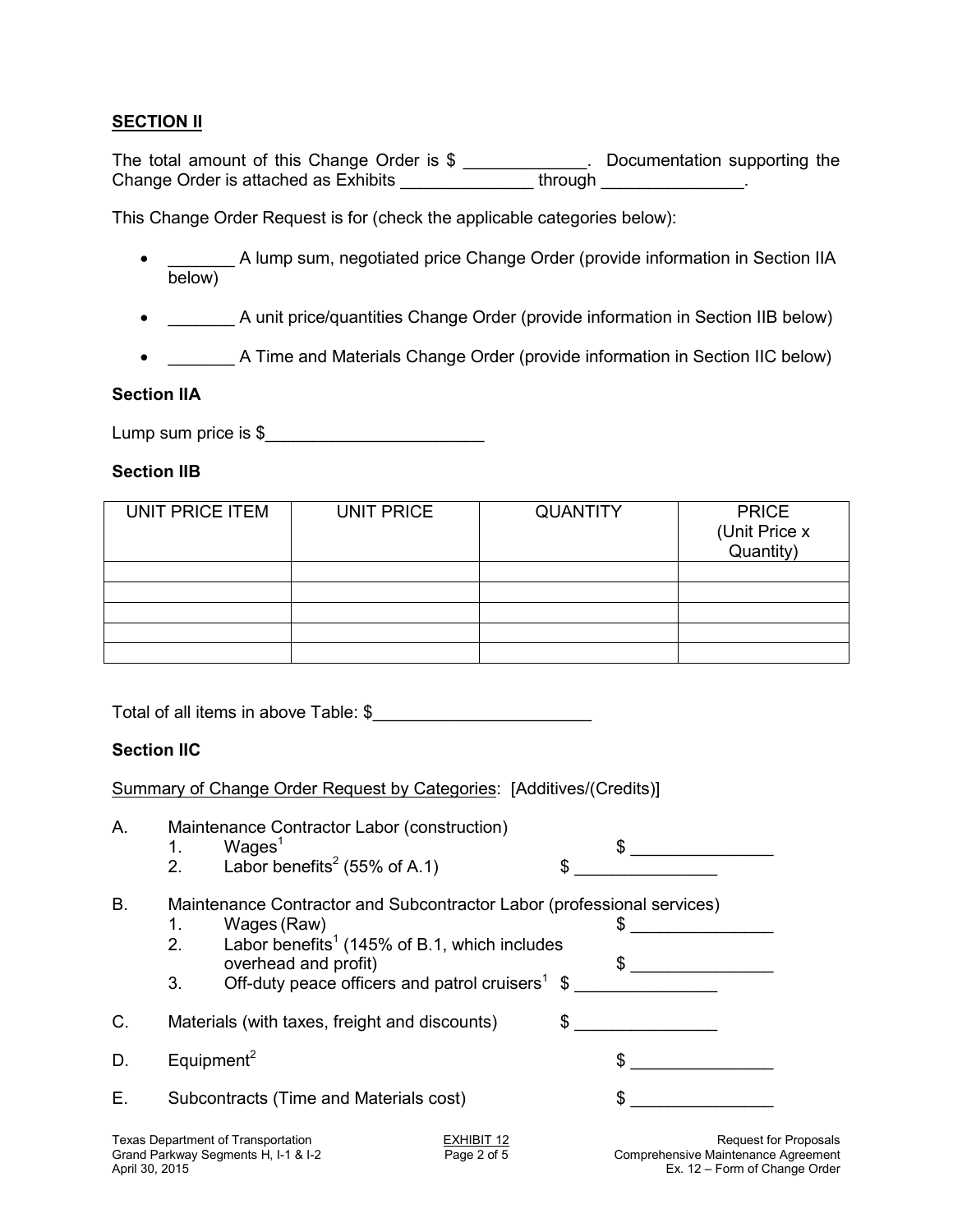**SECTION II**

The total amount of this Change Order is $ _____________. Documentation supporting the Change Order is attached as Exhibits ______________ through _______________.

This Change Order Request is for (check the applicable categories below):

- _______ A lump sum, negotiated price Change Order (provide information in Section IIA below)
- _______ A unit price/quantities Change Order (provide information in Section IIB below)
- _______ A Time and Materials Change Order (provide information in Section IIC below)

**Section IIA**

Lump sum price is $_______________________

**Section IIB**

| UNIT PRICE ITEM | UNIT PRICE | QUANTITY | PRICE (Unit Price x Quantity) |
|---|---|---|---|
| | | | |
| | | | |
| | | | |
| | | | |
| | | | |

Total of all items in above Table: $_______________________

**Section IIC**

Summary of Change Order Request by Categories: [Additives/(Credits)]

A. Maintenance Contractor Labor (construction)
   1. Wages[1] $ _______________
   2. Labor benefits[2] (55% of A.1) $ _______________

B. Maintenance Contractor and Subcontractor Labor (professional services)
   1. Wages (Raw) $ _______________
   2. Labor benefits[1] (145% of B.1, which includes overhead and profit) $ _______________
   3. Off-duty peace officers and patrol cruisers[1] $ _______________

C. Materials (with taxes, freight and discounts) $ _______________

D. Equipment[2] $ _______________

E. Subcontracts (Time and Materials cost) $ _______________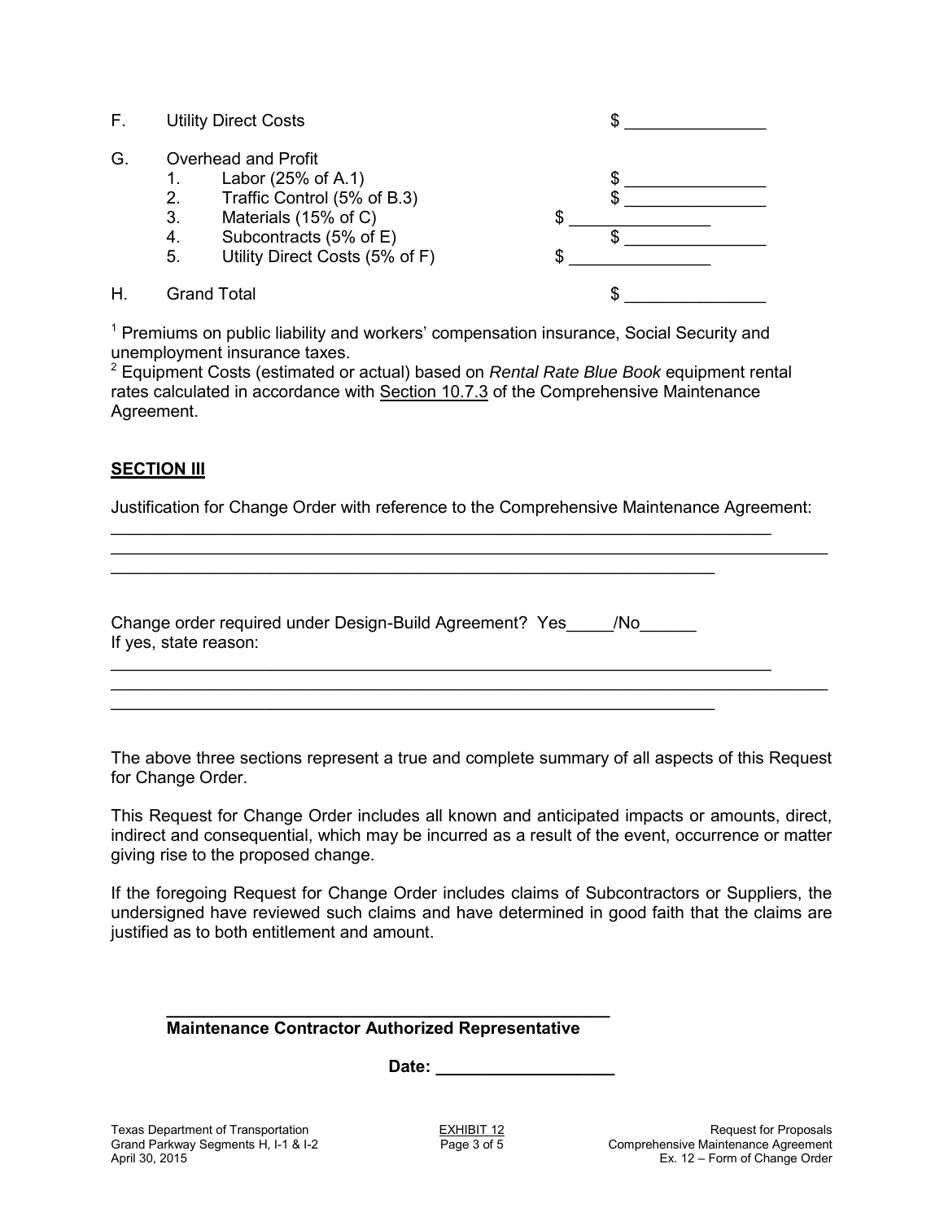F. Utility Direct Costs $ _______________

G. Overhead and Profit

1. Labor (25% of A.1) $ _______________
2. Traffic Control (5% of B.3) $ _______________
3. Materials (15% of C) $ _______________
4. Subcontracts (5% of E) $ _______________
5. Utility Direct Costs (5% of F) $ _______________

H. Grand Total $ _______________

[1] Premiums on public liability and workers' compensation insurance, Social Security and unemployment insurance taxes.

[2] Equipment Costs (estimated or actual) based on *Rental Rate Blue Book* equipment rental rates calculated in accordance with Section 10.7.3 of the Comprehensive Maintenance Agreement.

## SECTION III

Justification for Change Order with reference to the Comprehensive Maintenance Agreement:

___________________________________________________________________________

___________________________________________________________________________

___________________________________________________________________________

Change order required under Design-Build Agreement? Yes_____/No______

If yes, state reason:

___________________________________________________________________________

___________________________________________________________________________

___________________________________________________________________________

The above three sections represent a true and complete summary of all aspects of this Request for Change Order.

This Request for Change Order includes all known and anticipated impacts or amounts, direct, indirect and consequential, which may be incurred as a result of the event, occurrence or matter giving rise to the proposed change.

If the foregoing Request for Change Order includes claims of Subcontractors or Suppliers, the undersigned have reviewed such claims and have determined in good faith that the claims are justified as to both entitlement and amount.

______________________________________________

**Maintenance Contractor Authorized Representative**

**Date: ___________________**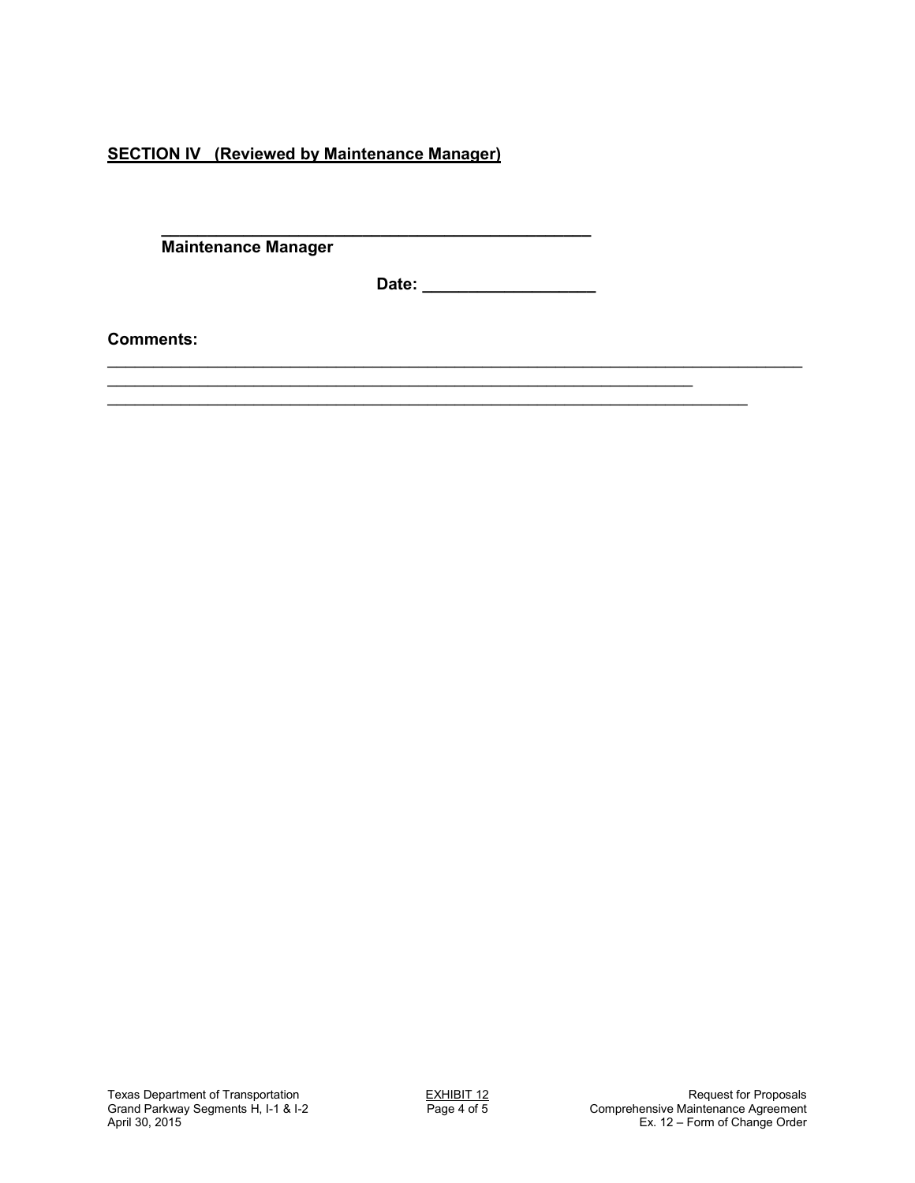**<u>SECTION IV (Reviewed by Maintenance Manager)</u>**

______________________________________________
**Maintenance Manager**

**Date: ___________________**

**Comments:**

________________________________________________________________________________
______________________________________________________________________
___________________________________________________________________________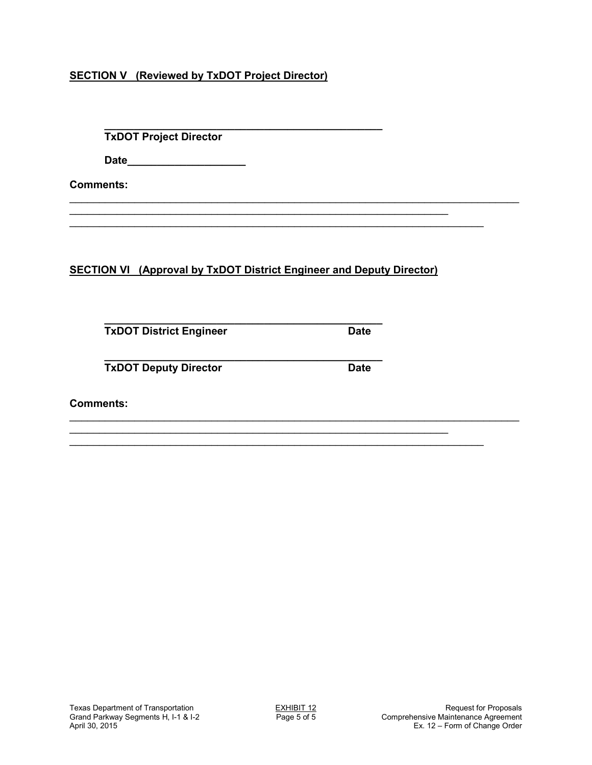**SECTION V (Reviewed by TxDOT Project Director)**

______________________________________________

**TxDOT Project Director**

**Date____________________**

**Comments:**

___________________________________________________________________________

_________________________________________________________________

______________________________________________________________________

**SECTION VI (Approval by TxDOT District Engineer and Deputy Director)**

______________________________________________

**TxDOT District Engineer Date**

______________________________________________

**TxDOT Deputy Director Date**

**Comments:**

___________________________________________________________________________

_________________________________________________________________

______________________________________________________________________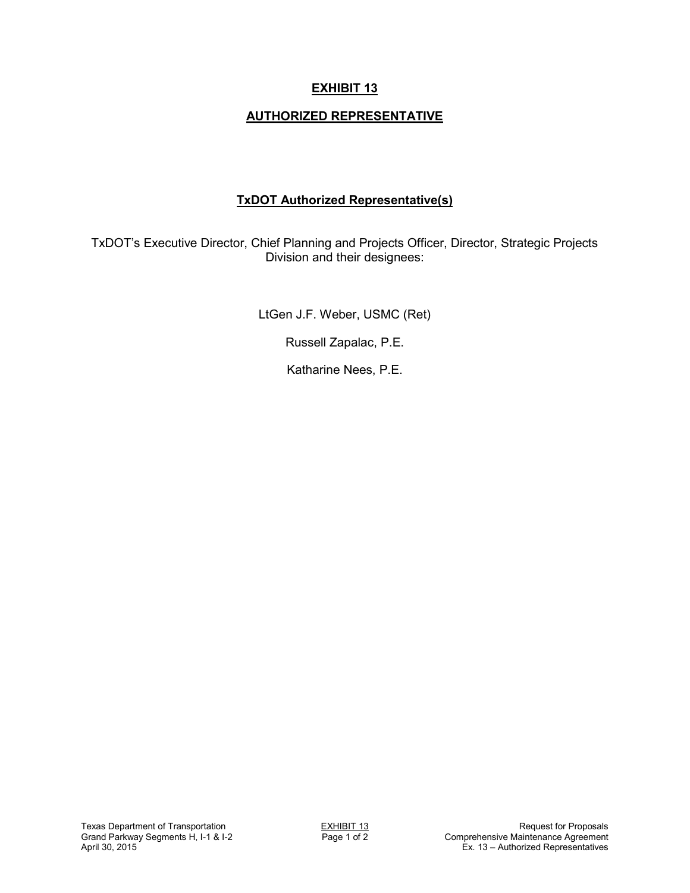# EXHIBIT 13

## AUTHORIZED REPRESENTATIVE

### TxDOT Authorized Representative(s)

TxDOT's Executive Director, Chief Planning and Projects Officer, Director, Strategic Projects Division and their designees:

LtGen J.F. Weber, USMC (Ret)

Russell Zapalac, P.E.

Katharine Nees, P.E.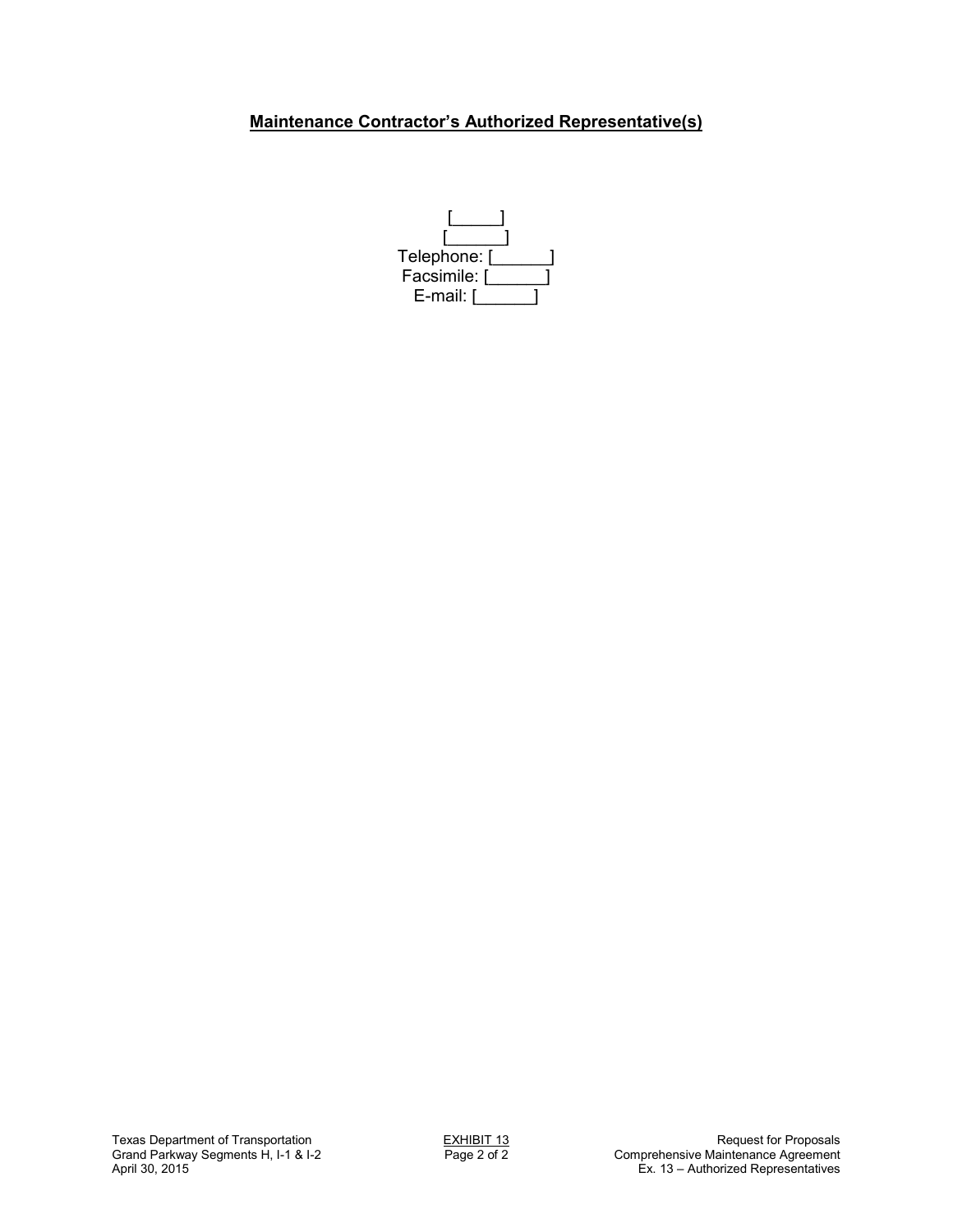## Maintenance Contractor's Authorized Representative(s)

[_____]
[______]
Telephone: [______]
Facsimile: [______]
E-mail: [______]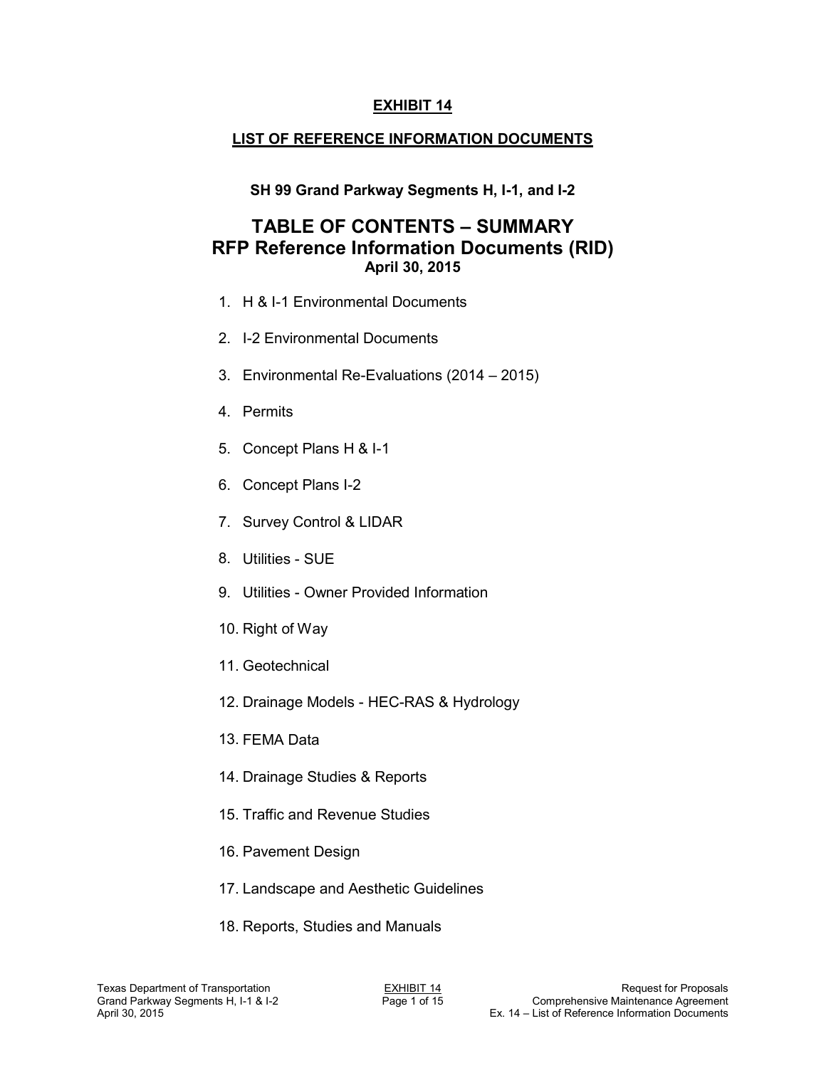# EXHIBIT 14

## LIST OF REFERENCE INFORMATION DOCUMENTS

**SH 99 Grand Parkway Segments H, I-1, and I-2**

## TABLE OF CONTENTS – SUMMARY
## RFP Reference Information Documents (RID)

**April 30, 2015**

1. H & I-1 Environmental Documents
2. I-2 Environmental Documents
3. Environmental Re-Evaluations (2014 – 2015)
4. Permits
5. Concept Plans H & I-1
6. Concept Plans I-2
7. Survey Control & LIDAR
8. Utilities - SUE
9. Utilities - Owner Provided Information
10. Right of Way
11. Geotechnical
12. Drainage Models - HEC-RAS & Hydrology
13. FEMA Data
14. Drainage Studies & Reports
15. Traffic and Revenue Studies
16. Pavement Design
17. Landscape and Aesthetic Guidelines
18. Reports, Studies and Manuals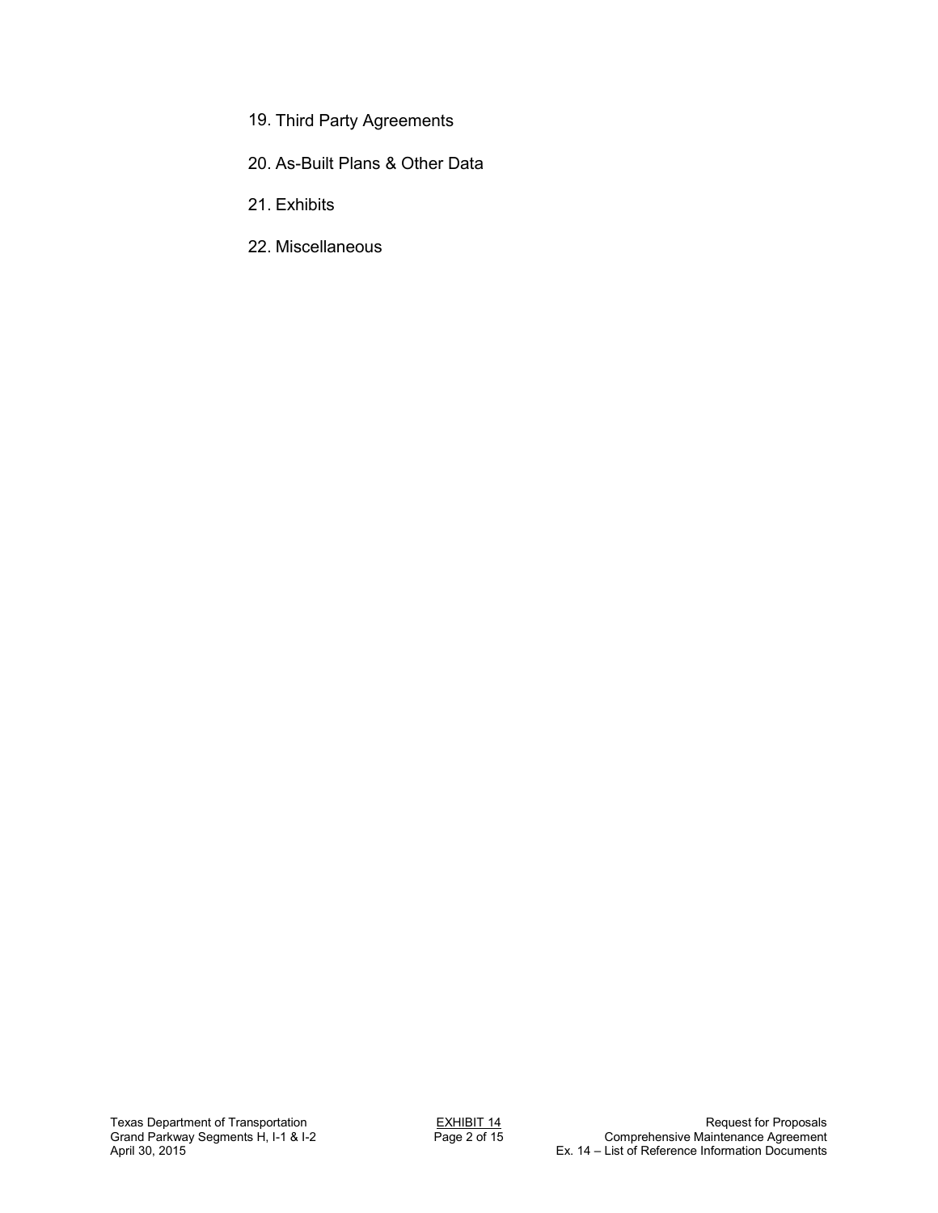19. Third Party Agreements
20. As-Built Plans & Other Data
21. Exhibits
22. Miscellaneous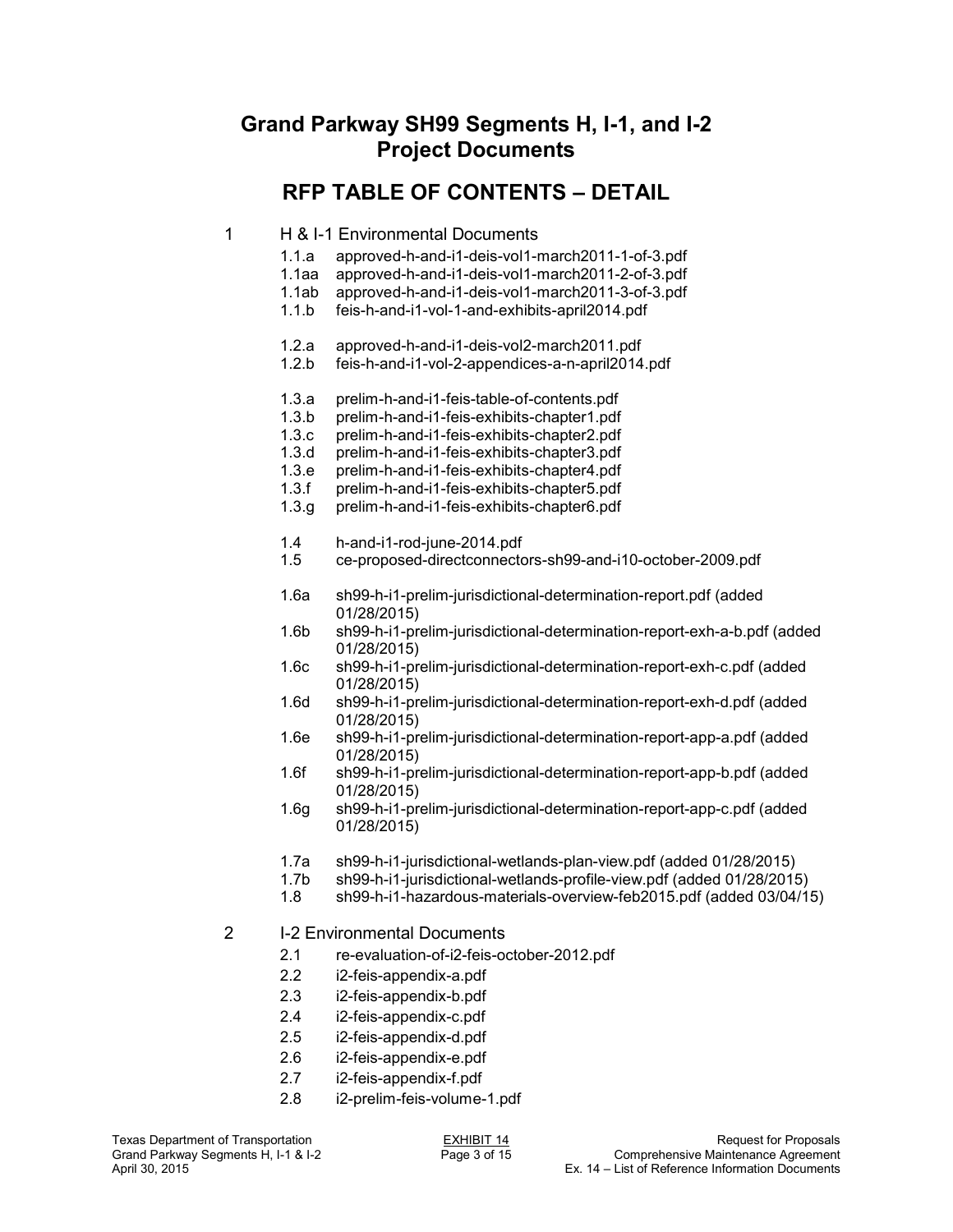# Grand Parkway SH99 Segments H, I-1, and I-2 Project Documents

## RFP TABLE OF CONTENTS – DETAIL

1 H & I-1 Environmental Documents

- 1.1.a approved-h-and-i1-deis-vol1-march2011-1-of-3.pdf
- 1.1aa approved-h-and-i1-deis-vol1-march2011-2-of-3.pdf
- 1.1ab approved-h-and-i1-deis-vol1-march2011-3-of-3.pdf
- 1.1.b feis-h-and-i1-vol-1-and-exhibits-april2014.pdf

- 1.2.a approved-h-and-i1-deis-vol2-march2011.pdf
- 1.2.b feis-h-and-i1-vol-2-appendices-a-n-april2014.pdf

- 1.3.a prelim-h-and-i1-feis-table-of-contents.pdf
- 1.3.b prelim-h-and-i1-feis-exhibits-chapter1.pdf
- 1.3.c prelim-h-and-i1-feis-exhibits-chapter2.pdf
- 1.3.d prelim-h-and-i1-feis-exhibits-chapter3.pdf
- 1.3.e prelim-h-and-i1-feis-exhibits-chapter4.pdf
- 1.3.f prelim-h-and-i1-feis-exhibits-chapter5.pdf
- 1.3.g prelim-h-and-i1-feis-exhibits-chapter6.pdf

- 1.4 h-and-i1-rod-june-2014.pdf
- 1.5 ce-proposed-directconnectors-sh99-and-i10-october-2009.pdf

- 1.6a sh99-h-i1-prelim-jurisdictional-determination-report.pdf (added 01/28/2015)
- 1.6b sh99-h-i1-prelim-jurisdictional-determination-report-exh-a-b.pdf (added 01/28/2015)
- 1.6c sh99-h-i1-prelim-jurisdictional-determination-report-exh-c.pdf (added 01/28/2015)
- 1.6d sh99-h-i1-prelim-jurisdictional-determination-report-exh-d.pdf (added 01/28/2015)
- 1.6e sh99-h-i1-prelim-jurisdictional-determination-report-app-a.pdf (added 01/28/2015)
- 1.6f sh99-h-i1-prelim-jurisdictional-determination-report-app-b.pdf (added 01/28/2015)
- 1.6g sh99-h-i1-prelim-jurisdictional-determination-report-app-c.pdf (added 01/28/2015)

- 1.7a sh99-h-i1-jurisdictional-wetlands-plan-view.pdf (added 01/28/2015)
- 1.7b sh99-h-i1-jurisdictional-wetlands-profile-view.pdf (added 01/28/2015)
- 1.8 sh99-h-i1-hazardous-materials-overview-feb2015.pdf (added 03/04/15)

2 I-2 Environmental Documents

- 2.1 re-evaluation-of-i2-feis-october-2012.pdf
- 2.2 i2-feis-appendix-a.pdf
- 2.3 i2-feis-appendix-b.pdf
- 2.4 i2-feis-appendix-c.pdf
- 2.5 i2-feis-appendix-d.pdf
- 2.6 i2-feis-appendix-e.pdf
- 2.7 i2-feis-appendix-f.pdf
- 2.8 i2-prelim-feis-volume-1.pdf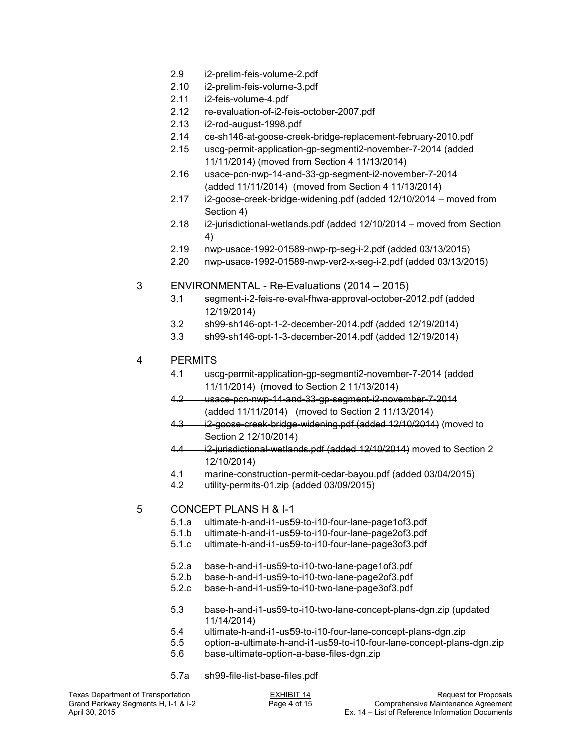- 2.9 i2-prelim-feis-volume-2.pdf
- 2.10 i2-prelim-feis-volume-3.pdf
- 2.11 i2-feis-volume-4.pdf
- 2.12 re-evaluation-of-i2-feis-october-2007.pdf
- 2.13 i2-rod-august-1998.pdf
- 2.14 ce-sh146-at-goose-creek-bridge-replacement-february-2010.pdf
- 2.15 uscg-permit-application-gp-segmenti2-november-7-2014 (added 11/11/2014) (moved from Section 4 11/13/2014)
- 2.16 usace-pcn-nwp-14-and-33-gp-segment-i2-november-7-2014 (added 11/11/2014) (moved from Section 4 11/13/2014)
- 2.17 i2-goose-creek-bridge-widening.pdf (added 12/10/2014 – moved from Section 4)
- 2.18 i2-jurisdictional-wetlands.pdf (added 12/10/2014 – moved from Section 4)
- 2.19 nwp-usace-1992-01589-nwp-rp-seg-i-2.pdf (added 03/13/2015)
- 2.20 nwp-usace-1992-01589-nwp-ver2-x-seg-i-2.pdf (added 03/13/2015)

## 3 ENVIRONMENTAL - Re-Evaluations (2014 – 2015)

- 3.1 segment-i-2-feis-re-eval-fhwa-approval-october-2012.pdf (added 12/19/2014)
- 3.2 sh99-sh146-opt-1-2-december-2014.pdf (added 12/19/2014)
- 3.3 sh99-sh146-opt-1-3-december-2014.pdf (added 12/19/2014)

## 4 PERMITS

- ~~4.1 uscg-permit-application-gp-segmenti2-november-7-2014 (added 11/11/2014) (moved to Section 2 11/13/2014)~~
- ~~4.2 usace-pcn-nwp-14-and-33-gp-segment-i2-november-7-2014 (added 11/11/2014) (moved to Section 2 11/13/2014)~~
- ~~4.3 i2-goose-creek-bridge-widening.pdf (added 12/10/2014)~~ (moved to Section 2 12/10/2014)
- ~~4.4 i2-jurisdictional-wetlands.pdf (added 12/10/2014)~~ moved to Section 2 12/10/2014)
- 4.1 marine-construction-permit-cedar-bayou.pdf (added 03/04/2015)
- 4.2 utility-permits-01.zip (added 03/09/2015)

## 5 CONCEPT PLANS H & I-1

- 5.1.a ultimate-h-and-i1-us59-to-i10-four-lane-page1of3.pdf
- 5.1.b ultimate-h-and-i1-us59-to-i10-four-lane-page2of3.pdf
- 5.1.c ultimate-h-and-i1-us59-to-i10-four-lane-page3of3.pdf

- 5.2.a base-h-and-i1-us59-to-i10-two-lane-page1of3.pdf
- 5.2.b base-h-and-i1-us59-to-i10-two-lane-page2of3.pdf
- 5.2.c base-h-and-i1-us59-to-i10-two-lane-page3of3.pdf

- 5.3 base-h-and-i1-us59-to-i10-two-lane-concept-plans-dgn.zip (updated 11/14/2014)
- 5.4 ultimate-h-and-i1-us59-to-i10-four-lane-concept-plans-dgn.zip
- 5.5 option-a-ultimate-h-and-i1-us59-to-i10-four-lane-concept-plans-dgn.zip
- 5.6 base-ultimate-option-a-base-files-dgn.zip

- 5.7a sh99-file-list-base-files.pdf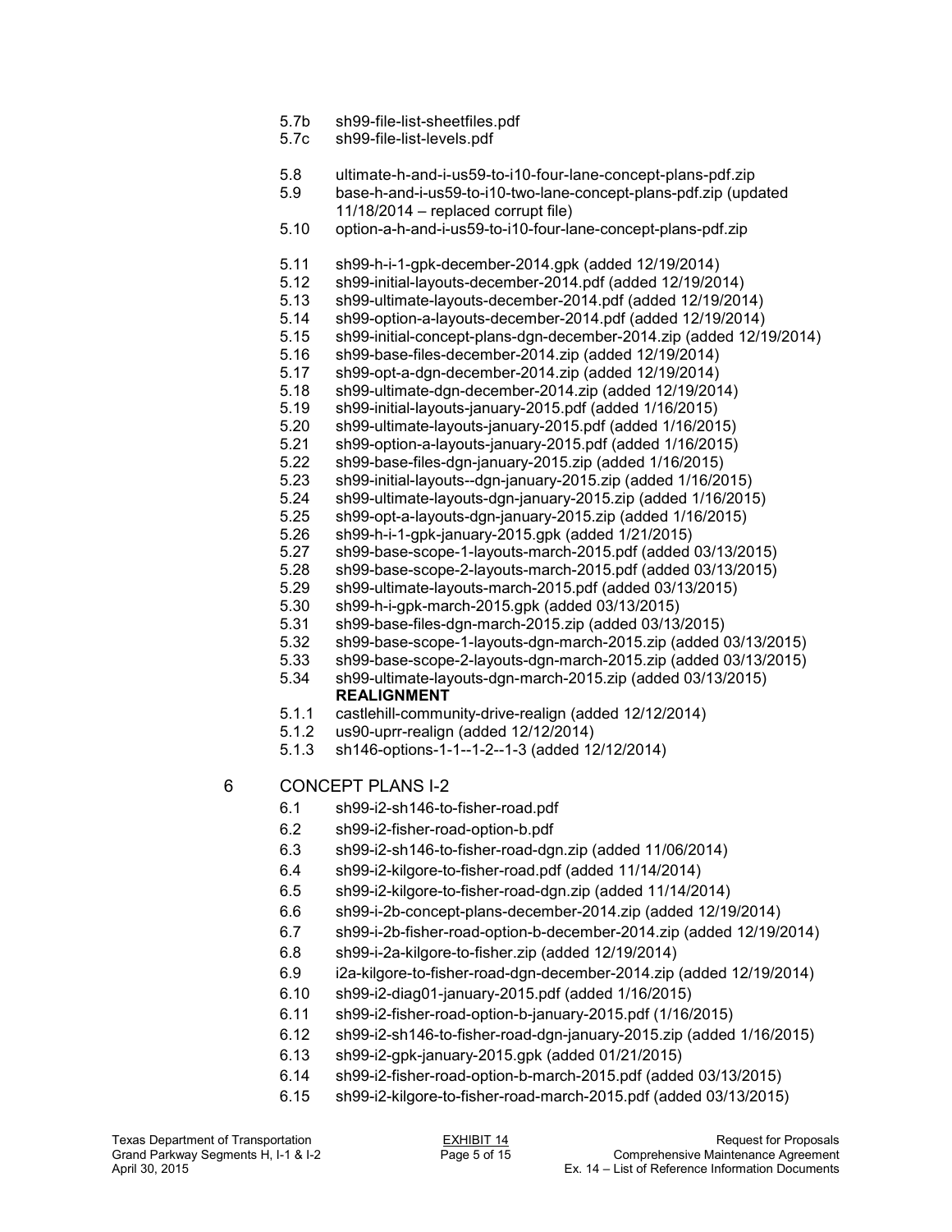5.7b sh99-file-list-sheetfiles.pdf
5.7c sh99-file-list-levels.pdf

5.8 ultimate-h-and-i-us59-to-i10-four-lane-concept-plans-pdf.zip
5.9 base-h-and-i-us59-to-i10-two-lane-concept-plans-pdf.zip (updated 11/18/2014 – replaced corrupt file)
5.10 option-a-h-and-i-us59-to-i10-four-lane-concept-plans-pdf.zip

5.11 sh99-h-i-1-gpk-december-2014.gpk (added 12/19/2014)
5.12 sh99-initial-layouts-december-2014.pdf (added 12/19/2014)
5.13 sh99-ultimate-layouts-december-2014.pdf (added 12/19/2014)
5.14 sh99-option-a-layouts-december-2014.pdf (added 12/19/2014)
5.15 sh99-initial-concept-plans-dgn-december-2014.zip (added 12/19/2014)
5.16 sh99-base-files-december-2014.zip (added 12/19/2014)
5.17 sh99-opt-a-dgn-december-2014.zip (added 12/19/2014)
5.18 sh99-ultimate-dgn-december-2014.zip (added 12/19/2014)
5.19 sh99-initial-layouts-january-2015.pdf (added 1/16/2015)
5.20 sh99-ultimate-layouts-january-2015.pdf (added 1/16/2015)
5.21 sh99-option-a-layouts-january-2015.pdf (added 1/16/2015)
5.22 sh99-base-files-dgn-january-2015.zip (added 1/16/2015)
5.23 sh99-initial-layouts--dgn-january-2015.zip (added 1/16/2015)
5.24 sh99-ultimate-layouts-dgn-january-2015.zip (added 1/16/2015)
5.25 sh99-opt-a-layouts-dgn-january-2015.zip (added 1/16/2015)
5.26 sh99-h-i-1-gpk-january-2015.gpk (added 1/21/2015)
5.27 sh99-base-scope-1-layouts-march-2015.pdf (added 03/13/2015)
5.28 sh99-base-scope-2-layouts-march-2015.pdf (added 03/13/2015)
5.29 sh99-ultimate-layouts-march-2015.pdf (added 03/13/2015)
5.30 sh99-h-i-gpk-march-2015.gpk (added 03/13/2015)
5.31 sh99-base-files-dgn-march-2015.zip (added 03/13/2015)
5.32 sh99-base-scope-1-layouts-dgn-march-2015.zip (added 03/13/2015)
5.33 sh99-base-scope-2-layouts-dgn-march-2015.zip (added 03/13/2015)
5.34 sh99-ultimate-layouts-dgn-march-2015.zip (added 03/13/2015)

**REALIGNMENT**

5.1.1 castlehill-community-drive-realign (added 12/12/2014)
5.1.2 us90-uprr-realign (added 12/12/2014)
5.1.3 sh146-options-1-1--1-2--1-3 (added 12/12/2014)

## 6 CONCEPT PLANS I-2

6.1 sh99-i2-sh146-to-fisher-road.pdf
6.2 sh99-i2-fisher-road-option-b.pdf
6.3 sh99-i2-sh146-to-fisher-road-dgn.zip (added 11/06/2014)
6.4 sh99-i2-kilgore-to-fisher-road.pdf (added 11/14/2014)
6.5 sh99-i2-kilgore-to-fisher-road-dgn.zip (added 11/14/2014)
6.6 sh99-i-2b-concept-plans-december-2014.zip (added 12/19/2014)
6.7 sh99-i-2b-fisher-road-option-b-december-2014.zip (added 12/19/2014)
6.8 sh99-i-2a-kilgore-to-fisher.zip (added 12/19/2014)
6.9 i2a-kilgore-to-fisher-road-dgn-december-2014.zip (added 12/19/2014)
6.10 sh99-i2-diag01-january-2015.pdf (added 1/16/2015)
6.11 sh99-i2-fisher-road-option-b-january-2015.pdf (1/16/2015)
6.12 sh99-i2-sh146-to-fisher-road-dgn-january-2015.zip (added 1/16/2015)
6.13 sh99-i2-gpk-january-2015.gpk (added 01/21/2015)
6.14 sh99-i2-fisher-road-option-b-march-2015.pdf (added 03/13/2015)
6.15 sh99-i2-kilgore-to-fisher-road-march-2015.pdf (added 03/13/2015)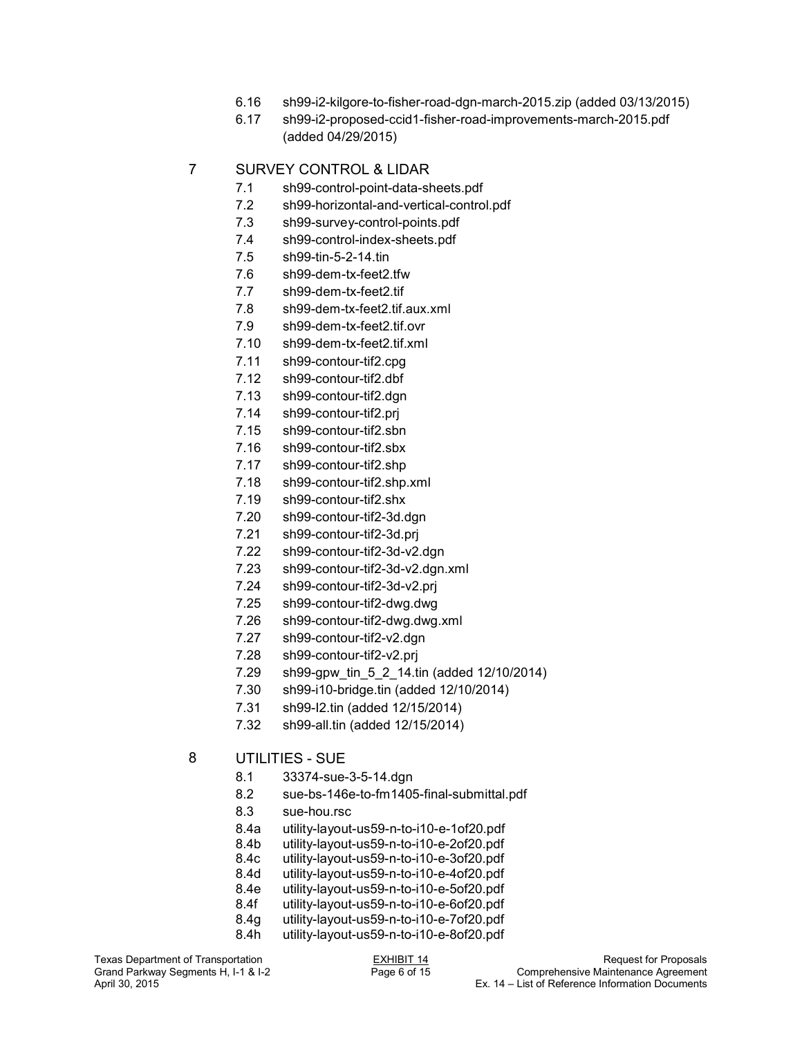6.16 sh99-i2-kilgore-to-fisher-road-dgn-march-2015.zip (added 03/13/2015)

6.17 sh99-i2-proposed-ccid1-fisher-road-improvements-march-2015.pdf (added 04/29/2015)

## 7 SURVEY CONTROL & LIDAR

7.1 sh99-control-point-data-sheets.pdf
7.2 sh99-horizontal-and-vertical-control.pdf
7.3 sh99-survey-control-points.pdf
7.4 sh99-control-index-sheets.pdf
7.5 sh99-tin-5-2-14.tin
7.6 sh99-dem-tx-feet2.tfw
7.7 sh99-dem-tx-feet2.tif
7.8 sh99-dem-tx-feet2.tif.aux.xml
7.9 sh99-dem-tx-feet2.tif.ovr
7.10 sh99-dem-tx-feet2.tif.xml
7.11 sh99-contour-tif2.cpg
7.12 sh99-contour-tif2.dbf
7.13 sh99-contour-tif2.dgn
7.14 sh99-contour-tif2.prj
7.15 sh99-contour-tif2.sbn
7.16 sh99-contour-tif2.sbx
7.17 sh99-contour-tif2.shp
7.18 sh99-contour-tif2.shp.xml
7.19 sh99-contour-tif2.shx
7.20 sh99-contour-tif2-3d.dgn
7.21 sh99-contour-tif2-3d.prj
7.22 sh99-contour-tif2-3d-v2.dgn
7.23 sh99-contour-tif2-3d-v2.dgn.xml
7.24 sh99-contour-tif2-3d-v2.prj
7.25 sh99-contour-tif2-dwg.dwg
7.26 sh99-contour-tif2-dwg.dwg.xml
7.27 sh99-contour-tif2-v2.dgn
7.28 sh99-contour-tif2-v2.prj
7.29 sh99-gpw_tin_5_2_14.tin (added 12/10/2014)
7.30 sh99-i10-bridge.tin (added 12/10/2014)
7.31 sh99-I2.tin (added 12/15/2014)
7.32 sh99-all.tin (added 12/15/2014)

## 8 UTILITIES - SUE

8.1 33374-sue-3-5-14.dgn
8.2 sue-bs-146e-to-fm1405-final-submittal.pdf
8.3 sue-hou.rsc
8.4a utility-layout-us59-n-to-i10-e-1of20.pdf
8.4b utility-layout-us59-n-to-i10-e-2of20.pdf
8.4c utility-layout-us59-n-to-i10-e-3of20.pdf
8.4d utility-layout-us59-n-to-i10-e-4of20.pdf
8.4e utility-layout-us59-n-to-i10-e-5of20.pdf
8.4f utility-layout-us59-n-to-i10-e-6of20.pdf
8.4g utility-layout-us59-n-to-i10-e-7of20.pdf
8.4h utility-layout-us59-n-to-i10-e-8of20.pdf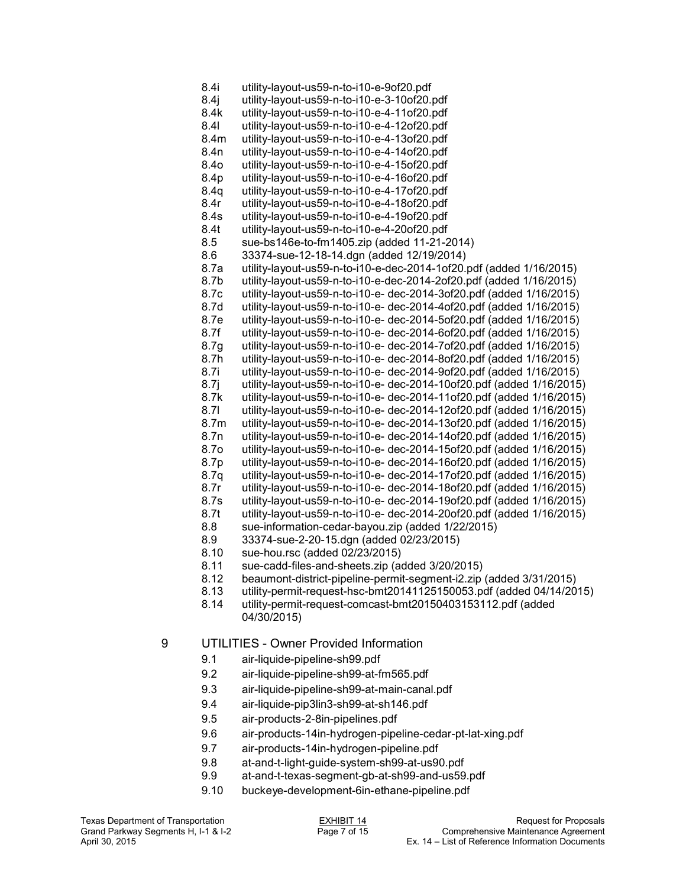8.4i utility-layout-us59-n-to-i10-e-9of20.pdf
8.4j utility-layout-us59-n-to-i10-e-3-10of20.pdf
8.4k utility-layout-us59-n-to-i10-e-4-11of20.pdf
8.4l utility-layout-us59-n-to-i10-e-4-12of20.pdf
8.4m utility-layout-us59-n-to-i10-e-4-13of20.pdf
8.4n utility-layout-us59-n-to-i10-e-4-14of20.pdf
8.4o utility-layout-us59-n-to-i10-e-4-15of20.pdf
8.4p utility-layout-us59-n-to-i10-e-4-16of20.pdf
8.4q utility-layout-us59-n-to-i10-e-4-17of20.pdf
8.4r utility-layout-us59-n-to-i10-e-4-18of20.pdf
8.4s utility-layout-us59-n-to-i10-e-4-19of20.pdf
8.4t utility-layout-us59-n-to-i10-e-4-20of20.pdf
8.5 sue-bs146e-to-fm1405.zip (added 11-21-2014)
8.6 33374-sue-12-18-14.dgn (added 12/19/2014)
8.7a utility-layout-us59-n-to-i10-e-dec-2014-1of20.pdf (added 1/16/2015)
8.7b utility-layout-us59-n-to-i10-e-dec-2014-2of20.pdf (added 1/16/2015)
8.7c utility-layout-us59-n-to-i10-e- dec-2014-3of20.pdf (added 1/16/2015)
8.7d utility-layout-us59-n-to-i10-e- dec-2014-4of20.pdf (added 1/16/2015)
8.7e utility-layout-us59-n-to-i10-e- dec-2014-5of20.pdf (added 1/16/2015)
8.7f utility-layout-us59-n-to-i10-e- dec-2014-6of20.pdf (added 1/16/2015)
8.7g utility-layout-us59-n-to-i10-e- dec-2014-7of20.pdf (added 1/16/2015)
8.7h utility-layout-us59-n-to-i10-e- dec-2014-8of20.pdf (added 1/16/2015)
8.7i utility-layout-us59-n-to-i10-e- dec-2014-9of20.pdf (added 1/16/2015)
8.7j utility-layout-us59-n-to-i10-e- dec-2014-10of20.pdf (added 1/16/2015)
8.7k utility-layout-us59-n-to-i10-e- dec-2014-11of20.pdf (added 1/16/2015)
8.7l utility-layout-us59-n-to-i10-e- dec-2014-12of20.pdf (added 1/16/2015)
8.7m utility-layout-us59-n-to-i10-e- dec-2014-13of20.pdf (added 1/16/2015)
8.7n utility-layout-us59-n-to-i10-e- dec-2014-14of20.pdf (added 1/16/2015)
8.7o utility-layout-us59-n-to-i10-e- dec-2014-15of20.pdf (added 1/16/2015)
8.7p utility-layout-us59-n-to-i10-e- dec-2014-16of20.pdf (added 1/16/2015)
8.7q utility-layout-us59-n-to-i10-e- dec-2014-17of20.pdf (added 1/16/2015)
8.7r utility-layout-us59-n-to-i10-e- dec-2014-18of20.pdf (added 1/16/2015)
8.7s utility-layout-us59-n-to-i10-e- dec-2014-19of20.pdf (added 1/16/2015)
8.7t utility-layout-us59-n-to-i10-e- dec-2014-20of20.pdf (added 1/16/2015)
8.8 sue-information-cedar-bayou.zip (added 1/22/2015)
8.9 33374-sue-2-20-15.dgn (added 02/23/2015)
8.10 sue-hou.rsc (added 02/23/2015)
8.11 sue-cadd-files-and-sheets.zip (added 3/20/2015)
8.12 beaumont-district-pipeline-permit-segment-i2.zip (added 3/31/2015)
8.13 utility-permit-request-hsc-bmt20141125150053.pdf (added 04/14/2015)
8.14 utility-permit-request-comcast-bmt20150403153112.pdf (added 04/30/2015)

## 9 UTILITIES - Owner Provided Information

9.1 air-liquide-pipeline-sh99.pdf
9.2 air-liquide-pipeline-sh99-at-fm565.pdf
9.3 air-liquide-pipeline-sh99-at-main-canal.pdf
9.4 air-liquide-pip3lin3-sh99-at-sh146.pdf
9.5 air-products-2-8in-pipelines.pdf
9.6 air-products-14in-hydrogen-pipeline-cedar-pt-lat-xing.pdf
9.7 air-products-14in-hydrogen-pipeline.pdf
9.8 at-and-t-light-guide-system-sh99-at-us90.pdf
9.9 at-and-t-texas-segment-gb-at-sh99-and-us59.pdf
9.10 buckeye-development-6in-ethane-pipeline.pdf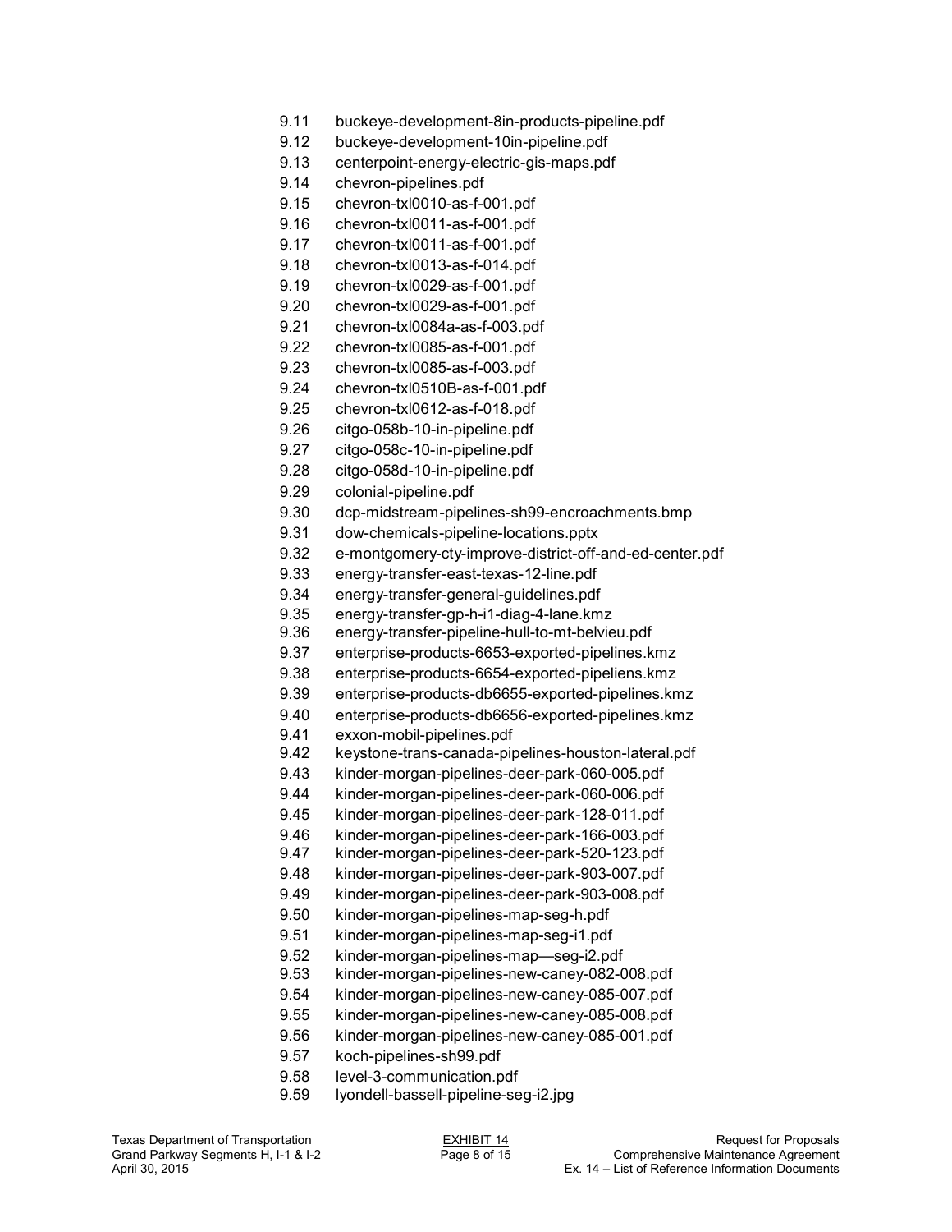9.11 buckeye-development-8in-products-pipeline.pdf
9.12 buckeye-development-10in-pipeline.pdf
9.13 centerpoint-energy-electric-gis-maps.pdf
9.14 chevron-pipelines.pdf
9.15 chevron-txl0010-as-f-001.pdf
9.16 chevron-txl0011-as-f-001.pdf
9.17 chevron-txl0011-as-f-001.pdf
9.18 chevron-txl0013-as-f-014.pdf
9.19 chevron-txl0029-as-f-001.pdf
9.20 chevron-txl0029-as-f-001.pdf
9.21 chevron-txl0084a-as-f-003.pdf
9.22 chevron-txl0085-as-f-001.pdf
9.23 chevron-txl0085-as-f-003.pdf
9.24 chevron-txl0510B-as-f-001.pdf
9.25 chevron-txl0612-as-f-018.pdf
9.26 citgo-058b-10-in-pipeline.pdf
9.27 citgo-058c-10-in-pipeline.pdf
9.28 citgo-058d-10-in-pipeline.pdf
9.29 colonial-pipeline.pdf
9.30 dcp-midstream-pipelines-sh99-encroachments.bmp
9.31 dow-chemicals-pipeline-locations.pptx
9.32 e-montgomery-cty-improve-district-off-and-ed-center.pdf
9.33 energy-transfer-east-texas-12-line.pdf
9.34 energy-transfer-general-guidelines.pdf
9.35 energy-transfer-gp-h-i1-diag-4-lane.kmz
9.36 energy-transfer-pipeline-hull-to-mt-belvieu.pdf
9.37 enterprise-products-6653-exported-pipelines.kmz
9.38 enterprise-products-6654-exported-pipeliens.kmz
9.39 enterprise-products-db6655-exported-pipelines.kmz
9.40 enterprise-products-db6656-exported-pipelines.kmz
9.41 exxon-mobil-pipelines.pdf
9.42 keystone-trans-canada-pipelines-houston-lateral.pdf
9.43 kinder-morgan-pipelines-deer-park-060-005.pdf
9.44 kinder-morgan-pipelines-deer-park-060-006.pdf
9.45 kinder-morgan-pipelines-deer-park-128-011.pdf
9.46 kinder-morgan-pipelines-deer-park-166-003.pdf
9.47 kinder-morgan-pipelines-deer-park-520-123.pdf
9.48 kinder-morgan-pipelines-deer-park-903-007.pdf
9.49 kinder-morgan-pipelines-deer-park-903-008.pdf
9.50 kinder-morgan-pipelines-map-seg-h.pdf
9.51 kinder-morgan-pipelines-map-seg-i1.pdf
9.52 kinder-morgan-pipelines-map—seg-i2.pdf
9.53 kinder-morgan-pipelines-new-caney-082-008.pdf
9.54 kinder-morgan-pipelines-new-caney-085-007.pdf
9.55 kinder-morgan-pipelines-new-caney-085-008.pdf
9.56 kinder-morgan-pipelines-new-caney-085-001.pdf
9.57 koch-pipelines-sh99.pdf
9.58 level-3-communication.pdf
9.59 lyondell-bassell-pipeline-seg-i2.jpg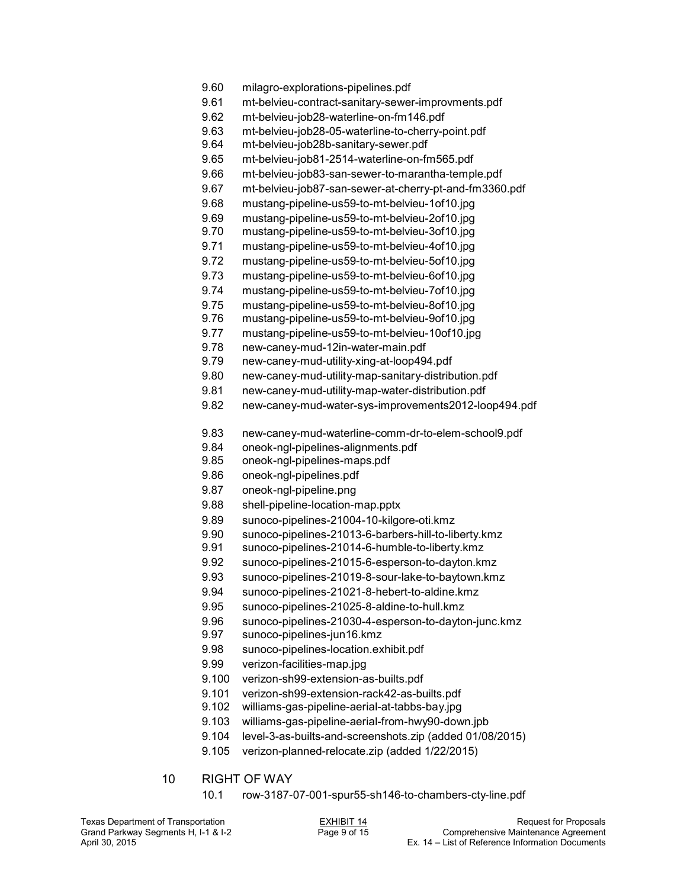9.60 milagro-explorations-pipelines.pdf
9.61 mt-belvieu-contract-sanitary-sewer-improvments.pdf
9.62 mt-belvieu-job28-waterline-on-fm146.pdf
9.63 mt-belvieu-job28-05-waterline-to-cherry-point.pdf
9.64 mt-belvieu-job28b-sanitary-sewer.pdf
9.65 mt-belvieu-job81-2514-waterline-on-fm565.pdf
9.66 mt-belvieu-job83-san-sewer-to-marantha-temple.pdf
9.67 mt-belvieu-job87-san-sewer-at-cherry-pt-and-fm3360.pdf
9.68 mustang-pipeline-us59-to-mt-belvieu-1of10.jpg
9.69 mustang-pipeline-us59-to-mt-belvieu-2of10.jpg
9.70 mustang-pipeline-us59-to-mt-belvieu-3of10.jpg
9.71 mustang-pipeline-us59-to-mt-belvieu-4of10.jpg
9.72 mustang-pipeline-us59-to-mt-belvieu-5of10.jpg
9.73 mustang-pipeline-us59-to-mt-belvieu-6of10.jpg
9.74 mustang-pipeline-us59-to-mt-belvieu-7of10.jpg
9.75 mustang-pipeline-us59-to-mt-belvieu-8of10.jpg
9.76 mustang-pipeline-us59-to-mt-belvieu-9of10.jpg
9.77 mustang-pipeline-us59-to-mt-belvieu-10of10.jpg
9.78 new-caney-mud-12in-water-main.pdf
9.79 new-caney-mud-utility-xing-at-loop494.pdf
9.80 new-caney-mud-utility-map-sanitary-distribution.pdf
9.81 new-caney-mud-utility-map-water-distribution.pdf
9.82 new-caney-mud-water-sys-improvements2012-loop494.pdf
9.83 new-caney-mud-waterline-comm-dr-to-elem-school9.pdf
9.84 oneok-ngl-pipelines-alignments.pdf
9.85 oneok-ngl-pipelines-maps.pdf
9.86 oneok-ngl-pipelines.pdf
9.87 oneok-ngl-pipeline.png
9.88 shell-pipeline-location-map.pptx
9.89 sunoco-pipelines-21004-10-kilgore-oti.kmz
9.90 sunoco-pipelines-21013-6-barbers-hill-to-liberty.kmz
9.91 sunoco-pipelines-21014-6-humble-to-liberty.kmz
9.92 sunoco-pipelines-21015-6-esperson-to-dayton.kmz
9.93 sunoco-pipelines-21019-8-sour-lake-to-baytown.kmz
9.94 sunoco-pipelines-21021-8-hebert-to-aldine.kmz
9.95 sunoco-pipelines-21025-8-aldine-to-hull.kmz
9.96 sunoco-pipelines-21030-4-esperson-to-dayton-junc.kmz
9.97 sunoco-pipelines-jun16.kmz
9.98 sunoco-pipelines-location.exhibit.pdf
9.99 verizon-facilities-map.jpg
9.100 verizon-sh99-extension-as-builts.pdf
9.101 verizon-sh99-extension-rack42-as-builts.pdf
9.102 williams-gas-pipeline-aerial-at-tabbs-bay.jpg
9.103 williams-gas-pipeline-aerial-from-hwy90-down.jpb
9.104 level-3-as-builts-and-screenshots.zip (added 01/08/2015)
9.105 verizon-planned-relocate.zip (added 1/22/2015)

## 10 RIGHT OF WAY

10.1 row-3187-07-001-spur55-sh146-to-chambers-cty-line.pdf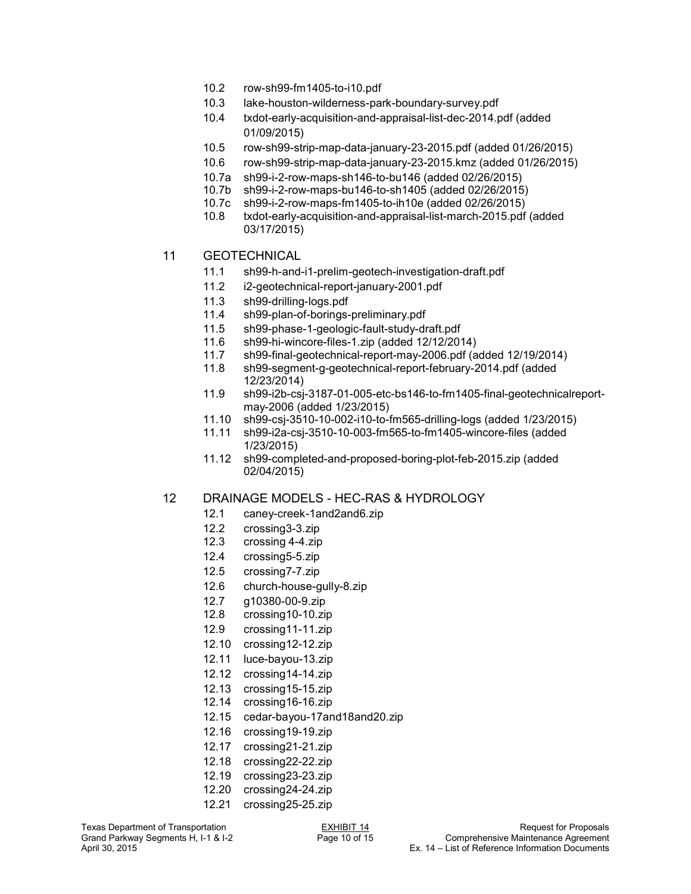- 10.2 row-sh99-fm1405-to-i10.pdf
- 10.3 lake-houston-wilderness-park-boundary-survey.pdf
- 10.4 txdot-early-acquisition-and-appraisal-list-dec-2014.pdf (added 01/09/2015)
- 10.5 row-sh99-strip-map-data-january-23-2015.pdf (added 01/26/2015)
- 10.6 row-sh99-strip-map-data-january-23-2015.kmz (added 01/26/2015)
- 10.7a sh99-i-2-row-maps-sh146-to-bu146 (added 02/26/2015)
- 10.7b sh99-i-2-row-maps-bu146-to-sh1405 (added 02/26/2015)
- 10.7c sh99-i-2-row-maps-fm1405-to-ih10e (added 02/26/2015)
- 10.8 txdot-early-acquisition-and-appraisal-list-march-2015.pdf (added 03/17/2015)

## 11 GEOTECHNICAL

- 11.1 sh99-h-and-i1-prelim-geotech-investigation-draft.pdf
- 11.2 i2-geotechnical-report-january-2001.pdf
- 11.3 sh99-drilling-logs.pdf
- 11.4 sh99-plan-of-borings-preliminary.pdf
- 11.5 sh99-phase-1-geologic-fault-study-draft.pdf
- 11.6 sh99-hi-wincore-files-1.zip (added 12/12/2014)
- 11.7 sh99-final-geotechnical-report-may-2006.pdf (added 12/19/2014)
- 11.8 sh99-segment-g-geotechnical-report-february-2014.pdf (added 12/23/2014)
- 11.9 sh99-i2b-csj-3187-01-005-etc-bs146-to-fm1405-final-geotechnicalreport-may-2006 (added 1/23/2015)
- 11.10 sh99-csj-3510-10-002-i10-to-fm565-drilling-logs (added 1/23/2015)
- 11.11 sh99-i2a-csj-3510-10-003-fm565-to-fm1405-wincore-files (added 1/23/2015)
- 11.12 sh99-completed-and-proposed-boring-plot-feb-2015.zip (added 02/04/2015)

## 12 DRAINAGE MODELS - HEC-RAS & HYDROLOGY

- 12.1 caney-creek-1and2and6.zip
- 12.2 crossing3-3.zip
- 12.3 crossing 4-4.zip
- 12.4 crossing5-5.zip
- 12.5 crossing7-7.zip
- 12.6 church-house-gully-8.zip
- 12.7 g10380-00-9.zip
- 12.8 crossing10-10.zip
- 12.9 crossing11-11.zip
- 12.10 crossing12-12.zip
- 12.11 luce-bayou-13.zip
- 12.12 crossing14-14.zip
- 12.13 crossing15-15.zip
- 12.14 crossing16-16.zip
- 12.15 cedar-bayou-17and18and20.zip
- 12.16 crossing19-19.zip
- 12.17 crossing21-21.zip
- 12.18 crossing22-22.zip
- 12.19 crossing23-23.zip
- 12.20 crossing24-24.zip
- 12.21 crossing25-25.zip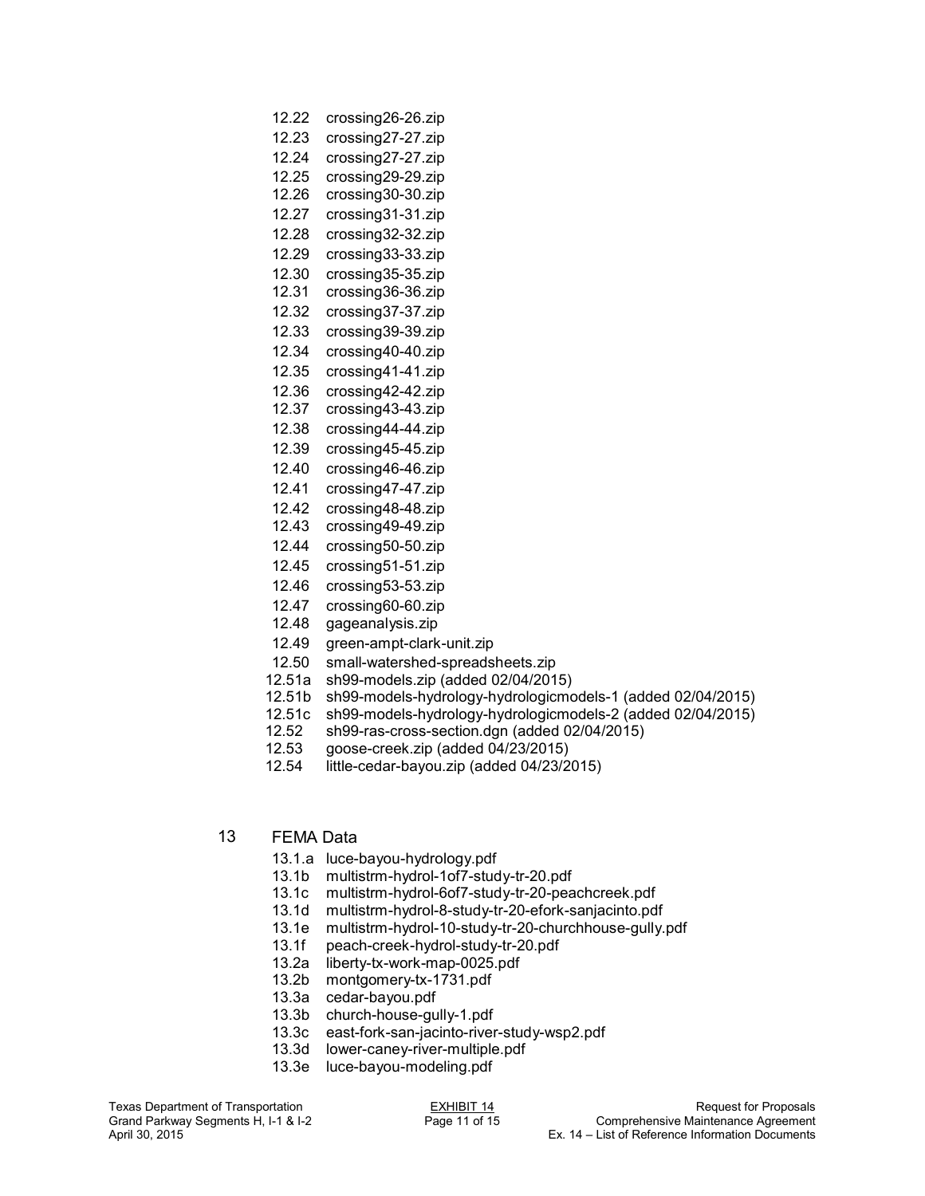12.22 crossing26-26.zip
12.23 crossing27-27.zip
12.24 crossing27-27.zip
12.25 crossing29-29.zip
12.26 crossing30-30.zip
12.27 crossing31-31.zip
12.28 crossing32-32.zip
12.29 crossing33-33.zip
12.30 crossing35-35.zip
12.31 crossing36-36.zip
12.32 crossing37-37.zip
12.33 crossing39-39.zip
12.34 crossing40-40.zip
12.35 crossing41-41.zip
12.36 crossing42-42.zip
12.37 crossing43-43.zip
12.38 crossing44-44.zip
12.39 crossing45-45.zip
12.40 crossing46-46.zip
12.41 crossing47-47.zip
12.42 crossing48-48.zip
12.43 crossing49-49.zip
12.44 crossing50-50.zip
12.45 crossing51-51.zip
12.46 crossing53-53.zip
12.47 crossing60-60.zip
12.48 gageanalysis.zip
12.49 green-ampt-clark-unit.zip
12.50 small-watershed-spreadsheets.zip
12.51a sh99-models.zip (added 02/04/2015)
12.51b sh99-models-hydrology-hydrologicmodels-1 (added 02/04/2015)
12.51c sh99-models-hydrology-hydrologicmodels-2 (added 02/04/2015)
12.52 sh99-ras-cross-section.dgn (added 02/04/2015)
12.53 goose-creek.zip (added 04/23/2015)
12.54 little-cedar-bayou.zip (added 04/23/2015)

## 13 FEMA Data

13.1.a luce-bayou-hydrology.pdf
13.1b multistrm-hydrol-1of7-study-tr-20.pdf
13.1c multistrm-hydrol-6of7-study-tr-20-peachcreek.pdf
13.1d multistrm-hydrol-8-study-tr-20-efork-sanjacinto.pdf
13.1e multistrm-hydrol-10-study-tr-20-churchhouse-gully.pdf
13.1f peach-creek-hydrol-study-tr-20.pdf
13.2a liberty-tx-work-map-0025.pdf
13.2b montgomery-tx-1731.pdf
13.3a cedar-bayou.pdf
13.3b church-house-gully-1.pdf
13.3c east-fork-san-jacinto-river-study-wsp2.pdf
13.3d lower-caney-river-multiple.pdf
13.3e luce-bayou-modeling.pdf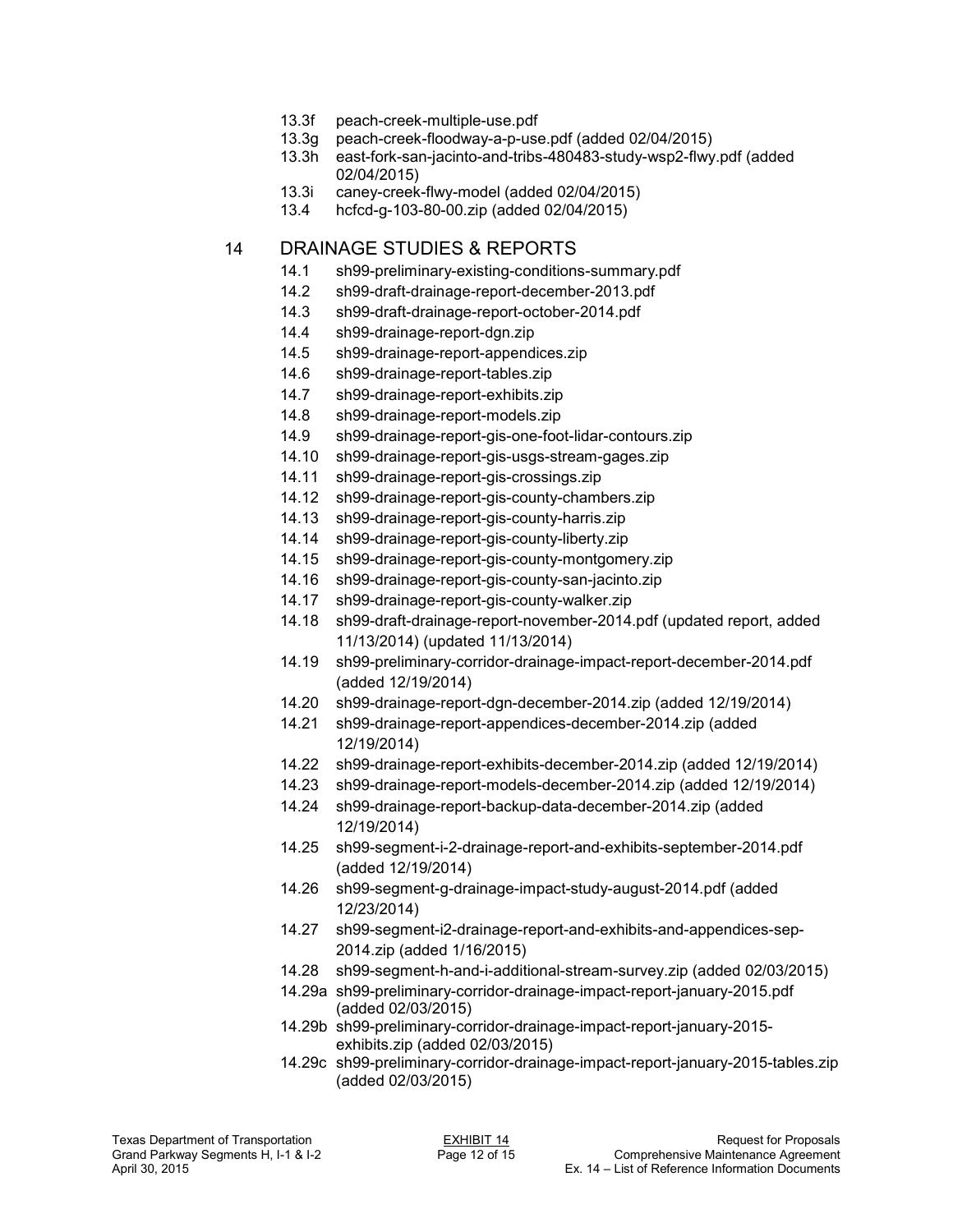13.3f peach-creek-multiple-use.pdf
13.3g peach-creek-floodway-a-p-use.pdf (added 02/04/2015)
13.3h east-fork-san-jacinto-and-tribs-480483-study-wsp2-flwy.pdf (added 02/04/2015)
13.3i caney-creek-flwy-model (added 02/04/2015)
13.4 hcfcd-g-103-80-00.zip (added 02/04/2015)

## 14 DRAINAGE STUDIES & REPORTS

14.1 sh99-preliminary-existing-conditions-summary.pdf
14.2 sh99-draft-drainage-report-december-2013.pdf
14.3 sh99-draft-drainage-report-october-2014.pdf
14.4 sh99-drainage-report-dgn.zip
14.5 sh99-drainage-report-appendices.zip
14.6 sh99-drainage-report-tables.zip
14.7 sh99-drainage-report-exhibits.zip
14.8 sh99-drainage-report-models.zip
14.9 sh99-drainage-report-gis-one-foot-lidar-contours.zip
14.10 sh99-drainage-report-gis-usgs-stream-gages.zip
14.11 sh99-drainage-report-gis-crossings.zip
14.12 sh99-drainage-report-gis-county-chambers.zip
14.13 sh99-drainage-report-gis-county-harris.zip
14.14 sh99-drainage-report-gis-county-liberty.zip
14.15 sh99-drainage-report-gis-county-montgomery.zip
14.16 sh99-drainage-report-gis-county-san-jacinto.zip
14.17 sh99-drainage-report-gis-county-walker.zip
14.18 sh99-draft-drainage-report-november-2014.pdf (updated report, added 11/13/2014) (updated 11/13/2014)
14.19 sh99-preliminary-corridor-drainage-impact-report-december-2014.pdf (added 12/19/2014)
14.20 sh99-drainage-report-dgn-december-2014.zip (added 12/19/2014)
14.21 sh99-drainage-report-appendices-december-2014.zip (added 12/19/2014)
14.22 sh99-drainage-report-exhibits-december-2014.zip (added 12/19/2014)
14.23 sh99-drainage-report-models-december-2014.zip (added 12/19/2014)
14.24 sh99-drainage-report-backup-data-december-2014.zip (added 12/19/2014)
14.25 sh99-segment-i-2-drainage-report-and-exhibits-september-2014.pdf (added 12/19/2014)
14.26 sh99-segment-g-drainage-impact-study-august-2014.pdf (added 12/23/2014)
14.27 sh99-segment-i2-drainage-report-and-exhibits-and-appendices-sep-2014.zip (added 1/16/2015)
14.28 sh99-segment-h-and-i-additional-stream-survey.zip (added 02/03/2015)
14.29a sh99-preliminary-corridor-drainage-impact-report-january-2015.pdf (added 02/03/2015)
14.29b sh99-preliminary-corridor-drainage-impact-report-january-2015-exhibits.zip (added 02/03/2015)
14.29c sh99-preliminary-corridor-drainage-impact-report-january-2015-tables.zip (added 02/03/2015)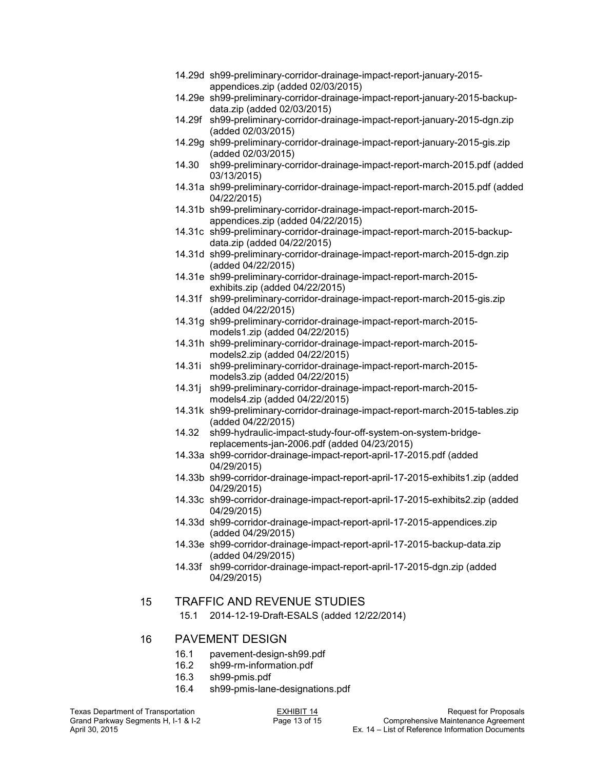14.29d sh99-preliminary-corridor-drainage-impact-report-january-2015-appendices.zip (added 02/03/2015)

14.29e sh99-preliminary-corridor-drainage-impact-report-january-2015-backup-data.zip (added 02/03/2015)

14.29f sh99-preliminary-corridor-drainage-impact-report-january-2015-dgn.zip (added 02/03/2015)

14.29g sh99-preliminary-corridor-drainage-impact-report-january-2015-gis.zip (added 02/03/2015)

14.30 sh99-preliminary-corridor-drainage-impact-report-march-2015.pdf (added 03/13/2015)

14.31a sh99-preliminary-corridor-drainage-impact-report-march-2015.pdf (added 04/22/2015)

14.31b sh99-preliminary-corridor-drainage-impact-report-march-2015-appendices.zip (added 04/22/2015)

14.31c sh99-preliminary-corridor-drainage-impact-report-march-2015-backup-data.zip (added 04/22/2015)

14.31d sh99-preliminary-corridor-drainage-impact-report-march-2015-dgn.zip (added 04/22/2015)

14.31e sh99-preliminary-corridor-drainage-impact-report-march-2015-exhibits.zip (added 04/22/2015)

14.31f sh99-preliminary-corridor-drainage-impact-report-march-2015-gis.zip (added 04/22/2015)

14.31g sh99-preliminary-corridor-drainage-impact-report-march-2015-models1.zip (added 04/22/2015)

14.31h sh99-preliminary-corridor-drainage-impact-report-march-2015-models2.zip (added 04/22/2015)

14.31i sh99-preliminary-corridor-drainage-impact-report-march-2015-models3.zip (added 04/22/2015)

14.31j sh99-preliminary-corridor-drainage-impact-report-march-2015-models4.zip (added 04/22/2015)

14.31k sh99-preliminary-corridor-drainage-impact-report-march-2015-tables.zip (added 04/22/2015)

14.32 sh99-hydraulic-impact-study-four-off-system-on-system-bridge-replacements-jan-2006.pdf (added 04/23/2015)

14.33a sh99-corridor-drainage-impact-report-april-17-2015.pdf (added 04/29/2015)

14.33b sh99-corridor-drainage-impact-report-april-17-2015-exhibits1.zip (added 04/29/2015)

14.33c sh99-corridor-drainage-impact-report-april-17-2015-exhibits2.zip (added 04/29/2015)

14.33d sh99-corridor-drainage-impact-report-april-17-2015-appendices.zip (added 04/29/2015)

14.33e sh99-corridor-drainage-impact-report-april-17-2015-backup-data.zip (added 04/29/2015)

14.33f sh99-corridor-drainage-impact-report-april-17-2015-dgn.zip (added 04/29/2015)

## 15 TRAFFIC AND REVENUE STUDIES

15.1 2014-12-19-Draft-ESALS (added 12/22/2014)

## 16 PAVEMENT DESIGN

16.1 pavement-design-sh99.pdf

16.2 sh99-rm-information.pdf

16.3 sh99-pmis.pdf

16.4 sh99-pmis-lane-designations.pdf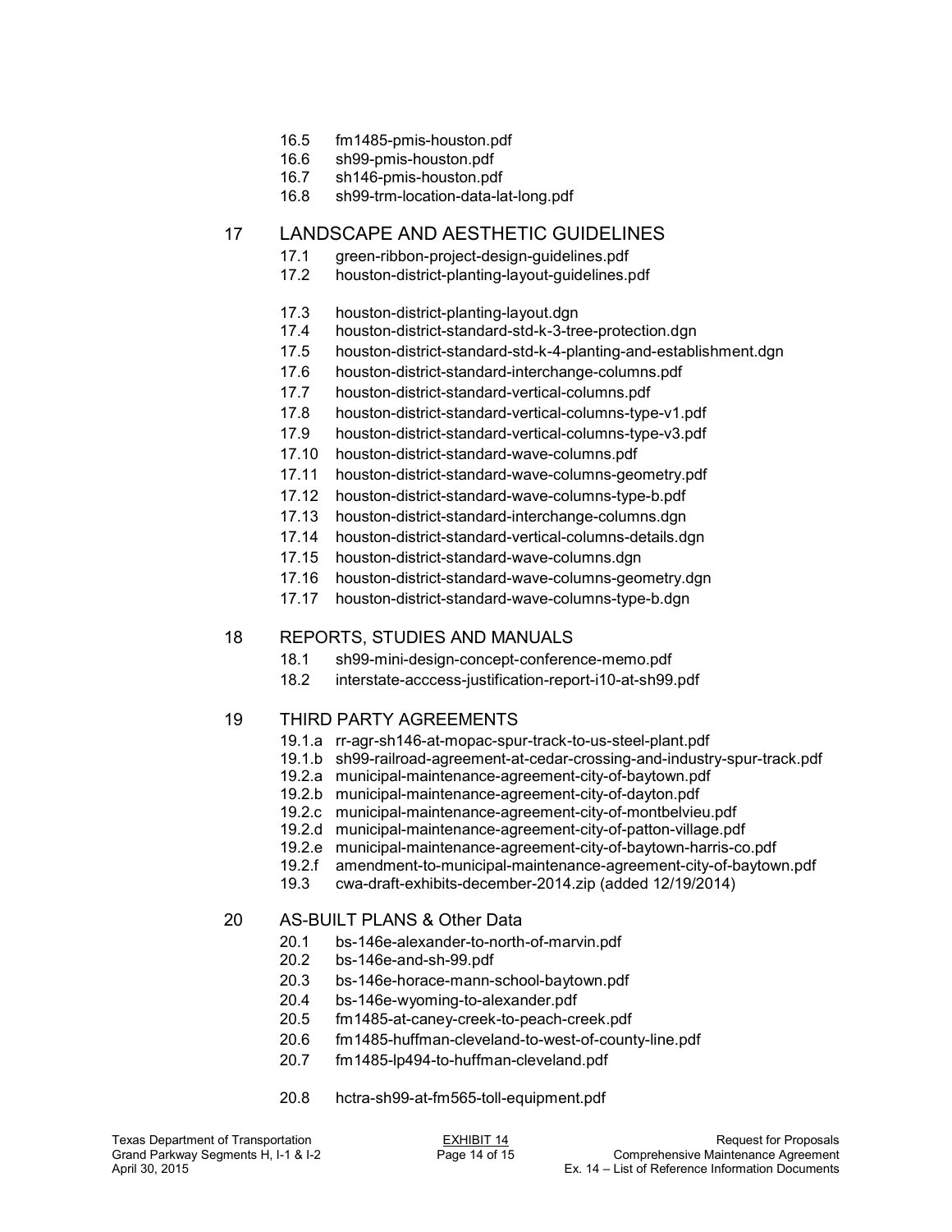- 16.5 fm1485-pmis-houston.pdf
- 16.6 sh99-pmis-houston.pdf
- 16.7 sh146-pmis-houston.pdf
- 16.8 sh99-trm-location-data-lat-long.pdf

## 17 LANDSCAPE AND AESTHETIC GUIDELINES

- 17.1 green-ribbon-project-design-guidelines.pdf
- 17.2 houston-district-planting-layout-guidelines.pdf
- 17.3 houston-district-planting-layout.dgn
- 17.4 houston-district-standard-std-k-3-tree-protection.dgn
- 17.5 houston-district-standard-std-k-4-planting-and-establishment.dgn
- 17.6 houston-district-standard-interchange-columns.pdf
- 17.7 houston-district-standard-vertical-columns.pdf
- 17.8 houston-district-standard-vertical-columns-type-v1.pdf
- 17.9 houston-district-standard-vertical-columns-type-v3.pdf
- 17.10 houston-district-standard-wave-columns.pdf
- 17.11 houston-district-standard-wave-columns-geometry.pdf
- 17.12 houston-district-standard-wave-columns-type-b.pdf
- 17.13 houston-district-standard-interchange-columns.dgn
- 17.14 houston-district-standard-vertical-columns-details.dgn
- 17.15 houston-district-standard-wave-columns.dgn
- 17.16 houston-district-standard-wave-columns-geometry.dgn
- 17.17 houston-district-standard-wave-columns-type-b.dgn

## 18 REPORTS, STUDIES AND MANUALS

- 18.1 sh99-mini-design-concept-conference-memo.pdf
- 18.2 interstate-acccess-justification-report-i10-at-sh99.pdf

## 19 THIRD PARTY AGREEMENTS

- 19.1.a rr-agr-sh146-at-mopac-spur-track-to-us-steel-plant.pdf
- 19.1.b sh99-railroad-agreement-at-cedar-crossing-and-industry-spur-track.pdf
- 19.2.a municipal-maintenance-agreement-city-of-baytown.pdf
- 19.2.b municipal-maintenance-agreement-city-of-dayton.pdf
- 19.2.c municipal-maintenance-agreement-city-of-montbelvieu.pdf
- 19.2.d municipal-maintenance-agreement-city-of-patton-village.pdf
- 19.2.e municipal-maintenance-agreement-city-of-baytown-harris-co.pdf
- 19.2.f amendment-to-municipal-maintenance-agreement-city-of-baytown.pdf
- 19.3 cwa-draft-exhibits-december-2014.zip (added 12/19/2014)

## 20 AS-BUILT PLANS & Other Data

- 20.1 bs-146e-alexander-to-north-of-marvin.pdf
- 20.2 bs-146e-and-sh-99.pdf
- 20.3 bs-146e-horace-mann-school-baytown.pdf
- 20.4 bs-146e-wyoming-to-alexander.pdf
- 20.5 fm1485-at-caney-creek-to-peach-creek.pdf
- 20.6 fm1485-huffman-cleveland-to-west-of-county-line.pdf
- 20.7 fm1485-lp494-to-huffman-cleveland.pdf
- 20.8 hctra-sh99-at-fm565-toll-equipment.pdf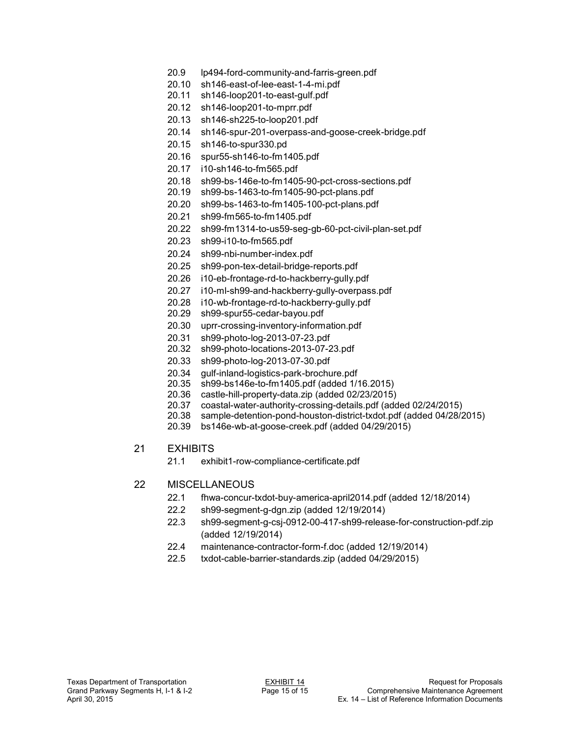- 20.9 lp494-ford-community-and-farris-green.pdf
- 20.10 sh146-east-of-lee-east-1-4-mi.pdf
- 20.11 sh146-loop201-to-east-gulf.pdf
- 20.12 sh146-loop201-to-mprr.pdf
- 20.13 sh146-sh225-to-loop201.pdf
- 20.14 sh146-spur-201-overpass-and-goose-creek-bridge.pdf
- 20.15 sh146-to-spur330.pd
- 20.16 spur55-sh146-to-fm1405.pdf
- 20.17 i10-sh146-to-fm565.pdf
- 20.18 sh99-bs-146e-to-fm1405-90-pct-cross-sections.pdf
- 20.19 sh99-bs-1463-to-fm1405-90-pct-plans.pdf
- 20.20 sh99-bs-1463-to-fm1405-100-pct-plans.pdf
- 20.21 sh99-fm565-to-fm1405.pdf
- 20.22 sh99-fm1314-to-us59-seg-gb-60-pct-civil-plan-set.pdf
- 20.23 sh99-i10-to-fm565.pdf
- 20.24 sh99-nbi-number-index.pdf
- 20.25 sh99-pon-tex-detail-bridge-reports.pdf
- 20.26 i10-eb-frontage-rd-to-hackberry-gully.pdf
- 20.27 i10-ml-sh99-and-hackberry-gully-overpass.pdf
- 20.28 i10-wb-frontage-rd-to-hackberry-gully.pdf
- 20.29 sh99-spur55-cedar-bayou.pdf
- 20.30 uprr-crossing-inventory-information.pdf
- 20.31 sh99-photo-log-2013-07-23.pdf
- 20.32 sh99-photo-locations-2013-07-23.pdf
- 20.33 sh99-photo-log-2013-07-30.pdf
- 20.34 gulf-inland-logistics-park-brochure.pdf
- 20.35 sh99-bs146e-to-fm1405.pdf (added 1/16.2015)
- 20.36 castle-hill-property-data.zip (added 02/23/2015)
- 20.37 coastal-water-authority-crossing-details.pdf (added 02/24/2015)
- 20.38 sample-detention-pond-houston-district-txdot.pdf (added 04/28/2015)
- 20.39 bs146e-wb-at-goose-creek.pdf (added 04/29/2015)

## 21 EXHIBITS

- 21.1 exhibit1-row-compliance-certificate.pdf

## 22 MISCELLANEOUS

- 22.1 fhwa-concur-txdot-buy-america-april2014.pdf (added 12/18/2014)
- 22.2 sh99-segment-g-dgn.zip (added 12/19/2014)
- 22.3 sh99-segment-g-csj-0912-00-417-sh99-release-for-construction-pdf.zip (added 12/19/2014)
- 22.4 maintenance-contractor-form-f.doc (added 12/19/2014)
- 22.5 txdot-cable-barrier-standards.zip (added 04/29/2015)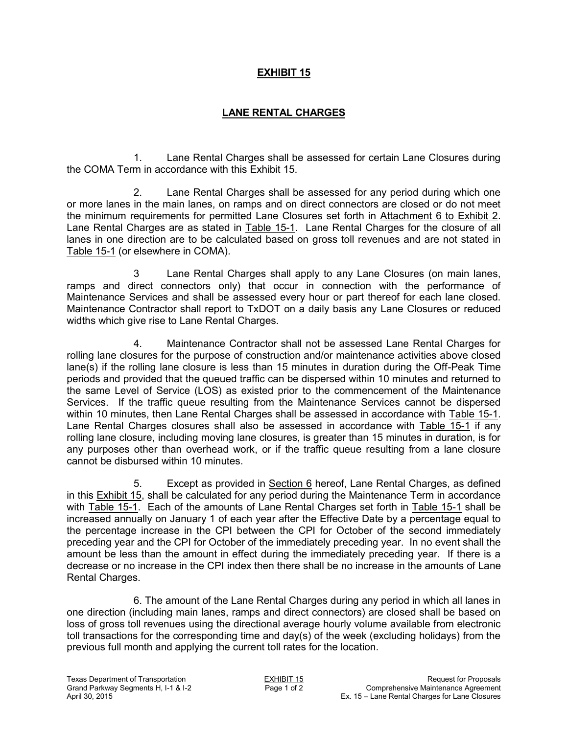# EXHIBIT 15

## LANE RENTAL CHARGES

1. Lane Rental Charges shall be assessed for certain Lane Closures during the COMA Term in accordance with this Exhibit 15.

2. Lane Rental Charges shall be assessed for any period during which one or more lanes in the main lanes, on ramps and on direct connectors are closed or do not meet the minimum requirements for permitted Lane Closures set forth in Attachment 6 to Exhibit 2. Lane Rental Charges are as stated in Table 15-1. Lane Rental Charges for the closure of all lanes in one direction are to be calculated based on gross toll revenues and are not stated in Table 15-1 (or elsewhere in COMA).

3 Lane Rental Charges shall apply to any Lane Closures (on main lanes, ramps and direct connectors only) that occur in connection with the performance of Maintenance Services and shall be assessed every hour or part thereof for each lane closed. Maintenance Contractor shall report to TxDOT on a daily basis any Lane Closures or reduced widths which give rise to Lane Rental Charges.

4. Maintenance Contractor shall not be assessed Lane Rental Charges for rolling lane closures for the purpose of construction and/or maintenance activities above closed lane(s) if the rolling lane closure is less than 15 minutes in duration during the Off-Peak Time periods and provided that the queued traffic can be dispersed within 10 minutes and returned to the same Level of Service (LOS) as existed prior to the commencement of the Maintenance Services. If the traffic queue resulting from the Maintenance Services cannot be dispersed within 10 minutes, then Lane Rental Charges shall be assessed in accordance with Table 15-1. Lane Rental Charges closures shall also be assessed in accordance with Table 15-1 if any rolling lane closure, including moving lane closures, is greater than 15 minutes in duration, is for any purposes other than overhead work, or if the traffic queue resulting from a lane closure cannot be disbursed within 10 minutes.

5. Except as provided in Section 6 hereof, Lane Rental Charges, as defined in this Exhibit 15, shall be calculated for any period during the Maintenance Term in accordance with Table 15-1. Each of the amounts of Lane Rental Charges set forth in Table 15-1 shall be increased annually on January 1 of each year after the Effective Date by a percentage equal to the percentage increase in the CPI between the CPI for October of the second immediately preceding year and the CPI for October of the immediately preceding year. In no event shall the amount be less than the amount in effect during the immediately preceding year. If there is a decrease or no increase in the CPI index then there shall be no increase in the amounts of Lane Rental Charges.

6. The amount of the Lane Rental Charges during any period in which all lanes in one direction (including main lanes, ramps and direct connectors) are closed shall be based on loss of gross toll revenues using the directional average hourly volume available from electronic toll transactions for the corresponding time and day(s) of the week (excluding holidays) from the previous full month and applying the current toll rates for the location.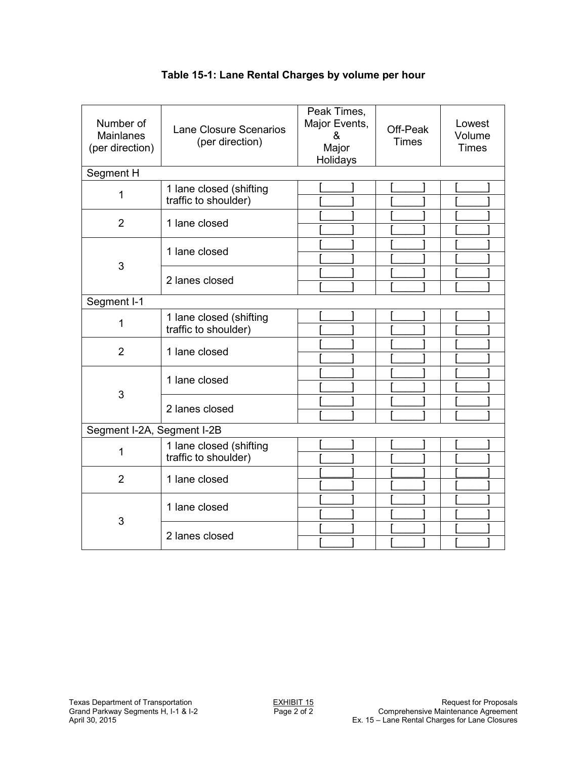**Table 15-1: Lane Rental Charges by volume per hour**

| Number of Mainlanes (per direction) | Lane Closure Scenarios (per direction) | Peak Times, Major Events, & Major Holidays | Off-Peak Times | Lowest Volume Times |
|---|---|---|---|---|
| Segment H | | | | |
| 1 | 1 lane closed (shifting traffic to shoulder) | [ ] | [ ] | [ ] |
| | | [ ] | [ ] | [ ] |
| 2 | 1 lane closed | [ ] | [ ] | [ ] |
| | | [ ] | [ ] | [ ] |
| 3 | 1 lane closed | [ ] | [ ] | [ ] |
| | | [ ] | [ ] | [ ] |
| | 2 lanes closed | [ ] | [ ] | [ ] |
| | | [ ] | [ ] | [ ] |
| Segment I-1 | | | | |
| 1 | 1 lane closed (shifting traffic to shoulder) | [ ] | [ ] | [ ] |
| | | [ ] | [ ] | [ ] |
| 2 | 1 lane closed | [ ] | [ ] | [ ] |
| | | [ ] | [ ] | [ ] |
| 3 | 1 lane closed | [ ] | [ ] | [ ] |
| | | [ ] | [ ] | [ ] |
| | 2 lanes closed | [ ] | [ ] | [ ] |
| | | [ ] | [ ] | [ ] |
| Segment I-2A, Segment I-2B | | | | |
| 1 | 1 lane closed (shifting traffic to shoulder) | [ ] | [ ] | [ ] |
| | | [ ] | [ ] | [ ] |
| 2 | 1 lane closed | [ ] | [ ] | [ ] |
| | | [ ] | [ ] | [ ] |
| 3 | 1 lane closed | [ ] | [ ] | [ ] |
| | | [ ] | [ ] | [ ] |
| | 2 lanes closed | [ ] | [ ] | [ ] |
| | | [ ] | [ ] | [ ] |